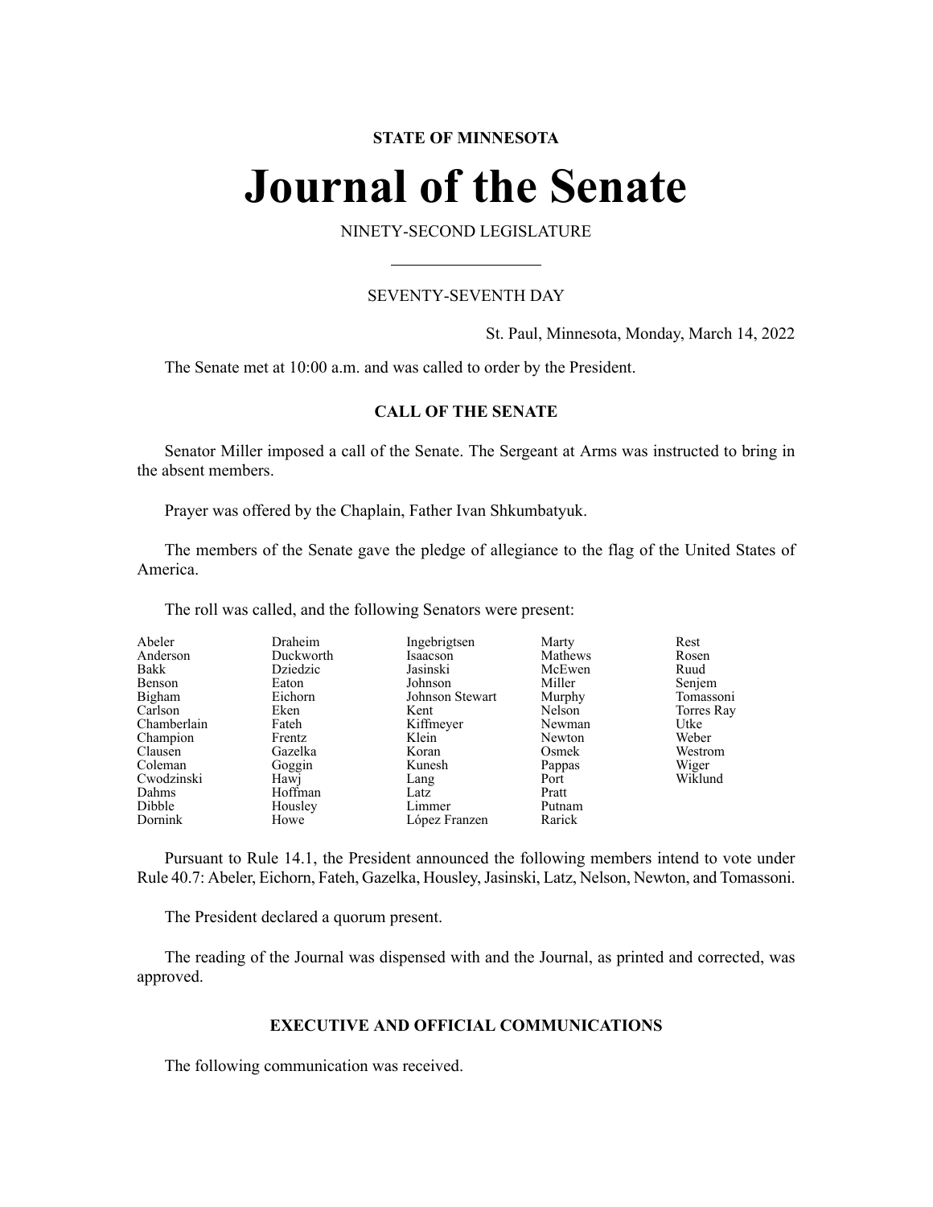**STATE OF MINNESOTA**

# Journal of the Senate

NINETY-SECOND LEGISLATURE

SEVENTY-SEVENTH DAY

St. Paul, Minnesota, Monday, March 14, 2022

The Senate met at 10:00 a.m. and was called to order by the President.

## CALL OF THE SENATE

Senator Miller imposed a call of the Senate. The Sergeant at Arms was instructed to bring in the absent members.

Prayer was offered by the Chaplain, Father Ivan Shkumbatyuk.

The members of the Senate gave the pledge of allegiance to the flag of the United States of America.

The roll was called, and the following Senators were present:

| | | | | |
|---|---|---|---|---|
| Abeler | Draheim | Ingebrigtsen | Marty | Rest |
| Anderson | Duckworth | Isaacson | Mathews | Rosen |
| Bakk | Dziedzic | Jasinski | McEwen | Ruud |
| Benson | Eaton | Johnson | Miller | Senjem |
| Bigham | Eichorn | Johnson Stewart | Murphy | Tomassoni |
| Carlson | Eken | Kent | Nelson | Torres Ray |
| Chamberlain | Fateh | Kiffmeyer | Newman | Utke |
| Champion | Frentz | Klein | Newton | Weber |
| Clausen | Gazelka | Koran | Osmek | Westrom |
| Coleman | Goggin | Kunesh | Pappas | Wiger |
| Cwodzinski | Hawj | Lang | Port | Wiklund |
| Dahms | Hoffman | Latz | Pratt | |
| Dibble | Housley | Limmer | Putnam | |
| Dornink | Howe | López Franzen | Rarick | |

Pursuant to Rule 14.1, the President announced the following members intend to vote under Rule 40.7: Abeler, Eichorn, Fateh, Gazelka, Housley, Jasinski, Latz, Nelson, Newton, and Tomassoni.

The President declared a quorum present.

The reading of the Journal was dispensed with and the Journal, as printed and corrected, was approved.

## EXECUTIVE AND OFFICIAL COMMUNICATIONS

The following communication was received.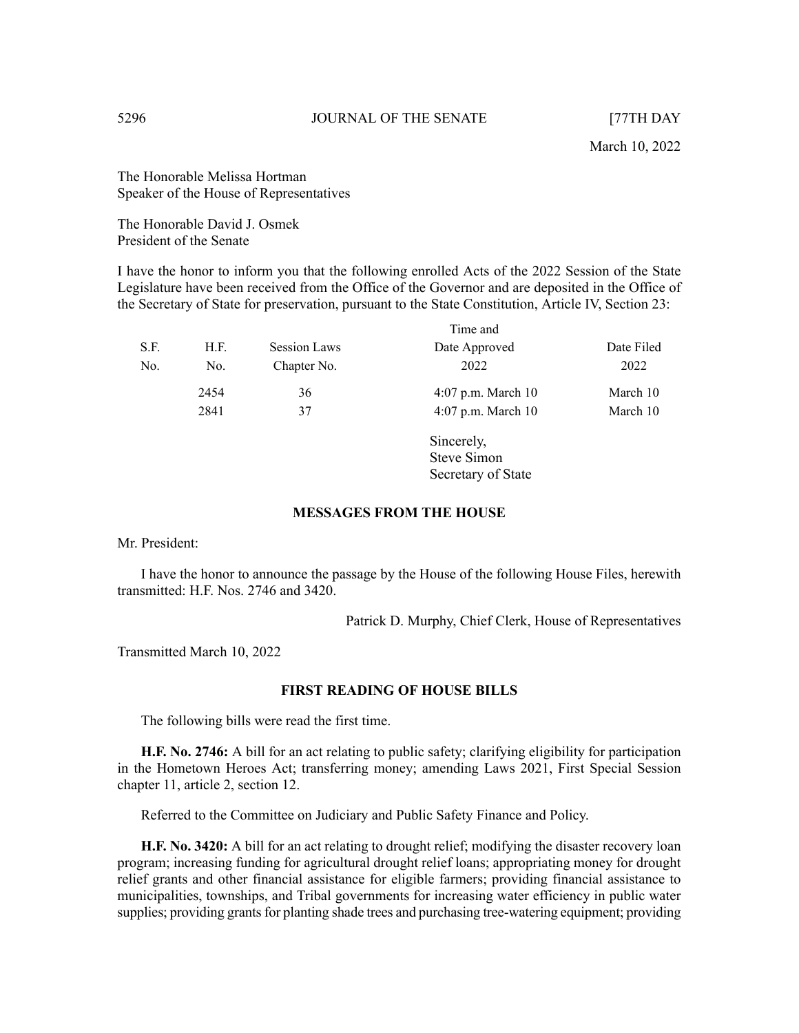March 10, 2022

The Honorable Melissa Hortman
Speaker of the House of Representatives

The Honorable David J. Osmek
President of the Senate

I have the honor to inform you that the following enrolled Acts of the 2022 Session of the State Legislature have been received from the Office of the Governor and are deposited in the Office of the Secretary of State for preservation, pursuant to the State Constitution, Article IV, Section 23:

| S.F. No. | H.F. No. | Session Laws Chapter No. | Time and Date Approved 2022 | Date Filed 2022 |
|---|---|---|---|---|
| | 2454 | 36 | 4:07 p.m. March 10 | March 10 |
| | 2841 | 37 | 4:07 p.m. March 10 | March 10 |

Sincerely,
Steve Simon
Secretary of State

## MESSAGES FROM THE HOUSE

Mr. President:

I have the honor to announce the passage by the House of the following House Files, herewith transmitted: H.F. Nos. 2746 and 3420.

Patrick D. Murphy, Chief Clerk, House of Representatives

Transmitted March 10, 2022

## FIRST READING OF HOUSE BILLS

The following bills were read the first time.

**H.F. No. 2746:** A bill for an act relating to public safety; clarifying eligibility for participation in the Hometown Heroes Act; transferring money; amending Laws 2021, First Special Session chapter 11, article 2, section 12.

Referred to the Committee on Judiciary and Public Safety Finance and Policy.

**H.F. No. 3420:** A bill for an act relating to drought relief; modifying the disaster recovery loan program; increasing funding for agricultural drought relief loans; appropriating money for drought relief grants and other financial assistance for eligible farmers; providing financial assistance to municipalities, townships, and Tribal governments for increasing water efficiency in public water supplies; providing grants for planting shade trees and purchasing tree-watering equipment; providing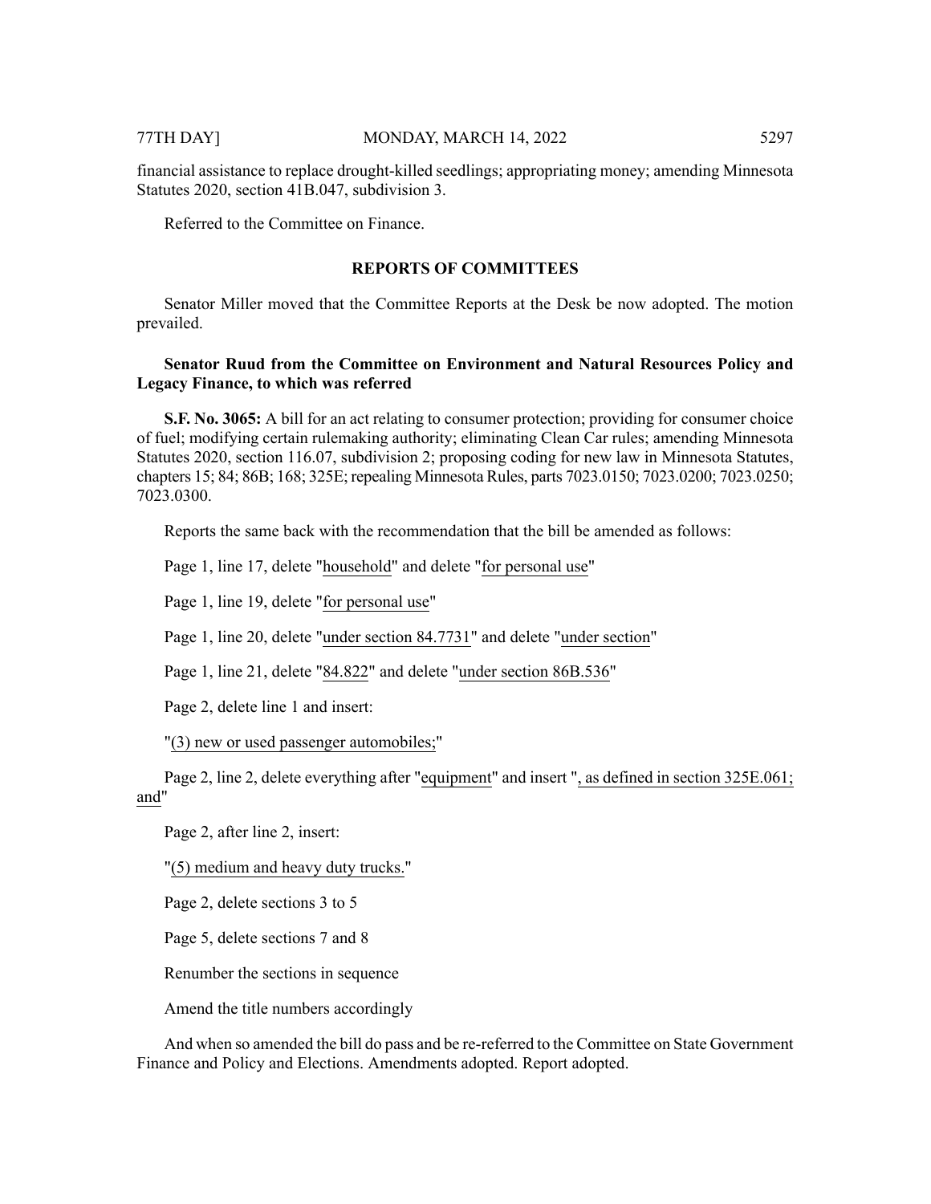financial assistance to replace drought-killed seedlings; appropriating money; amending Minnesota Statutes 2020, section 41B.047, subdivision 3.

Referred to the Committee on Finance.

## REPORTS OF COMMITTEES

Senator Miller moved that the Committee Reports at the Desk be now adopted. The motion prevailed.

**Senator Ruud from the Committee on Environment and Natural Resources Policy and Legacy Finance, to which was referred**

**S.F. No. 3065:** A bill for an act relating to consumer protection; providing for consumer choice of fuel; modifying certain rulemaking authority; eliminating Clean Car rules; amending Minnesota Statutes 2020, section 116.07, subdivision 2; proposing coding for new law in Minnesota Statutes, chapters 15; 84; 86B; 168; 325E; repealing Minnesota Rules, parts 7023.0150; 7023.0200; 7023.0250; 7023.0300.

Reports the same back with the recommendation that the bill be amended as follows:

Page 1, line 17, delete "household" and delete "for personal use"

Page 1, line 19, delete "for personal use"

Page 1, line 20, delete "under section 84.7731" and delete "under section"

Page 1, line 21, delete "84.822" and delete "under section 86B.536"

Page 2, delete line 1 and insert:

"(3) new or used passenger automobiles;"

Page 2, line 2, delete everything after "equipment" and insert ", as defined in section 325E.061; and"

Page 2, after line 2, insert:

"(5) medium and heavy duty trucks."

Page 2, delete sections 3 to 5

Page 5, delete sections 7 and 8

Renumber the sections in sequence

Amend the title numbers accordingly

And when so amended the bill do pass and be re-referred to the Committee on State Government Finance and Policy and Elections. Amendments adopted. Report adopted.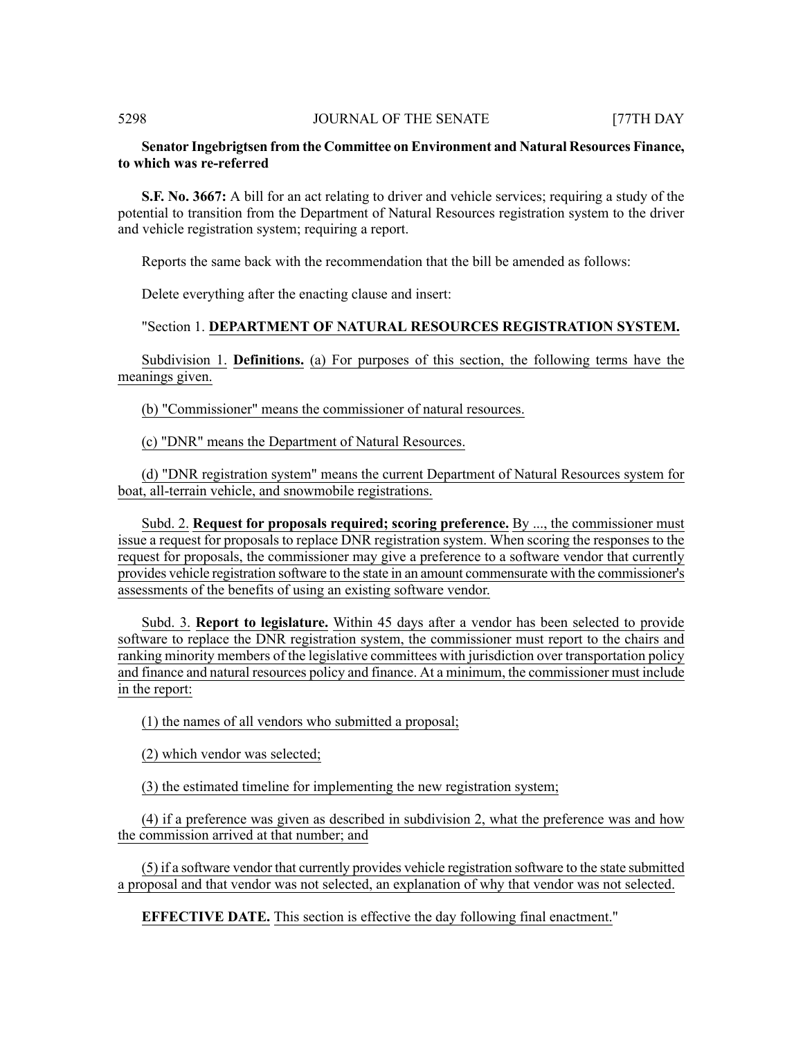**Senator Ingebrigtsen from the Committee on Environment and Natural Resources Finance, to which was re-referred**

**S.F. No. 3667:** A bill for an act relating to driver and vehicle services; requiring a study of the potential to transition from the Department of Natural Resources registration system to the driver and vehicle registration system; requiring a report.

Reports the same back with the recommendation that the bill be amended as follows:

Delete everything after the enacting clause and insert:

"Section 1. **DEPARTMENT OF NATURAL RESOURCES REGISTRATION SYSTEM.**

Subdivision 1. **Definitions.** (a) For purposes of this section, the following terms have the meanings given.

(b) "Commissioner" means the commissioner of natural resources.

(c) "DNR" means the Department of Natural Resources.

(d) "DNR registration system" means the current Department of Natural Resources system for boat, all-terrain vehicle, and snowmobile registrations.

Subd. 2. **Request for proposals required; scoring preference.** By ..., the commissioner must issue a request for proposals to replace DNR registration system. When scoring the responses to the request for proposals, the commissioner may give a preference to a software vendor that currently provides vehicle registration software to the state in an amount commensurate with the commissioner's assessments of the benefits of using an existing software vendor.

Subd. 3. **Report to legislature.** Within 45 days after a vendor has been selected to provide software to replace the DNR registration system, the commissioner must report to the chairs and ranking minority members of the legislative committees with jurisdiction over transportation policy and finance and natural resources policy and finance. At a minimum, the commissioner must include in the report:

(1) the names of all vendors who submitted a proposal;

(2) which vendor was selected;

(3) the estimated timeline for implementing the new registration system;

(4) if a preference was given as described in subdivision 2, what the preference was and how the commission arrived at that number; and

(5) if a software vendor that currently provides vehicle registration software to the state submitted a proposal and that vendor was not selected, an explanation of why that vendor was not selected.

**EFFECTIVE DATE.** This section is effective the day following final enactment."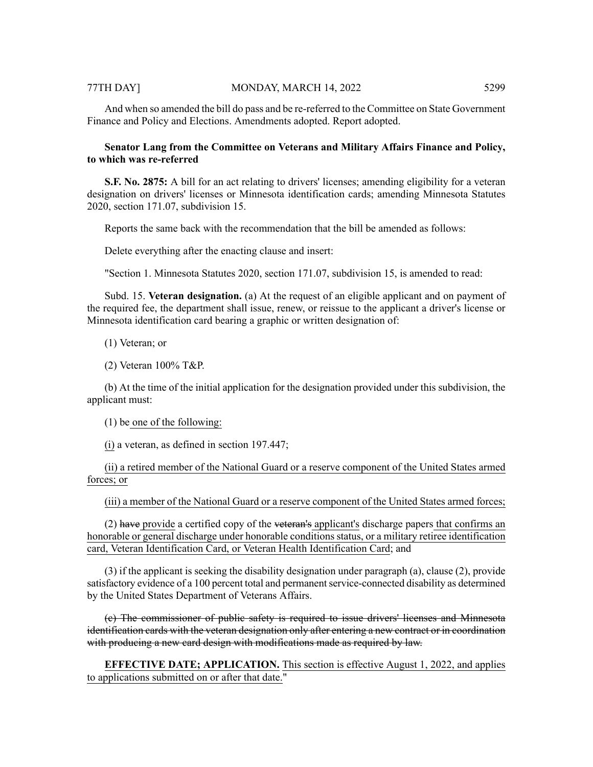And when so amended the bill do pass and be re-referred to the Committee on State Government Finance and Policy and Elections. Amendments adopted. Report adopted.

**Senator Lang from the Committee on Veterans and Military Affairs Finance and Policy, to which was re-referred**

**S.F. No. 2875:** A bill for an act relating to drivers' licenses; amending eligibility for a veteran designation on drivers' licenses or Minnesota identification cards; amending Minnesota Statutes 2020, section 171.07, subdivision 15.

Reports the same back with the recommendation that the bill be amended as follows:

Delete everything after the enacting clause and insert:

"Section 1. Minnesota Statutes 2020, section 171.07, subdivision 15, is amended to read:

Subd. 15. **Veteran designation.** (a) At the request of an eligible applicant and on payment of the required fee, the department shall issue, renew, or reissue to the applicant a driver's license or Minnesota identification card bearing a graphic or written designation of:

(1) Veteran; or

(2) Veteran 100% T&P.

(b) At the time of the initial application for the designation provided under this subdivision, the applicant must:

(1) be one of the following:

(i) a veteran, as defined in section 197.447;

(ii) a retired member of the National Guard or a reserve component of the United States armed forces; or

(iii) a member of the National Guard or a reserve component of the United States armed forces;

(2) ~~have~~ provide a certified copy of the ~~veteran's~~ applicant's discharge papers that confirms an honorable or general discharge under honorable conditions status, or a military retiree identification card, Veteran Identification Card, or Veteran Health Identification Card; and

(3) if the applicant is seeking the disability designation under paragraph (a), clause (2), provide satisfactory evidence of a 100 percent total and permanent service-connected disability as determined by the United States Department of Veterans Affairs.

~~(c) The commissioner of public safety is required to issue drivers' licenses and Minnesota identification cards with the veteran designation only after entering a new contract or in coordination with producing a new card design with modifications made as required by law.~~

**EFFECTIVE DATE; APPLICATION.** This section is effective August 1, 2022, and applies to applications submitted on or after that date."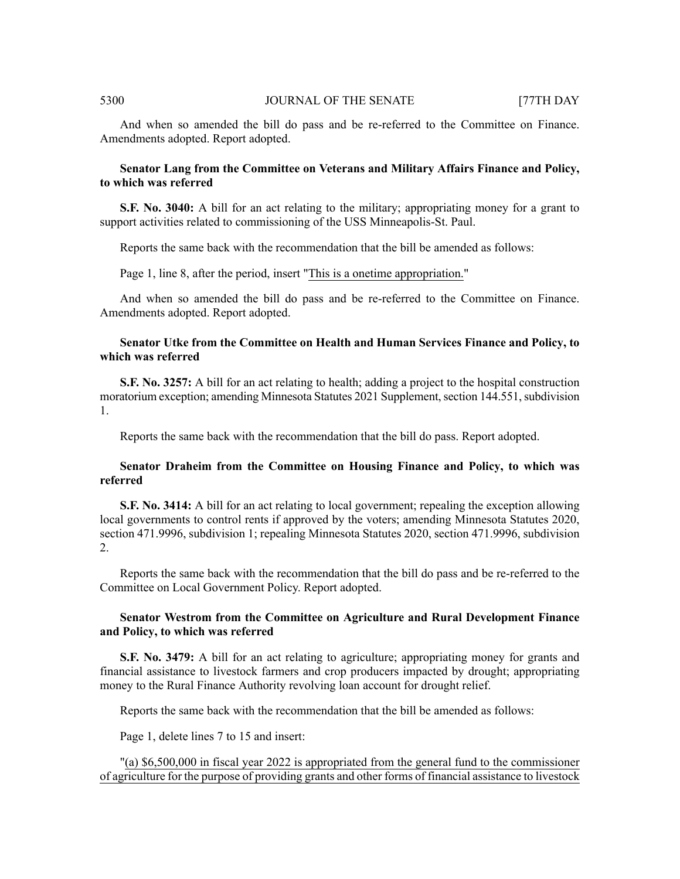And when so amended the bill do pass and be re-referred to the Committee on Finance. Amendments adopted. Report adopted.

**Senator Lang from the Committee on Veterans and Military Affairs Finance and Policy, to which was referred**

**S.F. No. 3040:** A bill for an act relating to the military; appropriating money for a grant to support activities related to commissioning of the USS Minneapolis-St. Paul.

Reports the same back with the recommendation that the bill be amended as follows:

Page 1, line 8, after the period, insert "<u>This is a onetime appropriation.</u>"

And when so amended the bill do pass and be re-referred to the Committee on Finance. Amendments adopted. Report adopted.

**Senator Utke from the Committee on Health and Human Services Finance and Policy, to which was referred**

**S.F. No. 3257:** A bill for an act relating to health; adding a project to the hospital construction moratorium exception; amending Minnesota Statutes 2021 Supplement, section 144.551, subdivision 1.

Reports the same back with the recommendation that the bill do pass. Report adopted.

**Senator Draheim from the Committee on Housing Finance and Policy, to which was referred**

**S.F. No. 3414:** A bill for an act relating to local government; repealing the exception allowing local governments to control rents if approved by the voters; amending Minnesota Statutes 2020, section 471.9996, subdivision 1; repealing Minnesota Statutes 2020, section 471.9996, subdivision 2.

Reports the same back with the recommendation that the bill do pass and be re-referred to the Committee on Local Government Policy. Report adopted.

**Senator Westrom from the Committee on Agriculture and Rural Development Finance and Policy, to which was referred**

**S.F. No. 3479:** A bill for an act relating to agriculture; appropriating money for grants and financial assistance to livestock farmers and crop producers impacted by drought; appropriating money to the Rural Finance Authority revolving loan account for drought relief.

Reports the same back with the recommendation that the bill be amended as follows:

Page 1, delete lines 7 to 15 and insert:

"<u>(a) $6,500,000 in fiscal year 2022 is appropriated from the general fund to the commissioner of agriculture for the purpose of providing grants and other forms of financial assistance to livestock</u>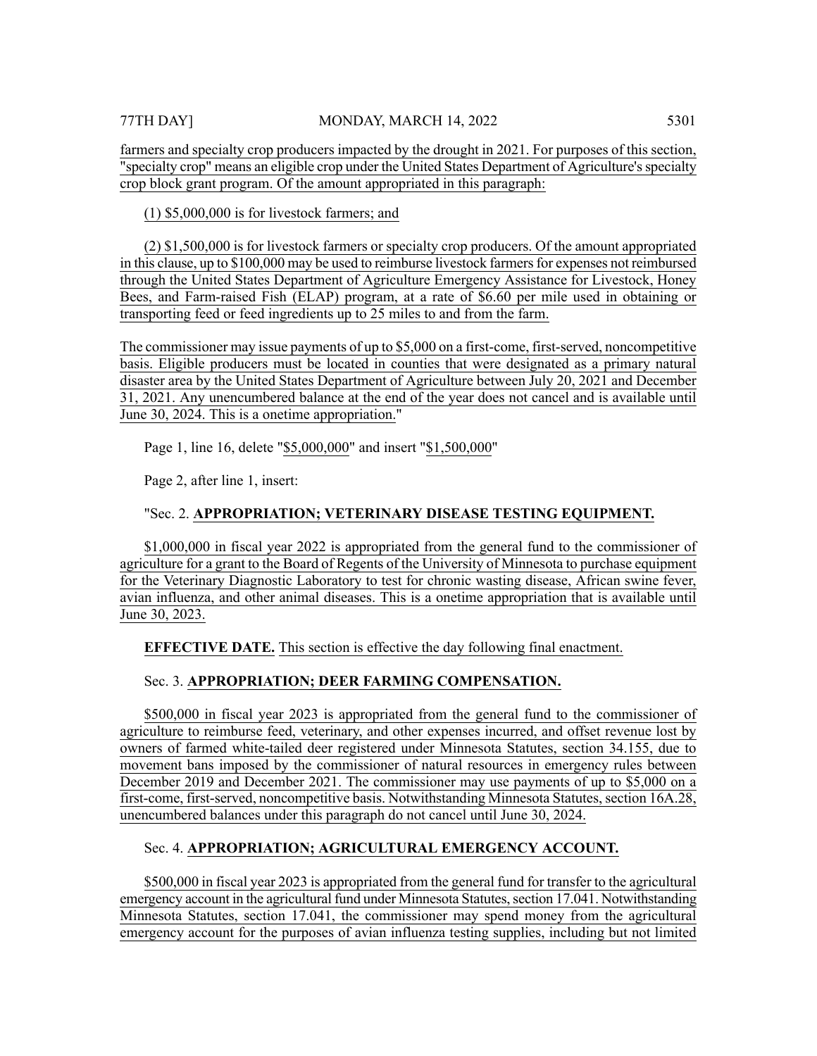farmers and specialty crop producers impacted by the drought in 2021. For purposes of this section, "specialty crop" means an eligible crop under the United States Department of Agriculture's specialty crop block grant program. Of the amount appropriated in this paragraph:

(1) $5,000,000 is for livestock farmers; and

(2) $1,500,000 is for livestock farmers or specialty crop producers. Of the amount appropriated in this clause, up to $100,000 may be used to reimburse livestock farmers for expenses not reimbursed through the United States Department of Agriculture Emergency Assistance for Livestock, Honey Bees, and Farm-raised Fish (ELAP) program, at a rate of $6.60 per mile used in obtaining or transporting feed or feed ingredients up to 25 miles to and from the farm.

The commissioner may issue payments of up to $5,000 on a first-come, first-served, noncompetitive basis. Eligible producers must be located in counties that were designated as a primary natural disaster area by the United States Department of Agriculture between July 20, 2021 and December 31, 2021. Any unencumbered balance at the end of the year does not cancel and is available until June 30, 2024. This is a onetime appropriation."

Page 1, line 16, delete "$5,000,000" and insert "$1,500,000"

Page 2, after line 1, insert:

"Sec. 2. **APPROPRIATION; VETERINARY DISEASE TESTING EQUIPMENT.**

$1,000,000 in fiscal year 2022 is appropriated from the general fund to the commissioner of agriculture for a grant to the Board of Regents of the University of Minnesota to purchase equipment for the Veterinary Diagnostic Laboratory to test for chronic wasting disease, African swine fever, avian influenza, and other animal diseases. This is a onetime appropriation that is available until June 30, 2023.

**EFFECTIVE DATE.** This section is effective the day following final enactment.

Sec. 3. **APPROPRIATION; DEER FARMING COMPENSATION.**

$500,000 in fiscal year 2023 is appropriated from the general fund to the commissioner of agriculture to reimburse feed, veterinary, and other expenses incurred, and offset revenue lost by owners of farmed white-tailed deer registered under Minnesota Statutes, section 34.155, due to movement bans imposed by the commissioner of natural resources in emergency rules between December 2019 and December 2021. The commissioner may use payments of up to $5,000 on a first-come, first-served, noncompetitive basis. Notwithstanding Minnesota Statutes, section 16A.28, unencumbered balances under this paragraph do not cancel until June 30, 2024.

Sec. 4. **APPROPRIATION; AGRICULTURAL EMERGENCY ACCOUNT.**

$500,000 in fiscal year 2023 is appropriated from the general fund for transfer to the agricultural emergency account in the agricultural fund under Minnesota Statutes, section 17.041. Notwithstanding Minnesota Statutes, section 17.041, the commissioner may spend money from the agricultural emergency account for the purposes of avian influenza testing supplies, including but not limited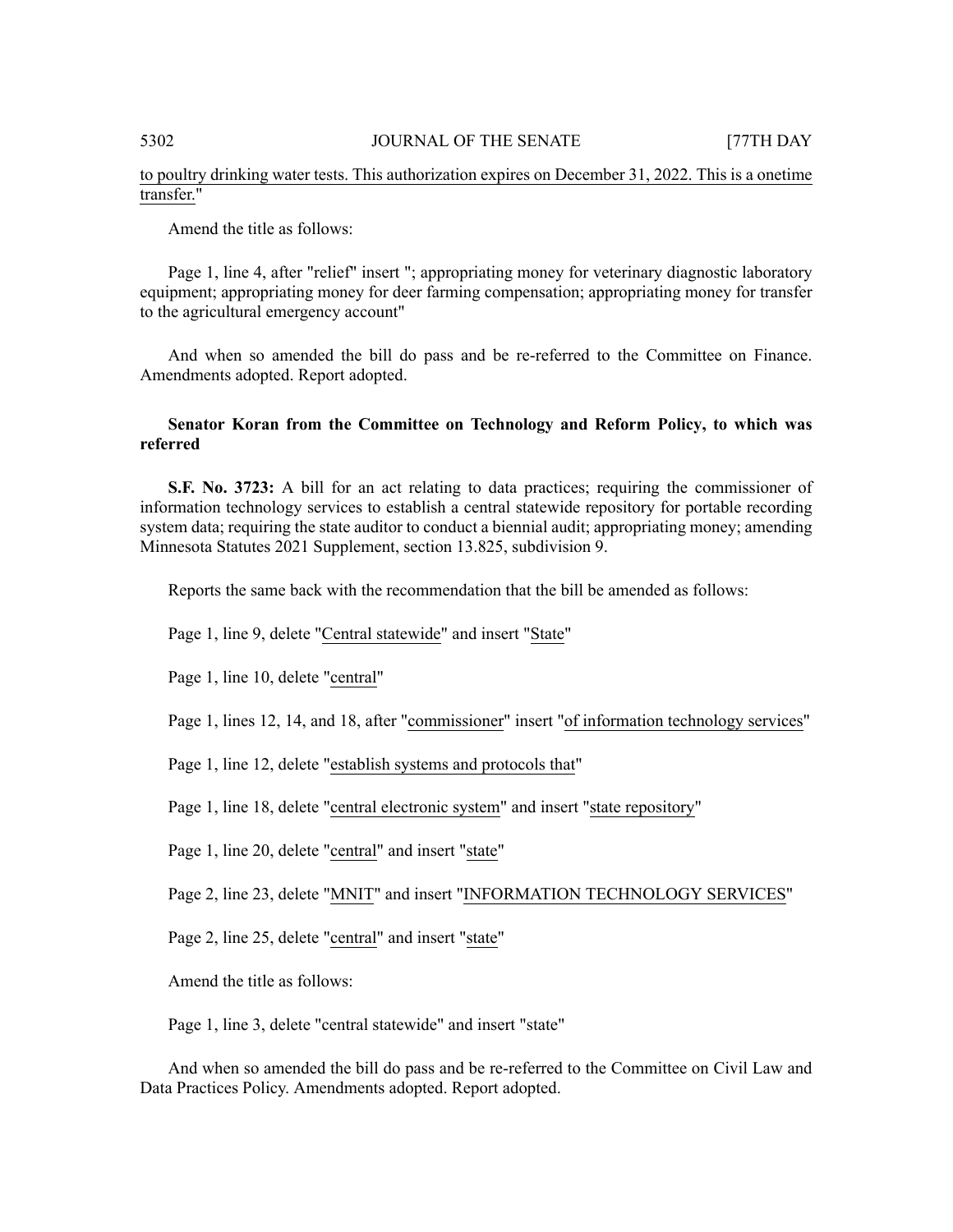to poultry drinking water tests. This authorization expires on December 31, 2022. This is a onetime transfer."

Amend the title as follows:

Page 1, line 4, after "relief" insert "; appropriating money for veterinary diagnostic laboratory equipment; appropriating money for deer farming compensation; appropriating money for transfer to the agricultural emergency account"

And when so amended the bill do pass and be re-referred to the Committee on Finance. Amendments adopted. Report adopted.

**Senator Koran from the Committee on Technology and Reform Policy, to which was referred**

**S.F. No. 3723:** A bill for an act relating to data practices; requiring the commissioner of information technology services to establish a central statewide repository for portable recording system data; requiring the state auditor to conduct a biennial audit; appropriating money; amending Minnesota Statutes 2021 Supplement, section 13.825, subdivision 9.

Reports the same back with the recommendation that the bill be amended as follows:

Page 1, line 9, delete "Central statewide" and insert "State"

Page 1, line 10, delete "central"

Page 1, lines 12, 14, and 18, after "commissioner" insert "of information technology services"

Page 1, line 12, delete "establish systems and protocols that"

Page 1, line 18, delete "central electronic system" and insert "state repository"

Page 1, line 20, delete "central" and insert "state"

Page 2, line 23, delete "MNIT" and insert "INFORMATION TECHNOLOGY SERVICES"

Page 2, line 25, delete "central" and insert "state"

Amend the title as follows:

Page 1, line 3, delete "central statewide" and insert "state"

And when so amended the bill do pass and be re-referred to the Committee on Civil Law and Data Practices Policy. Amendments adopted. Report adopted.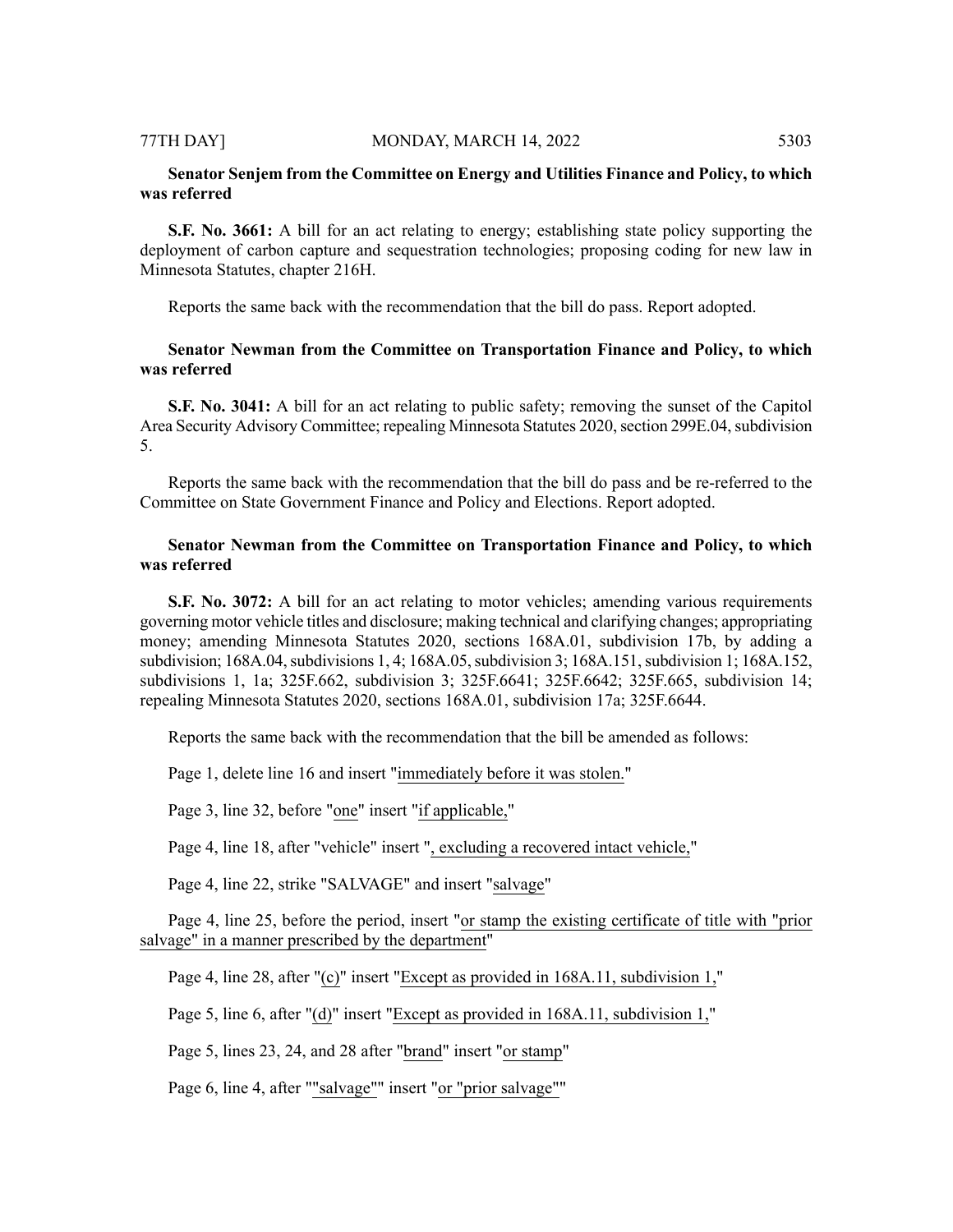**Senator Senjem from the Committee on Energy and Utilities Finance and Policy, to which was referred**

**S.F. No. 3661:** A bill for an act relating to energy; establishing state policy supporting the deployment of carbon capture and sequestration technologies; proposing coding for new law in Minnesota Statutes, chapter 216H.

Reports the same back with the recommendation that the bill do pass. Report adopted.

**Senator Newman from the Committee on Transportation Finance and Policy, to which was referred**

**S.F. No. 3041:** A bill for an act relating to public safety; removing the sunset of the Capitol Area Security Advisory Committee; repealing Minnesota Statutes 2020, section 299E.04, subdivision 5.

Reports the same back with the recommendation that the bill do pass and be re-referred to the Committee on State Government Finance and Policy and Elections. Report adopted.

**Senator Newman from the Committee on Transportation Finance and Policy, to which was referred**

**S.F. No. 3072:** A bill for an act relating to motor vehicles; amending various requirements governing motor vehicle titles and disclosure; making technical and clarifying changes; appropriating money; amending Minnesota Statutes 2020, sections 168A.01, subdivision 17b, by adding a subdivision; 168A.04, subdivisions 1, 4; 168A.05, subdivision 3; 168A.151, subdivision 1; 168A.152, subdivisions 1, 1a; 325F.662, subdivision 3; 325F.6641; 325F.6642; 325F.665, subdivision 14; repealing Minnesota Statutes 2020, sections 168A.01, subdivision 17a; 325F.6644.

Reports the same back with the recommendation that the bill be amended as follows:

Page 1, delete line 16 and insert "immediately before it was stolen."

Page 3, line 32, before "one" insert "if applicable,"

Page 4, line 18, after "vehicle" insert ", excluding a recovered intact vehicle,"

Page 4, line 22, strike "SALVAGE" and insert "salvage"

Page 4, line 25, before the period, insert "or stamp the existing certificate of title with "prior salvage" in a manner prescribed by the department"

Page 4, line 28, after "(c)" insert "Except as provided in 168A.11, subdivision 1,"

Page 5, line 6, after "(d)" insert "Except as provided in 168A.11, subdivision 1,"

Page 5, lines 23, 24, and 28 after "brand" insert "or stamp"

Page 6, line 4, after ""salvage"" insert "or "prior salvage""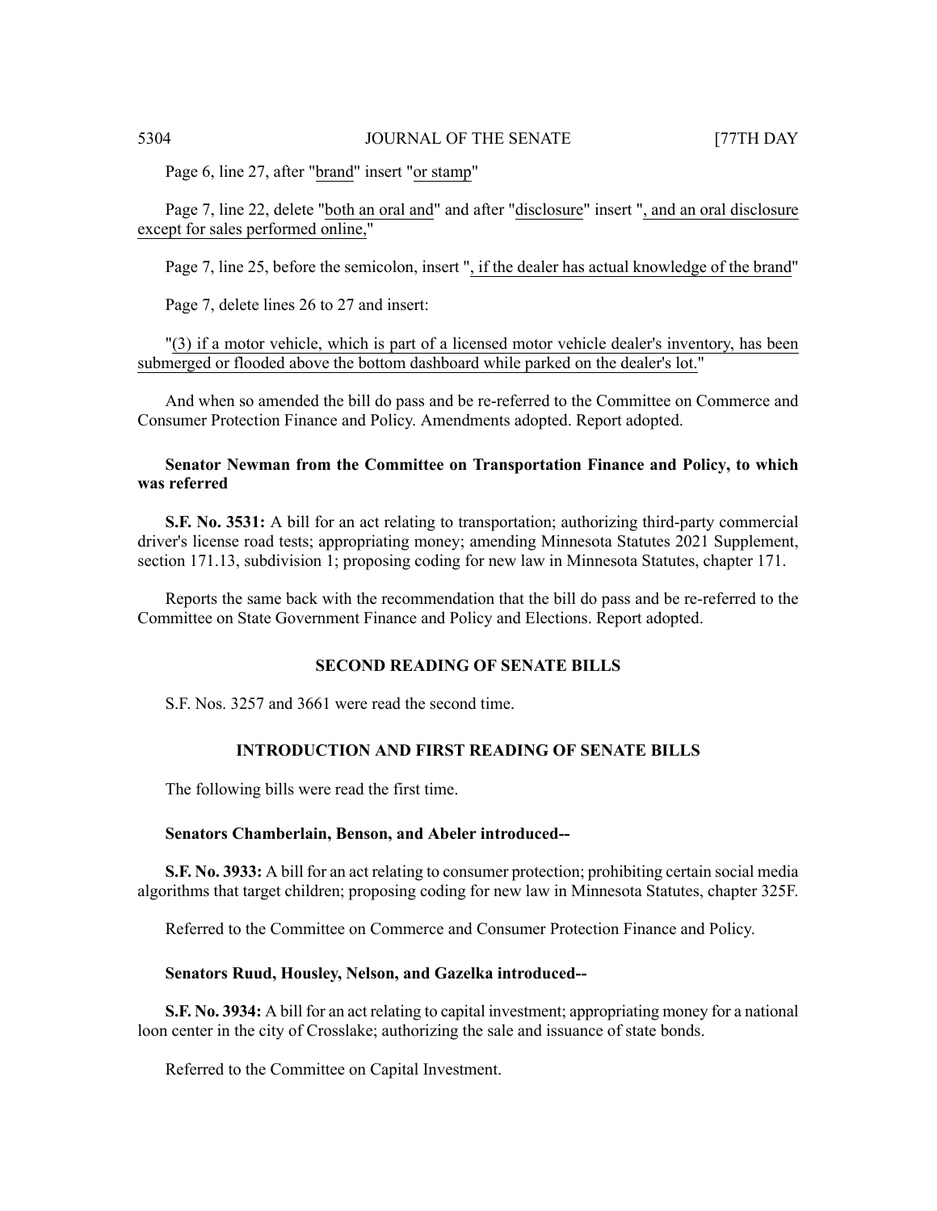Page 6, line 27, after "brand" insert "or stamp"

Page 7, line 22, delete "both an oral and" and after "disclosure" insert ", and an oral disclosure except for sales performed online,"

Page 7, line 25, before the semicolon, insert ", if the dealer has actual knowledge of the brand"

Page 7, delete lines 26 to 27 and insert:

"(3) if a motor vehicle, which is part of a licensed motor vehicle dealer's inventory, has been submerged or flooded above the bottom dashboard while parked on the dealer's lot."

And when so amended the bill do pass and be re-referred to the Committee on Commerce and Consumer Protection Finance and Policy. Amendments adopted. Report adopted.

**Senator Newman from the Committee on Transportation Finance and Policy, to which was referred**

**S.F. No. 3531:** A bill for an act relating to transportation; authorizing third-party commercial driver's license road tests; appropriating money; amending Minnesota Statutes 2021 Supplement, section 171.13, subdivision 1; proposing coding for new law in Minnesota Statutes, chapter 171.

Reports the same back with the recommendation that the bill do pass and be re-referred to the Committee on State Government Finance and Policy and Elections. Report adopted.

## SECOND READING OF SENATE BILLS

S.F. Nos. 3257 and 3661 were read the second time.

## INTRODUCTION AND FIRST READING OF SENATE BILLS

The following bills were read the first time.

**Senators Chamberlain, Benson, and Abeler introduced--**

**S.F. No. 3933:** A bill for an act relating to consumer protection; prohibiting certain social media algorithms that target children; proposing coding for new law in Minnesota Statutes, chapter 325F.

Referred to the Committee on Commerce and Consumer Protection Finance and Policy.

**Senators Ruud, Housley, Nelson, and Gazelka introduced--**

**S.F. No. 3934:** A bill for an act relating to capital investment; appropriating money for a national loon center in the city of Crosslake; authorizing the sale and issuance of state bonds.

Referred to the Committee on Capital Investment.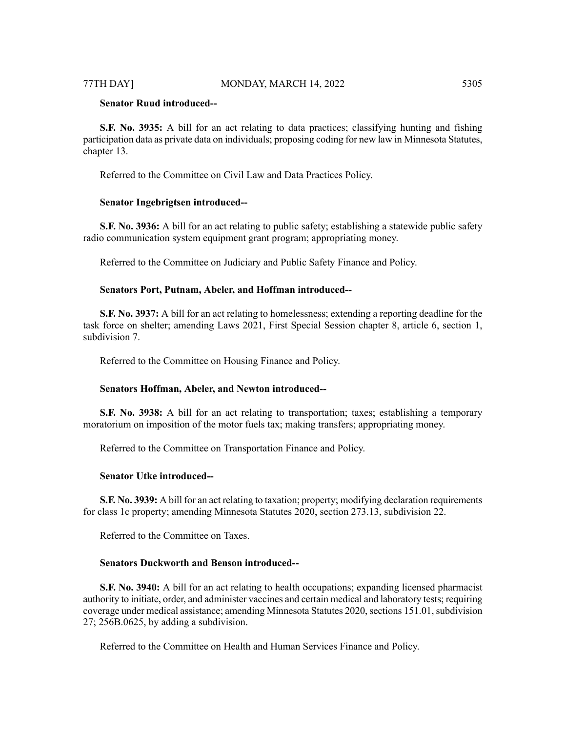**Senator Ruud introduced--**

**S.F. No. 3935:** A bill for an act relating to data practices; classifying hunting and fishing participation data as private data on individuals; proposing coding for new law in Minnesota Statutes, chapter 13.

Referred to the Committee on Civil Law and Data Practices Policy.

**Senator Ingebrigtsen introduced--**

**S.F. No. 3936:** A bill for an act relating to public safety; establishing a statewide public safety radio communication system equipment grant program; appropriating money.

Referred to the Committee on Judiciary and Public Safety Finance and Policy.

**Senators Port, Putnam, Abeler, and Hoffman introduced--**

**S.F. No. 3937:** A bill for an act relating to homelessness; extending a reporting deadline for the task force on shelter; amending Laws 2021, First Special Session chapter 8, article 6, section 1, subdivision 7.

Referred to the Committee on Housing Finance and Policy.

**Senators Hoffman, Abeler, and Newton introduced--**

**S.F. No. 3938:** A bill for an act relating to transportation; taxes; establishing a temporary moratorium on imposition of the motor fuels tax; making transfers; appropriating money.

Referred to the Committee on Transportation Finance and Policy.

**Senator Utke introduced--**

**S.F. No. 3939:** A bill for an act relating to taxation; property; modifying declaration requirements for class 1c property; amending Minnesota Statutes 2020, section 273.13, subdivision 22.

Referred to the Committee on Taxes.

**Senators Duckworth and Benson introduced--**

**S.F. No. 3940:** A bill for an act relating to health occupations; expanding licensed pharmacist authority to initiate, order, and administer vaccines and certain medical and laboratory tests; requiring coverage under medical assistance; amending Minnesota Statutes 2020, sections 151.01, subdivision 27; 256B.0625, by adding a subdivision.

Referred to the Committee on Health and Human Services Finance and Policy.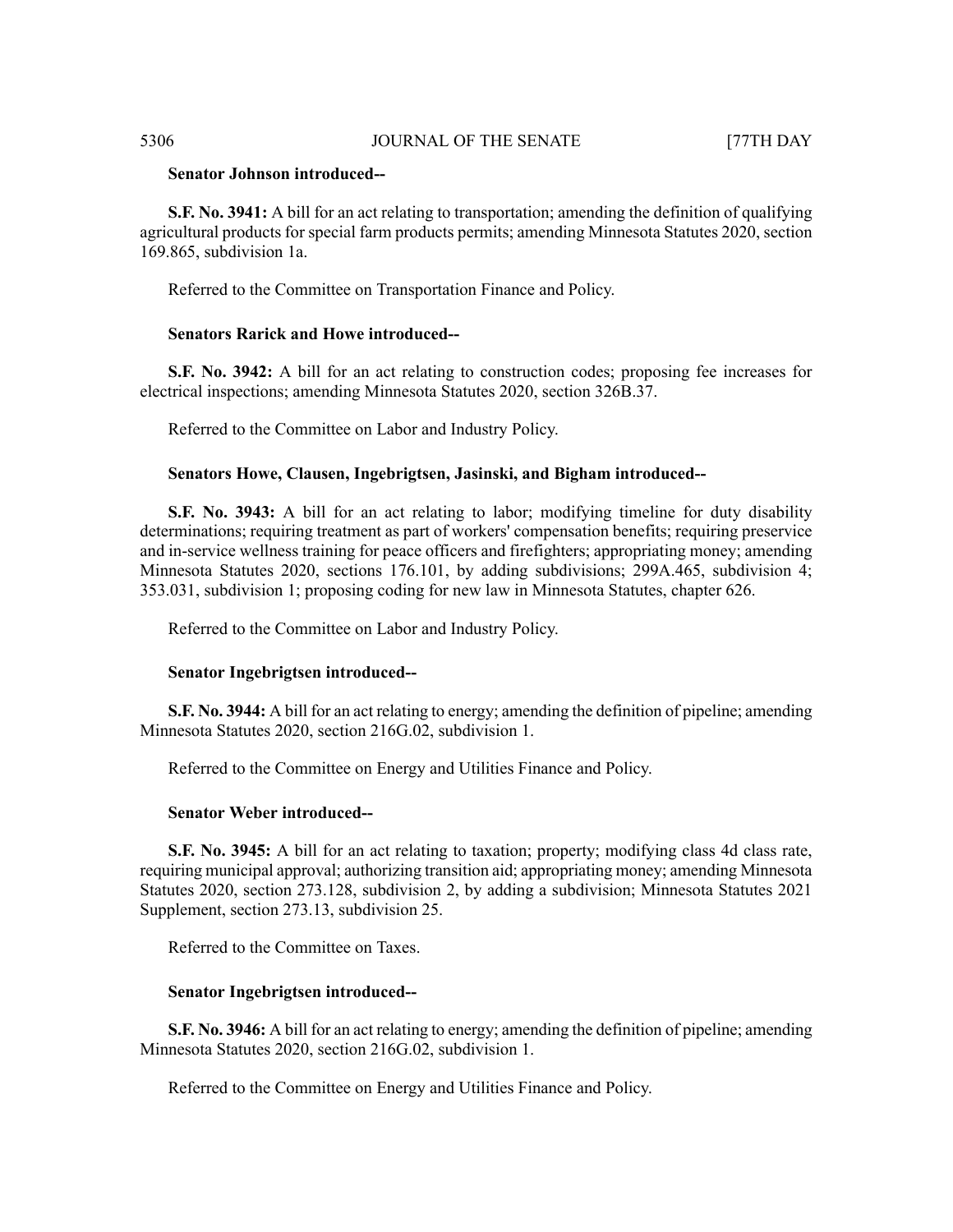**Senator Johnson introduced--**

**S.F. No. 3941:** A bill for an act relating to transportation; amending the definition of qualifying agricultural products for special farm products permits; amending Minnesota Statutes 2020, section 169.865, subdivision 1a.

Referred to the Committee on Transportation Finance and Policy.

**Senators Rarick and Howe introduced--**

**S.F. No. 3942:** A bill for an act relating to construction codes; proposing fee increases for electrical inspections; amending Minnesota Statutes 2020, section 326B.37.

Referred to the Committee on Labor and Industry Policy.

**Senators Howe, Clausen, Ingebrigtsen, Jasinski, and Bigham introduced--**

**S.F. No. 3943:** A bill for an act relating to labor; modifying timeline for duty disability determinations; requiring treatment as part of workers' compensation benefits; requiring preservice and in-service wellness training for peace officers and firefighters; appropriating money; amending Minnesota Statutes 2020, sections 176.101, by adding subdivisions; 299A.465, subdivision 4; 353.031, subdivision 1; proposing coding for new law in Minnesota Statutes, chapter 626.

Referred to the Committee on Labor and Industry Policy.

**Senator Ingebrigtsen introduced--**

**S.F. No. 3944:** A bill for an act relating to energy; amending the definition of pipeline; amending Minnesota Statutes 2020, section 216G.02, subdivision 1.

Referred to the Committee on Energy and Utilities Finance and Policy.

**Senator Weber introduced--**

**S.F. No. 3945:** A bill for an act relating to taxation; property; modifying class 4d class rate, requiring municipal approval; authorizing transition aid; appropriating money; amending Minnesota Statutes 2020, section 273.128, subdivision 2, by adding a subdivision; Minnesota Statutes 2021 Supplement, section 273.13, subdivision 25.

Referred to the Committee on Taxes.

**Senator Ingebrigtsen introduced--**

**S.F. No. 3946:** A bill for an act relating to energy; amending the definition of pipeline; amending Minnesota Statutes 2020, section 216G.02, subdivision 1.

Referred to the Committee on Energy and Utilities Finance and Policy.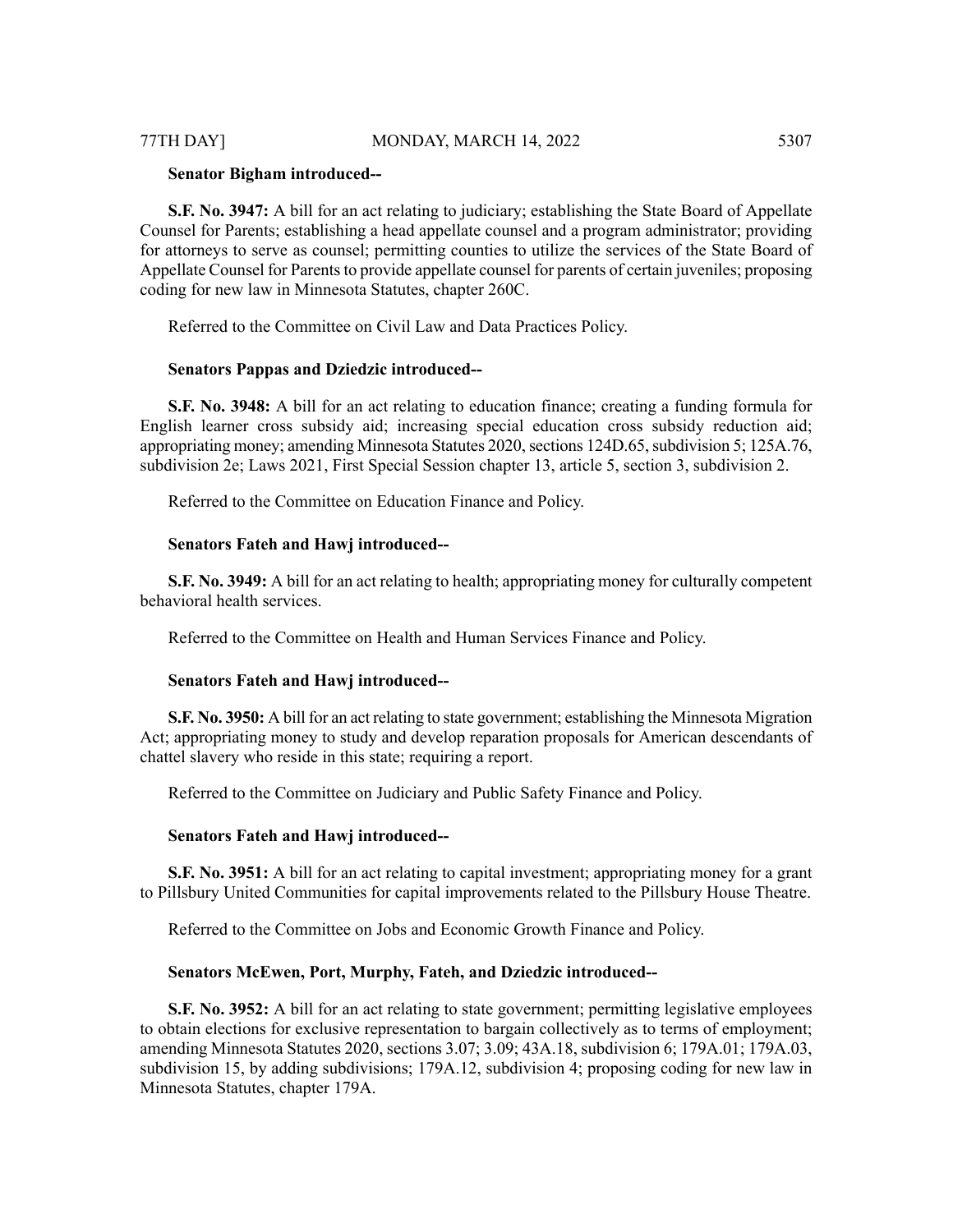**Senator Bigham introduced--**

**S.F. No. 3947:** A bill for an act relating to judiciary; establishing the State Board of Appellate Counsel for Parents; establishing a head appellate counsel and a program administrator; providing for attorneys to serve as counsel; permitting counties to utilize the services of the State Board of Appellate Counsel for Parents to provide appellate counsel for parents of certain juveniles; proposing coding for new law in Minnesota Statutes, chapter 260C.

Referred to the Committee on Civil Law and Data Practices Policy.

**Senators Pappas and Dziedzic introduced--**

**S.F. No. 3948:** A bill for an act relating to education finance; creating a funding formula for English learner cross subsidy aid; increasing special education cross subsidy reduction aid; appropriating money; amending Minnesota Statutes 2020, sections 124D.65, subdivision 5; 125A.76, subdivision 2e; Laws 2021, First Special Session chapter 13, article 5, section 3, subdivision 2.

Referred to the Committee on Education Finance and Policy.

**Senators Fateh and Hawj introduced--**

**S.F. No. 3949:** A bill for an act relating to health; appropriating money for culturally competent behavioral health services.

Referred to the Committee on Health and Human Services Finance and Policy.

**Senators Fateh and Hawj introduced--**

**S.F. No. 3950:** A bill for an act relating to state government; establishing the Minnesota Migration Act; appropriating money to study and develop reparation proposals for American descendants of chattel slavery who reside in this state; requiring a report.

Referred to the Committee on Judiciary and Public Safety Finance and Policy.

**Senators Fateh and Hawj introduced--**

**S.F. No. 3951:** A bill for an act relating to capital investment; appropriating money for a grant to Pillsbury United Communities for capital improvements related to the Pillsbury House Theatre.

Referred to the Committee on Jobs and Economic Growth Finance and Policy.

**Senators McEwen, Port, Murphy, Fateh, and Dziedzic introduced--**

**S.F. No. 3952:** A bill for an act relating to state government; permitting legislative employees to obtain elections for exclusive representation to bargain collectively as to terms of employment; amending Minnesota Statutes 2020, sections 3.07; 3.09; 43A.18, subdivision 6; 179A.01; 179A.03, subdivision 15, by adding subdivisions; 179A.12, subdivision 4; proposing coding for new law in Minnesota Statutes, chapter 179A.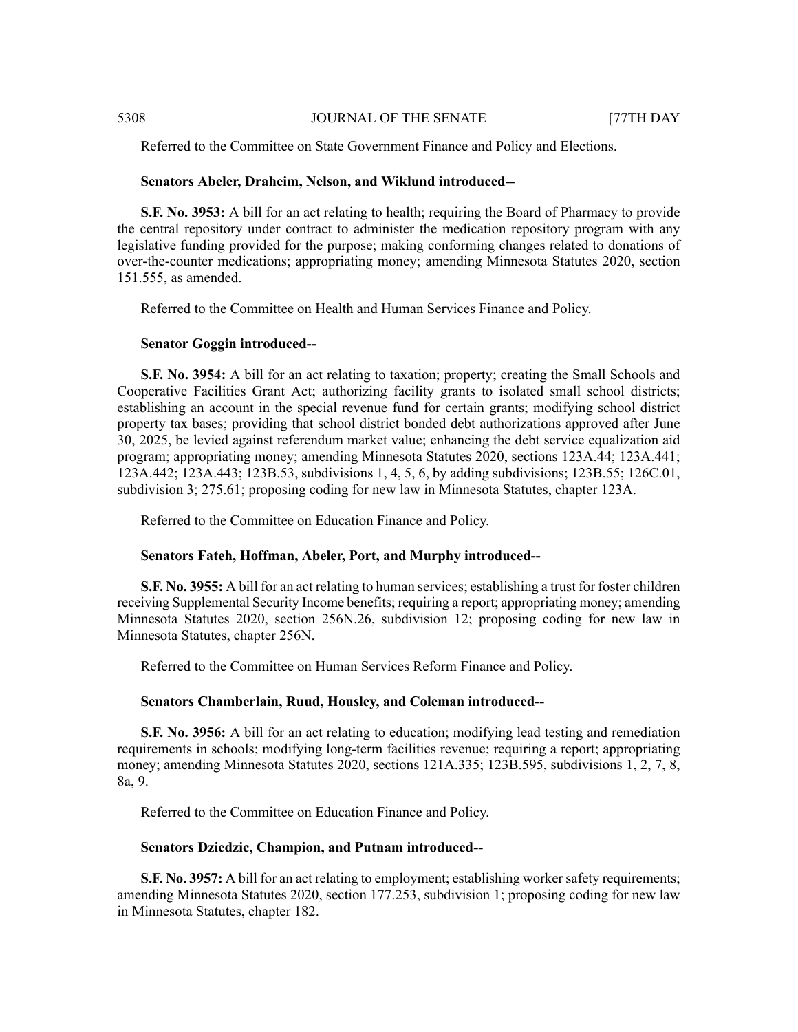Referred to the Committee on State Government Finance and Policy and Elections.

**Senators Abeler, Draheim, Nelson, and Wiklund introduced--**

**S.F. No. 3953:** A bill for an act relating to health; requiring the Board of Pharmacy to provide the central repository under contract to administer the medication repository program with any legislative funding provided for the purpose; making conforming changes related to donations of over-the-counter medications; appropriating money; amending Minnesota Statutes 2020, section 151.555, as amended.

Referred to the Committee on Health and Human Services Finance and Policy.

**Senator Goggin introduced--**

**S.F. No. 3954:** A bill for an act relating to taxation; property; creating the Small Schools and Cooperative Facilities Grant Act; authorizing facility grants to isolated small school districts; establishing an account in the special revenue fund for certain grants; modifying school district property tax bases; providing that school district bonded debt authorizations approved after June 30, 2025, be levied against referendum market value; enhancing the debt service equalization aid program; appropriating money; amending Minnesota Statutes 2020, sections 123A.44; 123A.441; 123A.442; 123A.443; 123B.53, subdivisions 1, 4, 5, 6, by adding subdivisions; 123B.55; 126C.01, subdivision 3; 275.61; proposing coding for new law in Minnesota Statutes, chapter 123A.

Referred to the Committee on Education Finance and Policy.

**Senators Fateh, Hoffman, Abeler, Port, and Murphy introduced--**

**S.F. No. 3955:** A bill for an act relating to human services; establishing a trust for foster children receiving Supplemental Security Income benefits; requiring a report; appropriating money; amending Minnesota Statutes 2020, section 256N.26, subdivision 12; proposing coding for new law in Minnesota Statutes, chapter 256N.

Referred to the Committee on Human Services Reform Finance and Policy.

**Senators Chamberlain, Ruud, Housley, and Coleman introduced--**

**S.F. No. 3956:** A bill for an act relating to education; modifying lead testing and remediation requirements in schools; modifying long-term facilities revenue; requiring a report; appropriating money; amending Minnesota Statutes 2020, sections 121A.335; 123B.595, subdivisions 1, 2, 7, 8, 8a, 9.

Referred to the Committee on Education Finance and Policy.

**Senators Dziedzic, Champion, and Putnam introduced--**

**S.F. No. 3957:** A bill for an act relating to employment; establishing worker safety requirements; amending Minnesota Statutes 2020, section 177.253, subdivision 1; proposing coding for new law in Minnesota Statutes, chapter 182.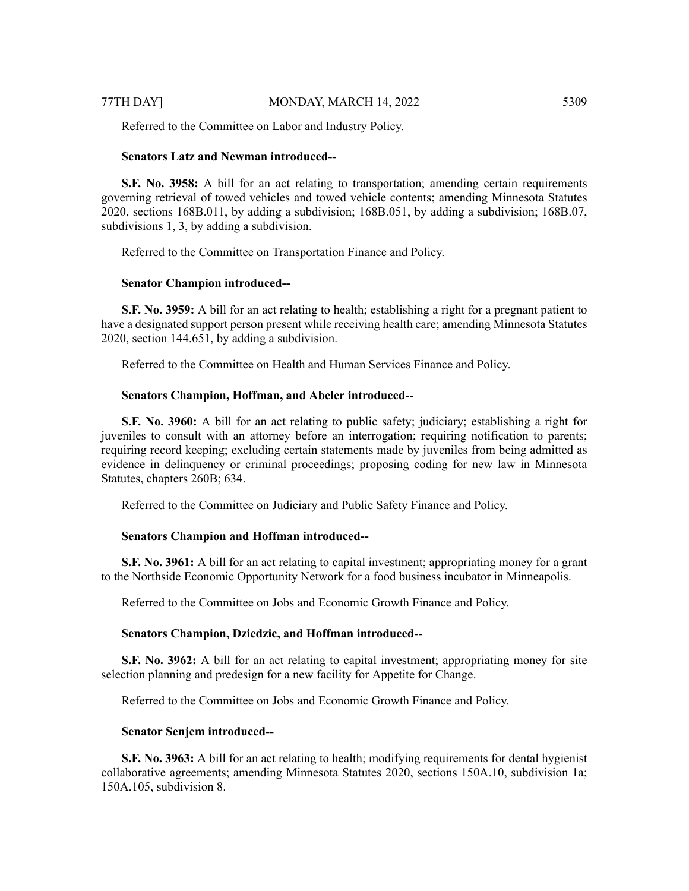Referred to the Committee on Labor and Industry Policy.

**Senators Latz and Newman introduced--**

**S.F. No. 3958:** A bill for an act relating to transportation; amending certain requirements governing retrieval of towed vehicles and towed vehicle contents; amending Minnesota Statutes 2020, sections 168B.011, by adding a subdivision; 168B.051, by adding a subdivision; 168B.07, subdivisions 1, 3, by adding a subdivision.

Referred to the Committee on Transportation Finance and Policy.

**Senator Champion introduced--**

**S.F. No. 3959:** A bill for an act relating to health; establishing a right for a pregnant patient to have a designated support person present while receiving health care; amending Minnesota Statutes 2020, section 144.651, by adding a subdivision.

Referred to the Committee on Health and Human Services Finance and Policy.

**Senators Champion, Hoffman, and Abeler introduced--**

**S.F. No. 3960:** A bill for an act relating to public safety; judiciary; establishing a right for juveniles to consult with an attorney before an interrogation; requiring notification to parents; requiring record keeping; excluding certain statements made by juveniles from being admitted as evidence in delinquency or criminal proceedings; proposing coding for new law in Minnesota Statutes, chapters 260B; 634.

Referred to the Committee on Judiciary and Public Safety Finance and Policy.

**Senators Champion and Hoffman introduced--**

**S.F. No. 3961:** A bill for an act relating to capital investment; appropriating money for a grant to the Northside Economic Opportunity Network for a food business incubator in Minneapolis.

Referred to the Committee on Jobs and Economic Growth Finance and Policy.

**Senators Champion, Dziedzic, and Hoffman introduced--**

**S.F. No. 3962:** A bill for an act relating to capital investment; appropriating money for site selection planning and predesign for a new facility for Appetite for Change.

Referred to the Committee on Jobs and Economic Growth Finance and Policy.

**Senator Senjem introduced--**

**S.F. No. 3963:** A bill for an act relating to health; modifying requirements for dental hygienist collaborative agreements; amending Minnesota Statutes 2020, sections 150A.10, subdivision 1a; 150A.105, subdivision 8.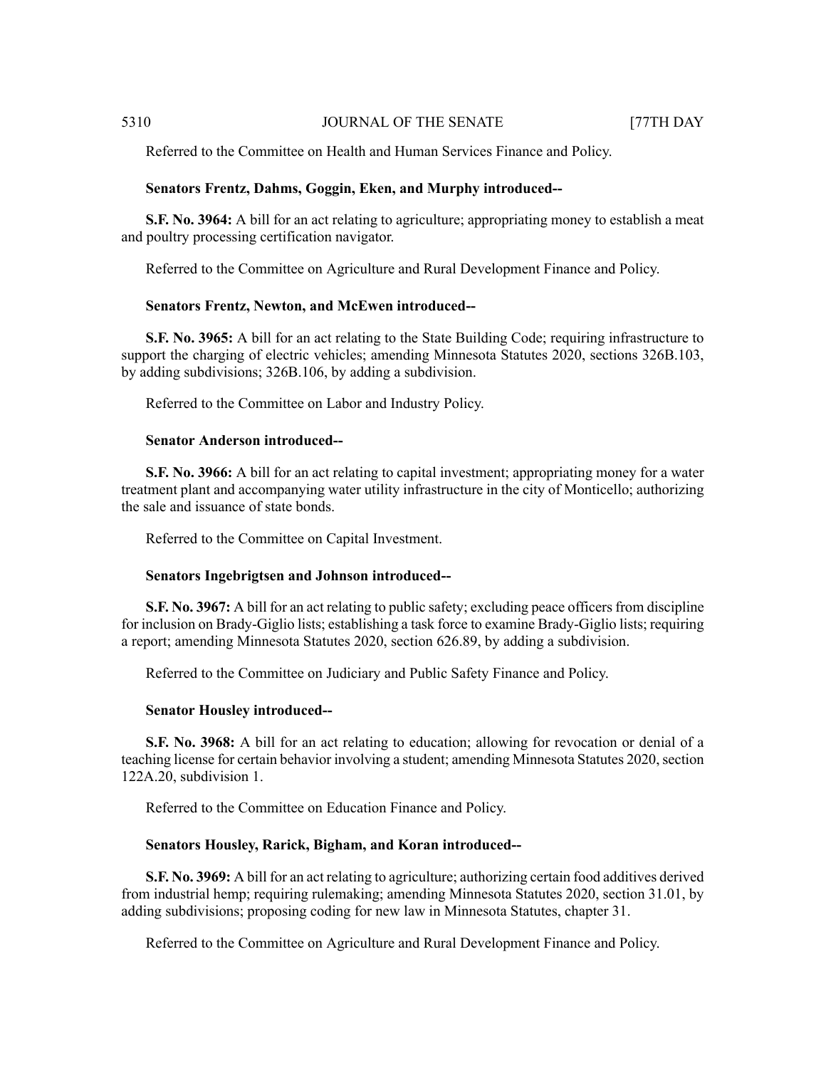Referred to the Committee on Health and Human Services Finance and Policy.

**Senators Frentz, Dahms, Goggin, Eken, and Murphy introduced--**

**S.F. No. 3964:** A bill for an act relating to agriculture; appropriating money to establish a meat and poultry processing certification navigator.

Referred to the Committee on Agriculture and Rural Development Finance and Policy.

**Senators Frentz, Newton, and McEwen introduced--**

**S.F. No. 3965:** A bill for an act relating to the State Building Code; requiring infrastructure to support the charging of electric vehicles; amending Minnesota Statutes 2020, sections 326B.103, by adding subdivisions; 326B.106, by adding a subdivision.

Referred to the Committee on Labor and Industry Policy.

**Senator Anderson introduced--**

**S.F. No. 3966:** A bill for an act relating to capital investment; appropriating money for a water treatment plant and accompanying water utility infrastructure in the city of Monticello; authorizing the sale and issuance of state bonds.

Referred to the Committee on Capital Investment.

**Senators Ingebrigtsen and Johnson introduced--**

**S.F. No. 3967:** A bill for an act relating to public safety; excluding peace officers from discipline for inclusion on Brady-Giglio lists; establishing a task force to examine Brady-Giglio lists; requiring a report; amending Minnesota Statutes 2020, section 626.89, by adding a subdivision.

Referred to the Committee on Judiciary and Public Safety Finance and Policy.

**Senator Housley introduced--**

**S.F. No. 3968:** A bill for an act relating to education; allowing for revocation or denial of a teaching license for certain behavior involving a student; amending Minnesota Statutes 2020, section 122A.20, subdivision 1.

Referred to the Committee on Education Finance and Policy.

**Senators Housley, Rarick, Bigham, and Koran introduced--**

**S.F. No. 3969:** A bill for an act relating to agriculture; authorizing certain food additives derived from industrial hemp; requiring rulemaking; amending Minnesota Statutes 2020, section 31.01, by adding subdivisions; proposing coding for new law in Minnesota Statutes, chapter 31.

Referred to the Committee on Agriculture and Rural Development Finance and Policy.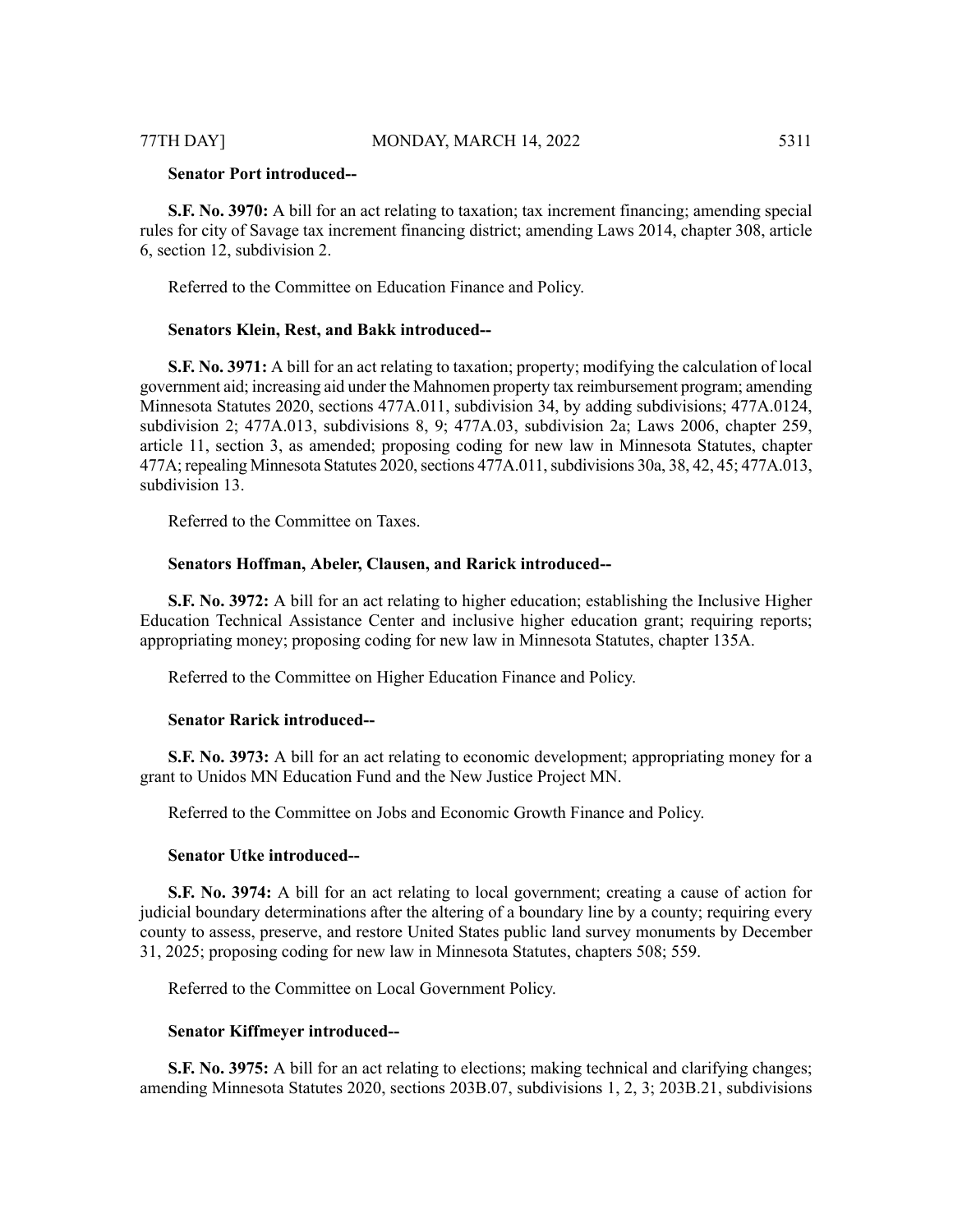**Senator Port introduced--**

**S.F. No. 3970:** A bill for an act relating to taxation; tax increment financing; amending special rules for city of Savage tax increment financing district; amending Laws 2014, chapter 308, article 6, section 12, subdivision 2.

Referred to the Committee on Education Finance and Policy.

**Senators Klein, Rest, and Bakk introduced--**

**S.F. No. 3971:** A bill for an act relating to taxation; property; modifying the calculation of local government aid; increasing aid under the Mahnomen property tax reimbursement program; amending Minnesota Statutes 2020, sections 477A.011, subdivision 34, by adding subdivisions; 477A.0124, subdivision 2; 477A.013, subdivisions 8, 9; 477A.03, subdivision 2a; Laws 2006, chapter 259, article 11, section 3, as amended; proposing coding for new law in Minnesota Statutes, chapter 477A; repealing Minnesota Statutes 2020, sections 477A.011, subdivisions 30a, 38, 42, 45; 477A.013, subdivision 13.

Referred to the Committee on Taxes.

**Senators Hoffman, Abeler, Clausen, and Rarick introduced--**

**S.F. No. 3972:** A bill for an act relating to higher education; establishing the Inclusive Higher Education Technical Assistance Center and inclusive higher education grant; requiring reports; appropriating money; proposing coding for new law in Minnesota Statutes, chapter 135A.

Referred to the Committee on Higher Education Finance and Policy.

**Senator Rarick introduced--**

**S.F. No. 3973:** A bill for an act relating to economic development; appropriating money for a grant to Unidos MN Education Fund and the New Justice Project MN.

Referred to the Committee on Jobs and Economic Growth Finance and Policy.

**Senator Utke introduced--**

**S.F. No. 3974:** A bill for an act relating to local government; creating a cause of action for judicial boundary determinations after the altering of a boundary line by a county; requiring every county to assess, preserve, and restore United States public land survey monuments by December 31, 2025; proposing coding for new law in Minnesota Statutes, chapters 508; 559.

Referred to the Committee on Local Government Policy.

**Senator Kiffmeyer introduced--**

**S.F. No. 3975:** A bill for an act relating to elections; making technical and clarifying changes; amending Minnesota Statutes 2020, sections 203B.07, subdivisions 1, 2, 3; 203B.21, subdivisions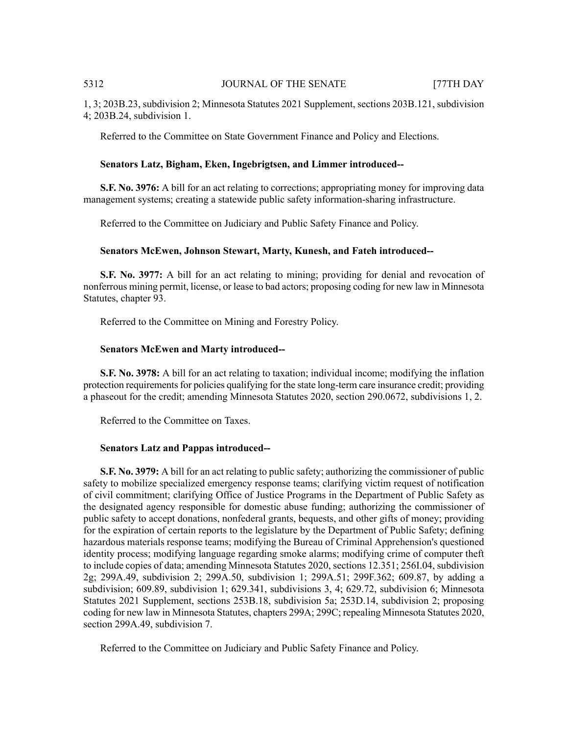1, 3; 203B.23, subdivision 2; Minnesota Statutes 2021 Supplement, sections 203B.121, subdivision 4; 203B.24, subdivision 1.

Referred to the Committee on State Government Finance and Policy and Elections.

**Senators Latz, Bigham, Eken, Ingebrigtsen, and Limmer introduced--**

**S.F. No. 3976:** A bill for an act relating to corrections; appropriating money for improving data management systems; creating a statewide public safety information-sharing infrastructure.

Referred to the Committee on Judiciary and Public Safety Finance and Policy.

**Senators McEwen, Johnson Stewart, Marty, Kunesh, and Fateh introduced--**

**S.F. No. 3977:** A bill for an act relating to mining; providing for denial and revocation of nonferrous mining permit, license, or lease to bad actors; proposing coding for new law in Minnesota Statutes, chapter 93.

Referred to the Committee on Mining and Forestry Policy.

**Senators McEwen and Marty introduced--**

**S.F. No. 3978:** A bill for an act relating to taxation; individual income; modifying the inflation protection requirements for policies qualifying for the state long-term care insurance credit; providing a phaseout for the credit; amending Minnesota Statutes 2020, section 290.0672, subdivisions 1, 2.

Referred to the Committee on Taxes.

**Senators Latz and Pappas introduced--**

**S.F. No. 3979:** A bill for an act relating to public safety; authorizing the commissioner of public safety to mobilize specialized emergency response teams; clarifying victim request of notification of civil commitment; clarifying Office of Justice Programs in the Department of Public Safety as the designated agency responsible for domestic abuse funding; authorizing the commissioner of public safety to accept donations, nonfederal grants, bequests, and other gifts of money; providing for the expiration of certain reports to the legislature by the Department of Public Safety; defining hazardous materials response teams; modifying the Bureau of Criminal Apprehension's questioned identity process; modifying language regarding smoke alarms; modifying crime of computer theft to include copies of data; amending Minnesota Statutes 2020, sections 12.351; 256I.04, subdivision 2g; 299A.49, subdivision 2; 299A.50, subdivision 1; 299A.51; 299F.362; 609.87, by adding a subdivision; 609.89, subdivision 1; 629.341, subdivisions 3, 4; 629.72, subdivision 6; Minnesota Statutes 2021 Supplement, sections 253B.18, subdivision 5a; 253D.14, subdivision 2; proposing coding for new law in Minnesota Statutes, chapters 299A; 299C; repealing Minnesota Statutes 2020, section 299A.49, subdivision 7.

Referred to the Committee on Judiciary and Public Safety Finance and Policy.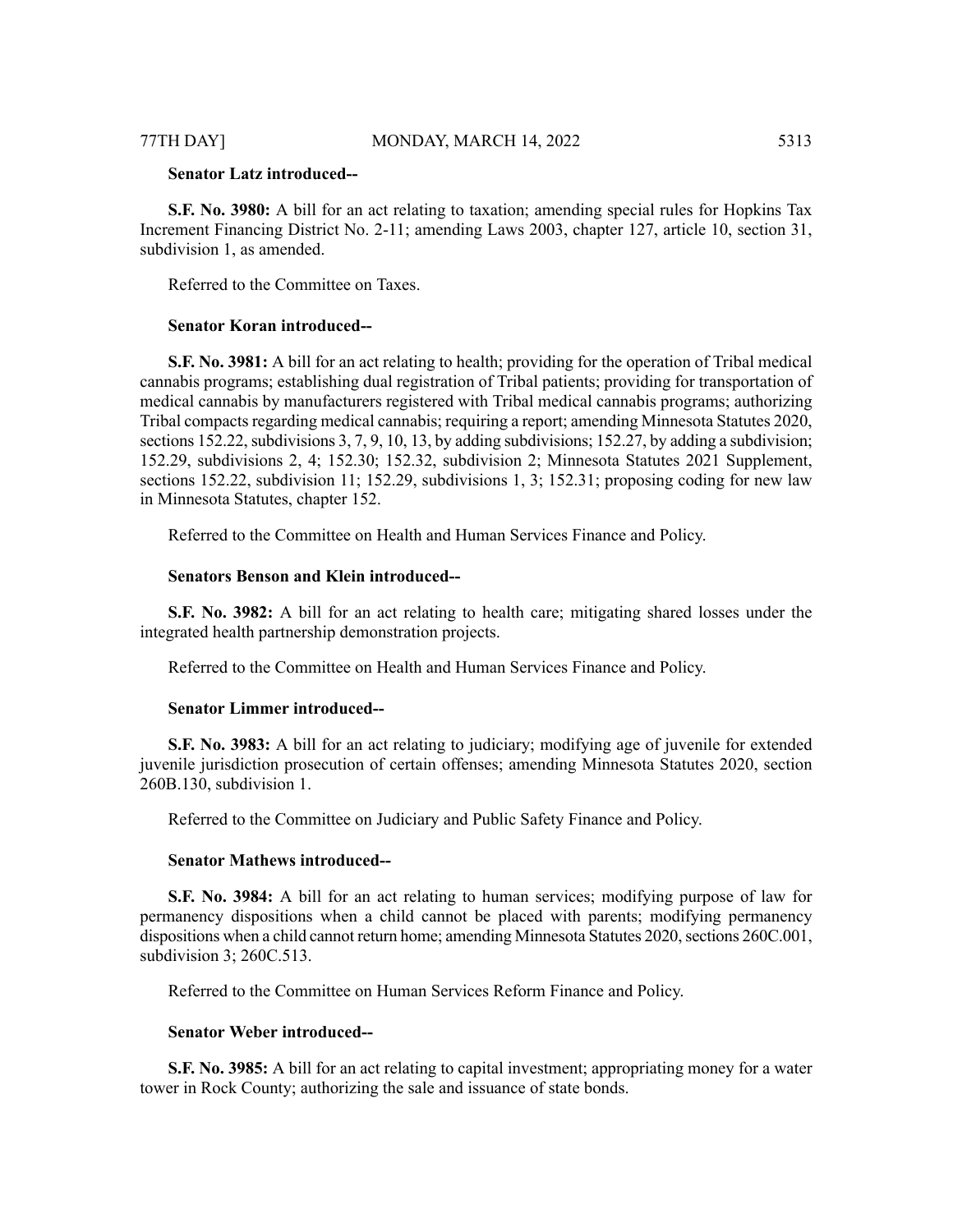**Senator Latz introduced--**

**S.F. No. 3980:** A bill for an act relating to taxation; amending special rules for Hopkins Tax Increment Financing District No. 2-11; amending Laws 2003, chapter 127, article 10, section 31, subdivision 1, as amended.

Referred to the Committee on Taxes.

**Senator Koran introduced--**

**S.F. No. 3981:** A bill for an act relating to health; providing for the operation of Tribal medical cannabis programs; establishing dual registration of Tribal patients; providing for transportation of medical cannabis by manufacturers registered with Tribal medical cannabis programs; authorizing Tribal compacts regarding medical cannabis; requiring a report; amending Minnesota Statutes 2020, sections 152.22, subdivisions 3, 7, 9, 10, 13, by adding subdivisions; 152.27, by adding a subdivision; 152.29, subdivisions 2, 4; 152.30; 152.32, subdivision 2; Minnesota Statutes 2021 Supplement, sections 152.22, subdivision 11; 152.29, subdivisions 1, 3; 152.31; proposing coding for new law in Minnesota Statutes, chapter 152.

Referred to the Committee on Health and Human Services Finance and Policy.

**Senators Benson and Klein introduced--**

**S.F. No. 3982:** A bill for an act relating to health care; mitigating shared losses under the integrated health partnership demonstration projects.

Referred to the Committee on Health and Human Services Finance and Policy.

**Senator Limmer introduced--**

**S.F. No. 3983:** A bill for an act relating to judiciary; modifying age of juvenile for extended juvenile jurisdiction prosecution of certain offenses; amending Minnesota Statutes 2020, section 260B.130, subdivision 1.

Referred to the Committee on Judiciary and Public Safety Finance and Policy.

**Senator Mathews introduced--**

**S.F. No. 3984:** A bill for an act relating to human services; modifying purpose of law for permanency dispositions when a child cannot be placed with parents; modifying permanency dispositions when a child cannot return home; amending Minnesota Statutes 2020, sections 260C.001, subdivision 3; 260C.513.

Referred to the Committee on Human Services Reform Finance and Policy.

**Senator Weber introduced--**

**S.F. No. 3985:** A bill for an act relating to capital investment; appropriating money for a water tower in Rock County; authorizing the sale and issuance of state bonds.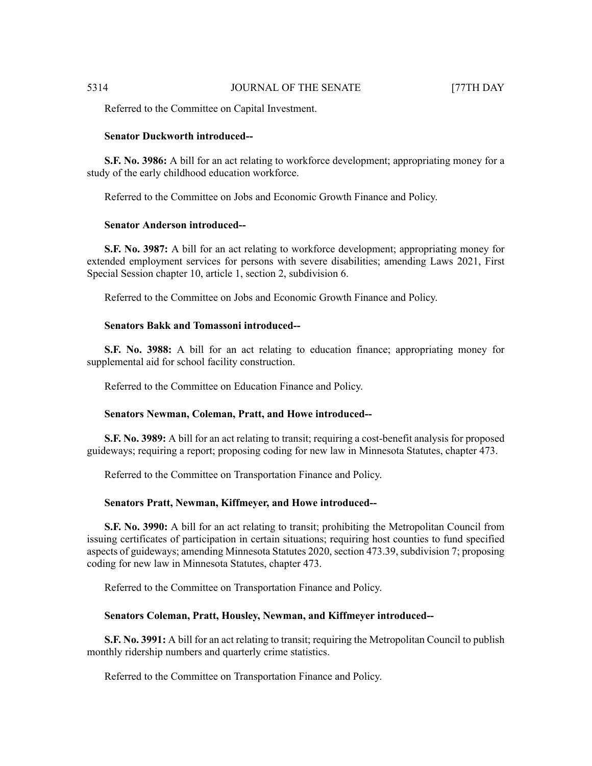Referred to the Committee on Capital Investment.

**Senator Duckworth introduced--**

**S.F. No. 3986:** A bill for an act relating to workforce development; appropriating money for a study of the early childhood education workforce.

Referred to the Committee on Jobs and Economic Growth Finance and Policy.

**Senator Anderson introduced--**

**S.F. No. 3987:** A bill for an act relating to workforce development; appropriating money for extended employment services for persons with severe disabilities; amending Laws 2021, First Special Session chapter 10, article 1, section 2, subdivision 6.

Referred to the Committee on Jobs and Economic Growth Finance and Policy.

**Senators Bakk and Tomassoni introduced--**

**S.F. No. 3988:** A bill for an act relating to education finance; appropriating money for supplemental aid for school facility construction.

Referred to the Committee on Education Finance and Policy.

**Senators Newman, Coleman, Pratt, and Howe introduced--**

**S.F. No. 3989:** A bill for an act relating to transit; requiring a cost-benefit analysis for proposed guideways; requiring a report; proposing coding for new law in Minnesota Statutes, chapter 473.

Referred to the Committee on Transportation Finance and Policy.

**Senators Pratt, Newman, Kiffmeyer, and Howe introduced--**

**S.F. No. 3990:** A bill for an act relating to transit; prohibiting the Metropolitan Council from issuing certificates of participation in certain situations; requiring host counties to fund specified aspects of guideways; amending Minnesota Statutes 2020, section 473.39, subdivision 7; proposing coding for new law in Minnesota Statutes, chapter 473.

Referred to the Committee on Transportation Finance and Policy.

**Senators Coleman, Pratt, Housley, Newman, and Kiffmeyer introduced--**

**S.F. No. 3991:** A bill for an act relating to transit; requiring the Metropolitan Council to publish monthly ridership numbers and quarterly crime statistics.

Referred to the Committee on Transportation Finance and Policy.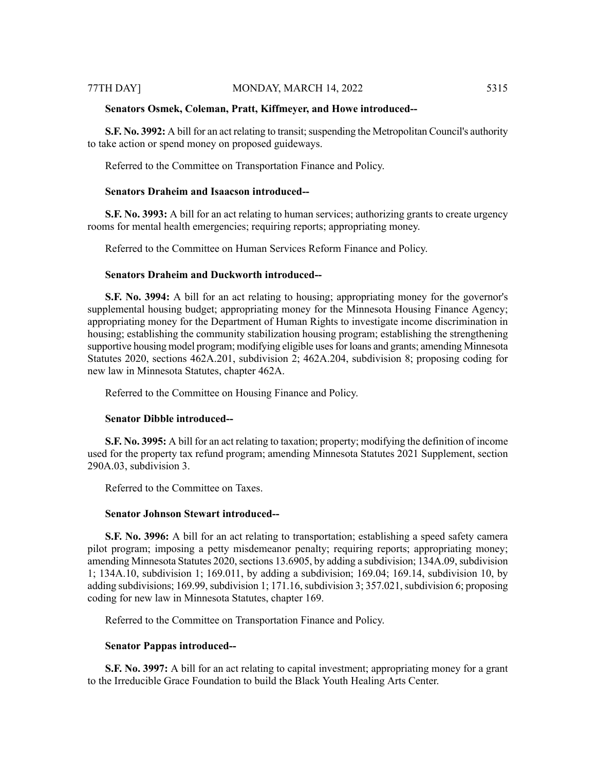**Senators Osmek, Coleman, Pratt, Kiffmeyer, and Howe introduced--**

**S.F. No. 3992:** A bill for an act relating to transit; suspending the Metropolitan Council's authority to take action or spend money on proposed guideways.

Referred to the Committee on Transportation Finance and Policy.

**Senators Draheim and Isaacson introduced--**

**S.F. No. 3993:** A bill for an act relating to human services; authorizing grants to create urgency rooms for mental health emergencies; requiring reports; appropriating money.

Referred to the Committee on Human Services Reform Finance and Policy.

**Senators Draheim and Duckworth introduced--**

**S.F. No. 3994:** A bill for an act relating to housing; appropriating money for the governor's supplemental housing budget; appropriating money for the Minnesota Housing Finance Agency; appropriating money for the Department of Human Rights to investigate income discrimination in housing; establishing the community stabilization housing program; establishing the strengthening supportive housing model program; modifying eligible uses for loans and grants; amending Minnesota Statutes 2020, sections 462A.201, subdivision 2; 462A.204, subdivision 8; proposing coding for new law in Minnesota Statutes, chapter 462A.

Referred to the Committee on Housing Finance and Policy.

**Senator Dibble introduced--**

**S.F. No. 3995:** A bill for an act relating to taxation; property; modifying the definition of income used for the property tax refund program; amending Minnesota Statutes 2021 Supplement, section 290A.03, subdivision 3.

Referred to the Committee on Taxes.

**Senator Johnson Stewart introduced--**

**S.F. No. 3996:** A bill for an act relating to transportation; establishing a speed safety camera pilot program; imposing a petty misdemeanor penalty; requiring reports; appropriating money; amending Minnesota Statutes 2020, sections 13.6905, by adding a subdivision; 134A.09, subdivision 1; 134A.10, subdivision 1; 169.011, by adding a subdivision; 169.04; 169.14, subdivision 10, by adding subdivisions; 169.99, subdivision 1; 171.16, subdivision 3; 357.021, subdivision 6; proposing coding for new law in Minnesota Statutes, chapter 169.

Referred to the Committee on Transportation Finance and Policy.

**Senator Pappas introduced--**

**S.F. No. 3997:** A bill for an act relating to capital investment; appropriating money for a grant to the Irreducible Grace Foundation to build the Black Youth Healing Arts Center.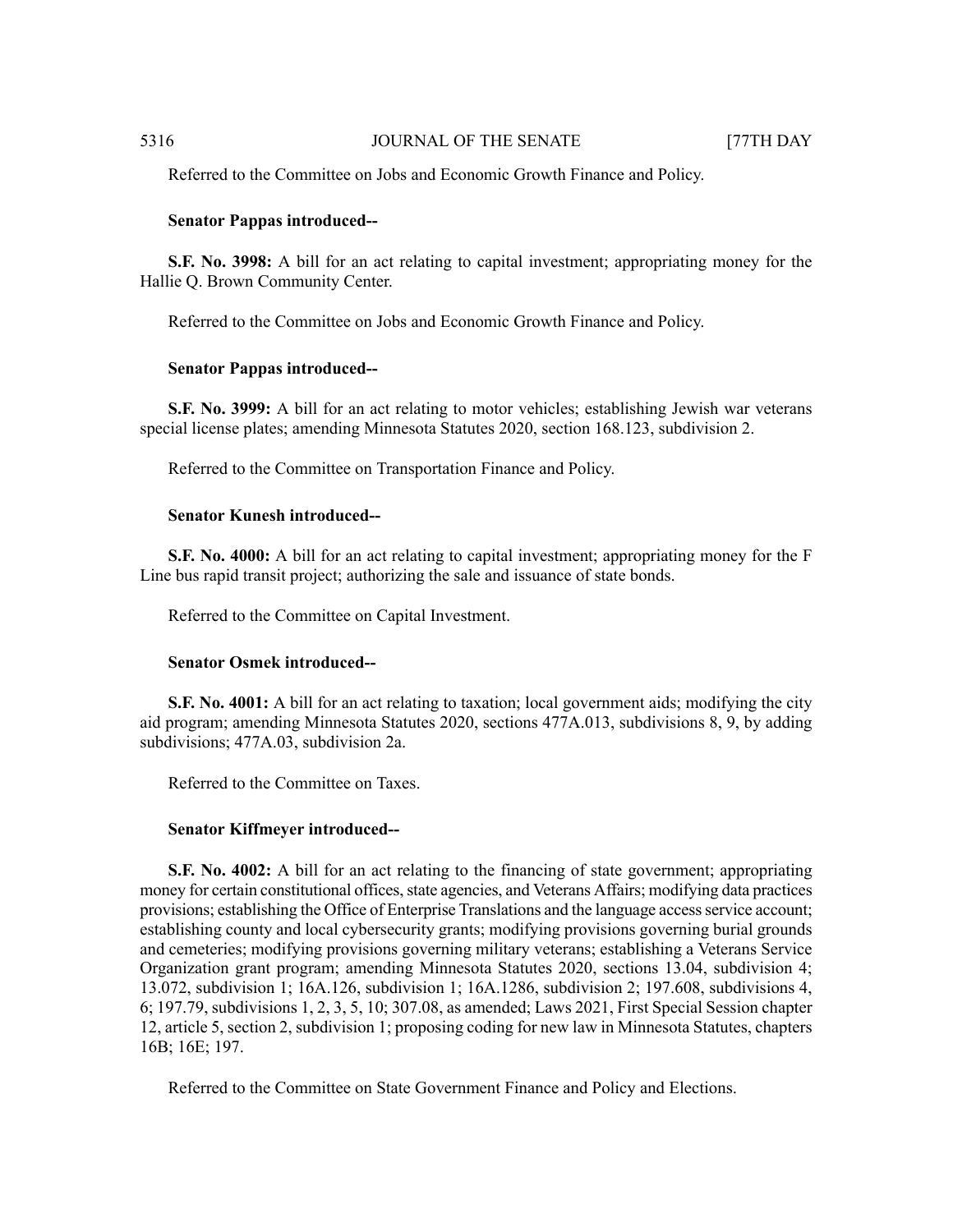Referred to the Committee on Jobs and Economic Growth Finance and Policy.

**Senator Pappas introduced--**

**S.F. No. 3998:** A bill for an act relating to capital investment; appropriating money for the Hallie Q. Brown Community Center.

Referred to the Committee on Jobs and Economic Growth Finance and Policy.

**Senator Pappas introduced--**

**S.F. No. 3999:** A bill for an act relating to motor vehicles; establishing Jewish war veterans special license plates; amending Minnesota Statutes 2020, section 168.123, subdivision 2.

Referred to the Committee on Transportation Finance and Policy.

**Senator Kunesh introduced--**

**S.F. No. 4000:** A bill for an act relating to capital investment; appropriating money for the F Line bus rapid transit project; authorizing the sale and issuance of state bonds.

Referred to the Committee on Capital Investment.

**Senator Osmek introduced--**

**S.F. No. 4001:** A bill for an act relating to taxation; local government aids; modifying the city aid program; amending Minnesota Statutes 2020, sections 477A.013, subdivisions 8, 9, by adding subdivisions; 477A.03, subdivision 2a.

Referred to the Committee on Taxes.

**Senator Kiffmeyer introduced--**

**S.F. No. 4002:** A bill for an act relating to the financing of state government; appropriating money for certain constitutional offices, state agencies, and Veterans Affairs; modifying data practices provisions; establishing the Office of Enterprise Translations and the language access service account; establishing county and local cybersecurity grants; modifying provisions governing burial grounds and cemeteries; modifying provisions governing military veterans; establishing a Veterans Service Organization grant program; amending Minnesota Statutes 2020, sections 13.04, subdivision 4; 13.072, subdivision 1; 16A.126, subdivision 1; 16A.1286, subdivision 2; 197.608, subdivisions 4, 6; 197.79, subdivisions 1, 2, 3, 5, 10; 307.08, as amended; Laws 2021, First Special Session chapter 12, article 5, section 2, subdivision 1; proposing coding for new law in Minnesota Statutes, chapters 16B; 16E; 197.

Referred to the Committee on State Government Finance and Policy and Elections.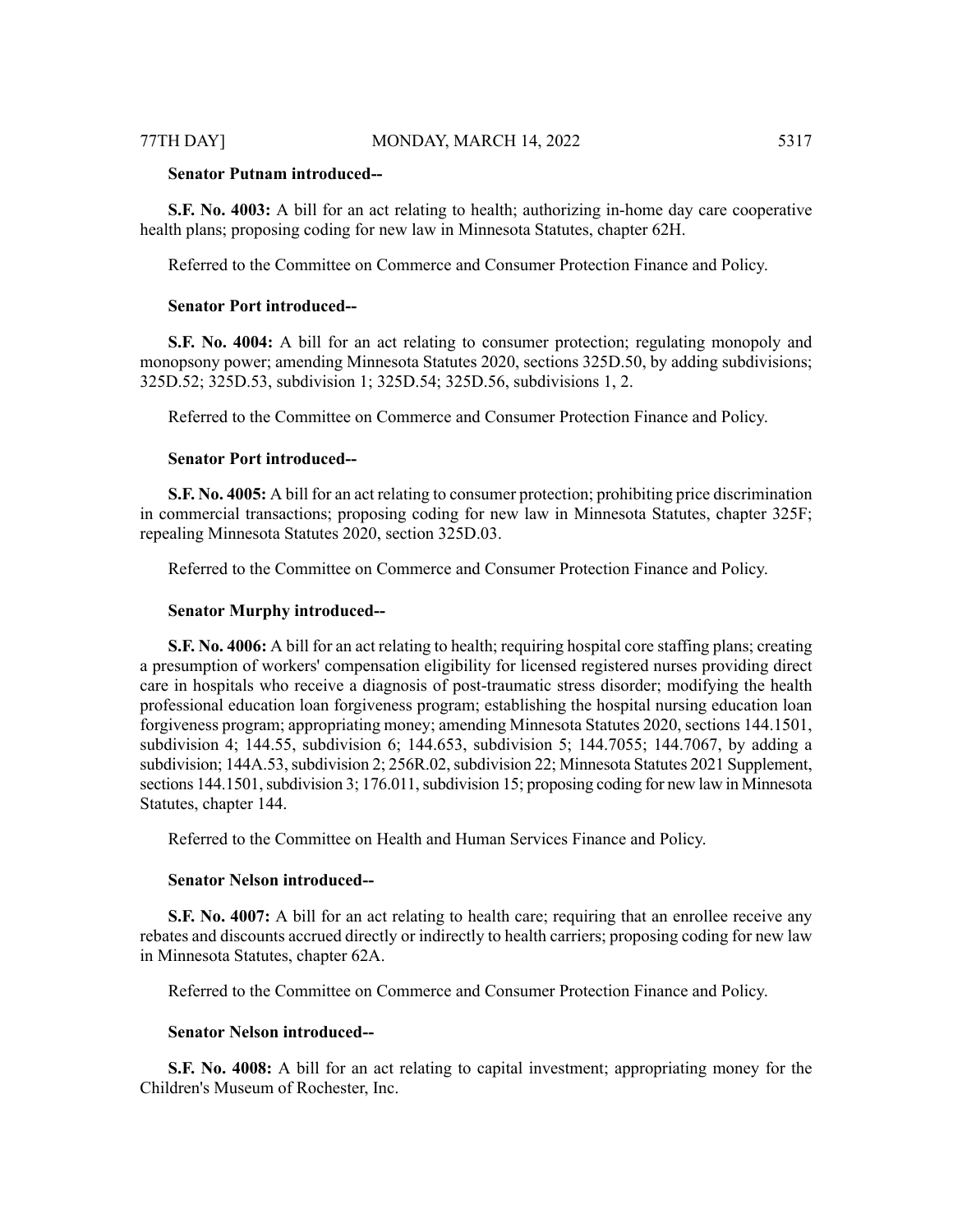**Senator Putnam introduced--**

**S.F. No. 4003:** A bill for an act relating to health; authorizing in-home day care cooperative health plans; proposing coding for new law in Minnesota Statutes, chapter 62H.

Referred to the Committee on Commerce and Consumer Protection Finance and Policy.

**Senator Port introduced--**

**S.F. No. 4004:** A bill for an act relating to consumer protection; regulating monopoly and monopsony power; amending Minnesota Statutes 2020, sections 325D.50, by adding subdivisions; 325D.52; 325D.53, subdivision 1; 325D.54; 325D.56, subdivisions 1, 2.

Referred to the Committee on Commerce and Consumer Protection Finance and Policy.

**Senator Port introduced--**

**S.F. No. 4005:** A bill for an act relating to consumer protection; prohibiting price discrimination in commercial transactions; proposing coding for new law in Minnesota Statutes, chapter 325F; repealing Minnesota Statutes 2020, section 325D.03.

Referred to the Committee on Commerce and Consumer Protection Finance and Policy.

**Senator Murphy introduced--**

**S.F. No. 4006:** A bill for an act relating to health; requiring hospital core staffing plans; creating a presumption of workers' compensation eligibility for licensed registered nurses providing direct care in hospitals who receive a diagnosis of post-traumatic stress disorder; modifying the health professional education loan forgiveness program; establishing the hospital nursing education loan forgiveness program; appropriating money; amending Minnesota Statutes 2020, sections 144.1501, subdivision 4; 144.55, subdivision 6; 144.653, subdivision 5; 144.7055; 144.7067, by adding a subdivision; 144A.53, subdivision 2; 256R.02, subdivision 22; Minnesota Statutes 2021 Supplement, sections 144.1501, subdivision 3; 176.011, subdivision 15; proposing coding for new law in Minnesota Statutes, chapter 144.

Referred to the Committee on Health and Human Services Finance and Policy.

**Senator Nelson introduced--**

**S.F. No. 4007:** A bill for an act relating to health care; requiring that an enrollee receive any rebates and discounts accrued directly or indirectly to health carriers; proposing coding for new law in Minnesota Statutes, chapter 62A.

Referred to the Committee on Commerce and Consumer Protection Finance and Policy.

**Senator Nelson introduced--**

**S.F. No. 4008:** A bill for an act relating to capital investment; appropriating money for the Children's Museum of Rochester, Inc.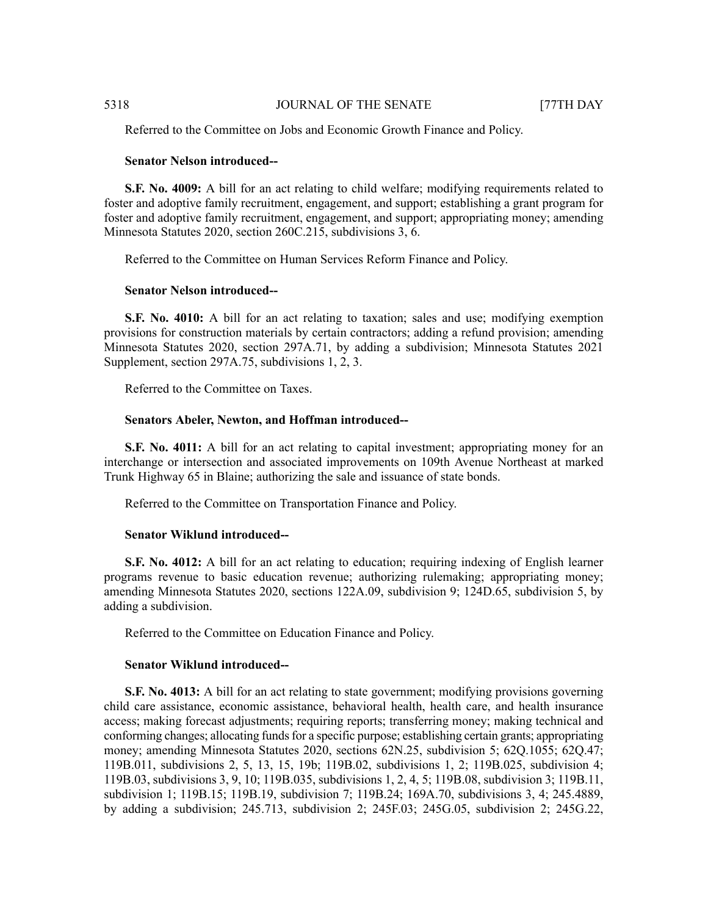Referred to the Committee on Jobs and Economic Growth Finance and Policy.

**Senator Nelson introduced--**

**S.F. No. 4009:** A bill for an act relating to child welfare; modifying requirements related to foster and adoptive family recruitment, engagement, and support; establishing a grant program for foster and adoptive family recruitment, engagement, and support; appropriating money; amending Minnesota Statutes 2020, section 260C.215, subdivisions 3, 6.

Referred to the Committee on Human Services Reform Finance and Policy.

**Senator Nelson introduced--**

**S.F. No. 4010:** A bill for an act relating to taxation; sales and use; modifying exemption provisions for construction materials by certain contractors; adding a refund provision; amending Minnesota Statutes 2020, section 297A.71, by adding a subdivision; Minnesota Statutes 2021 Supplement, section 297A.75, subdivisions 1, 2, 3.

Referred to the Committee on Taxes.

**Senators Abeler, Newton, and Hoffman introduced--**

**S.F. No. 4011:** A bill for an act relating to capital investment; appropriating money for an interchange or intersection and associated improvements on 109th Avenue Northeast at marked Trunk Highway 65 in Blaine; authorizing the sale and issuance of state bonds.

Referred to the Committee on Transportation Finance and Policy.

**Senator Wiklund introduced--**

**S.F. No. 4012:** A bill for an act relating to education; requiring indexing of English learner programs revenue to basic education revenue; authorizing rulemaking; appropriating money; amending Minnesota Statutes 2020, sections 122A.09, subdivision 9; 124D.65, subdivision 5, by adding a subdivision.

Referred to the Committee on Education Finance and Policy.

**Senator Wiklund introduced--**

**S.F. No. 4013:** A bill for an act relating to state government; modifying provisions governing child care assistance, economic assistance, behavioral health, health care, and health insurance access; making forecast adjustments; requiring reports; transferring money; making technical and conforming changes; allocating funds for a specific purpose; establishing certain grants; appropriating money; amending Minnesota Statutes 2020, sections 62N.25, subdivision 5; 62Q.1055; 62Q.47; 119B.011, subdivisions 2, 5, 13, 15, 19b; 119B.02, subdivisions 1, 2; 119B.025, subdivision 4; 119B.03, subdivisions 3, 9, 10; 119B.035, subdivisions 1, 2, 4, 5; 119B.08, subdivision 3; 119B.11, subdivision 1; 119B.15; 119B.19, subdivision 7; 119B.24; 169A.70, subdivisions 3, 4; 245.4889, by adding a subdivision; 245.713, subdivision 2; 245F.03; 245G.05, subdivision 2; 245G.22,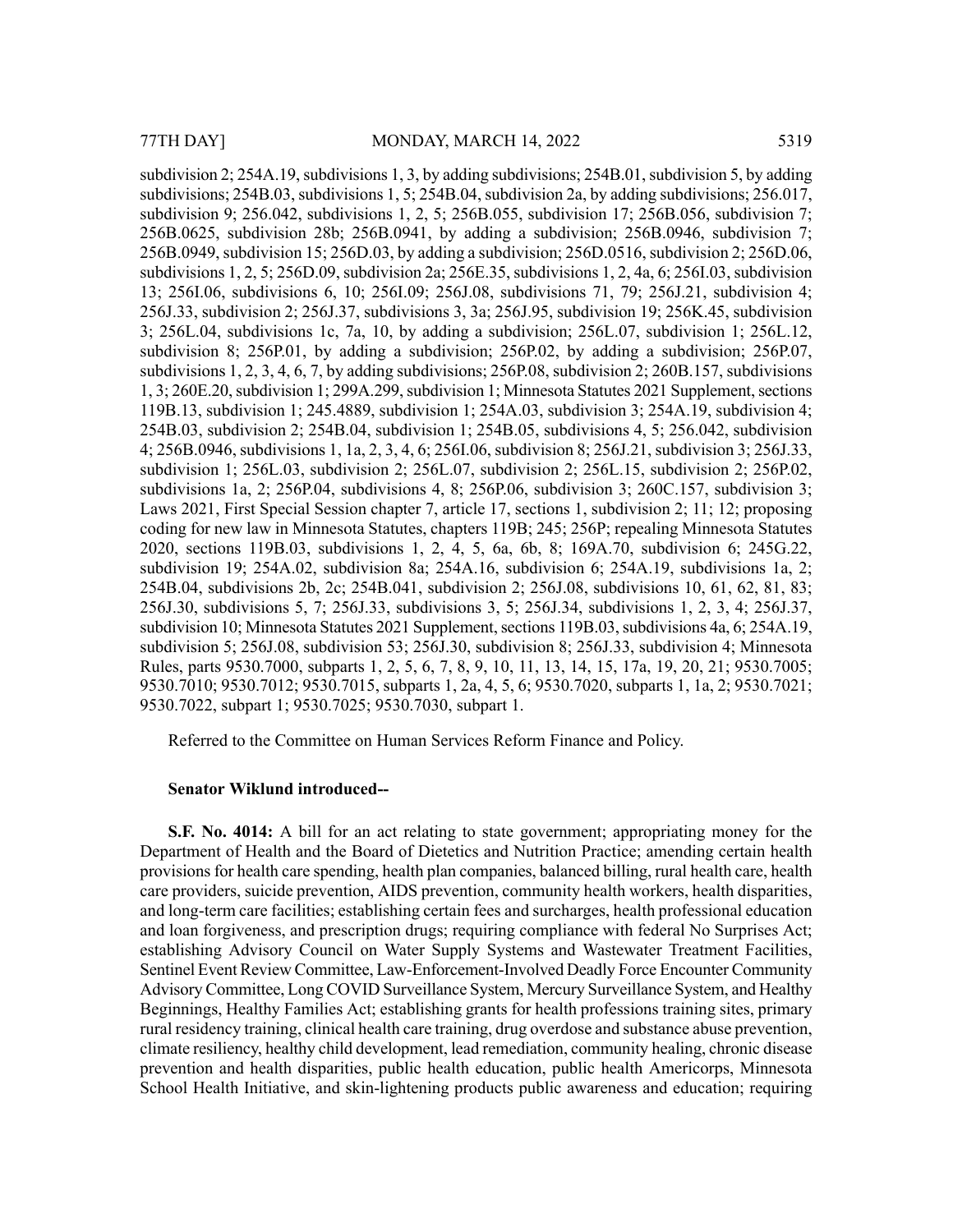subdivision 2; 254A.19, subdivisions 1, 3, by adding subdivisions; 254B.01, subdivision 5, by adding subdivisions; 254B.03, subdivisions 1, 5; 254B.04, subdivision 2a, by adding subdivisions; 256.017, subdivision 9; 256.042, subdivisions 1, 2, 5; 256B.055, subdivision 17; 256B.056, subdivision 7; 256B.0625, subdivision 28b; 256B.0941, by adding a subdivision; 256B.0946, subdivision 7; 256B.0949, subdivision 15; 256D.03, by adding a subdivision; 256D.0516, subdivision 2; 256D.06, subdivisions 1, 2, 5; 256D.09, subdivision 2a; 256E.35, subdivisions 1, 2, 4a, 6; 256I.03, subdivision 13; 256I.06, subdivisions 6, 10; 256I.09; 256J.08, subdivisions 71, 79; 256J.21, subdivision 4; 256J.33, subdivision 2; 256J.37, subdivisions 3, 3a; 256J.95, subdivision 19; 256K.45, subdivision 3; 256L.04, subdivisions 1c, 7a, 10, by adding a subdivision; 256L.07, subdivision 1; 256L.12, subdivision 8; 256P.01, by adding a subdivision; 256P.02, by adding a subdivision; 256P.07, subdivisions 1, 2, 3, 4, 6, 7, by adding subdivisions; 256P.08, subdivision 2; 260B.157, subdivisions 1, 3; 260E.20, subdivision 1; 299A.299, subdivision 1; Minnesota Statutes 2021 Supplement, sections 119B.13, subdivision 1; 245.4889, subdivision 1; 254A.03, subdivision 3; 254A.19, subdivision 4; 254B.03, subdivision 2; 254B.04, subdivision 1; 254B.05, subdivisions 4, 5; 256.042, subdivision 4; 256B.0946, subdivisions 1, 1a, 2, 3, 4, 6; 256I.06, subdivision 8; 256J.21, subdivision 3; 256J.33, subdivision 1; 256L.03, subdivision 2; 256L.07, subdivision 2; 256L.15, subdivision 2; 256P.02, subdivisions 1a, 2; 256P.04, subdivisions 4, 8; 256P.06, subdivision 3; 260C.157, subdivision 3; Laws 2021, First Special Session chapter 7, article 17, sections 1, subdivision 2; 11; 12; proposing coding for new law in Minnesota Statutes, chapters 119B; 245; 256P; repealing Minnesota Statutes 2020, sections 119B.03, subdivisions 1, 2, 4, 5, 6a, 6b, 8; 169A.70, subdivision 6; 245G.22, subdivision 19; 254A.02, subdivision 8a; 254A.16, subdivision 6; 254A.19, subdivisions 1a, 2; 254B.04, subdivisions 2b, 2c; 254B.041, subdivision 2; 256J.08, subdivisions 10, 61, 62, 81, 83; 256J.30, subdivisions 5, 7; 256J.33, subdivisions 3, 5; 256J.34, subdivisions 1, 2, 3, 4; 256J.37, subdivision 10; Minnesota Statutes 2021 Supplement, sections 119B.03, subdivisions 4a, 6; 254A.19, subdivision 5; 256J.08, subdivision 53; 256J.30, subdivision 8; 256J.33, subdivision 4; Minnesota Rules, parts 9530.7000, subparts 1, 2, 5, 6, 7, 8, 9, 10, 11, 13, 14, 15, 17a, 19, 20, 21; 9530.7005; 9530.7010; 9530.7012; 9530.7015, subparts 1, 2a, 4, 5, 6; 9530.7020, subparts 1, 1a, 2; 9530.7021; 9530.7022, subpart 1; 9530.7025; 9530.7030, subpart 1.

Referred to the Committee on Human Services Reform Finance and Policy.

**Senator Wiklund introduced--**

**S.F. No. 4014:** A bill for an act relating to state government; appropriating money for the Department of Health and the Board of Dietetics and Nutrition Practice; amending certain health provisions for health care spending, health plan companies, balanced billing, rural health care, health care providers, suicide prevention, AIDS prevention, community health workers, health disparities, and long-term care facilities; establishing certain fees and surcharges, health professional education and loan forgiveness, and prescription drugs; requiring compliance with federal No Surprises Act; establishing Advisory Council on Water Supply Systems and Wastewater Treatment Facilities, Sentinel Event Review Committee, Law-Enforcement-Involved Deadly Force Encounter Community Advisory Committee, Long COVID Surveillance System, Mercury Surveillance System, and Healthy Beginnings, Healthy Families Act; establishing grants for health professions training sites, primary rural residency training, clinical health care training, drug overdose and substance abuse prevention, climate resiliency, healthy child development, lead remediation, community healing, chronic disease prevention and health disparities, public health education, public health Americorps, Minnesota School Health Initiative, and skin-lightening products public awareness and education; requiring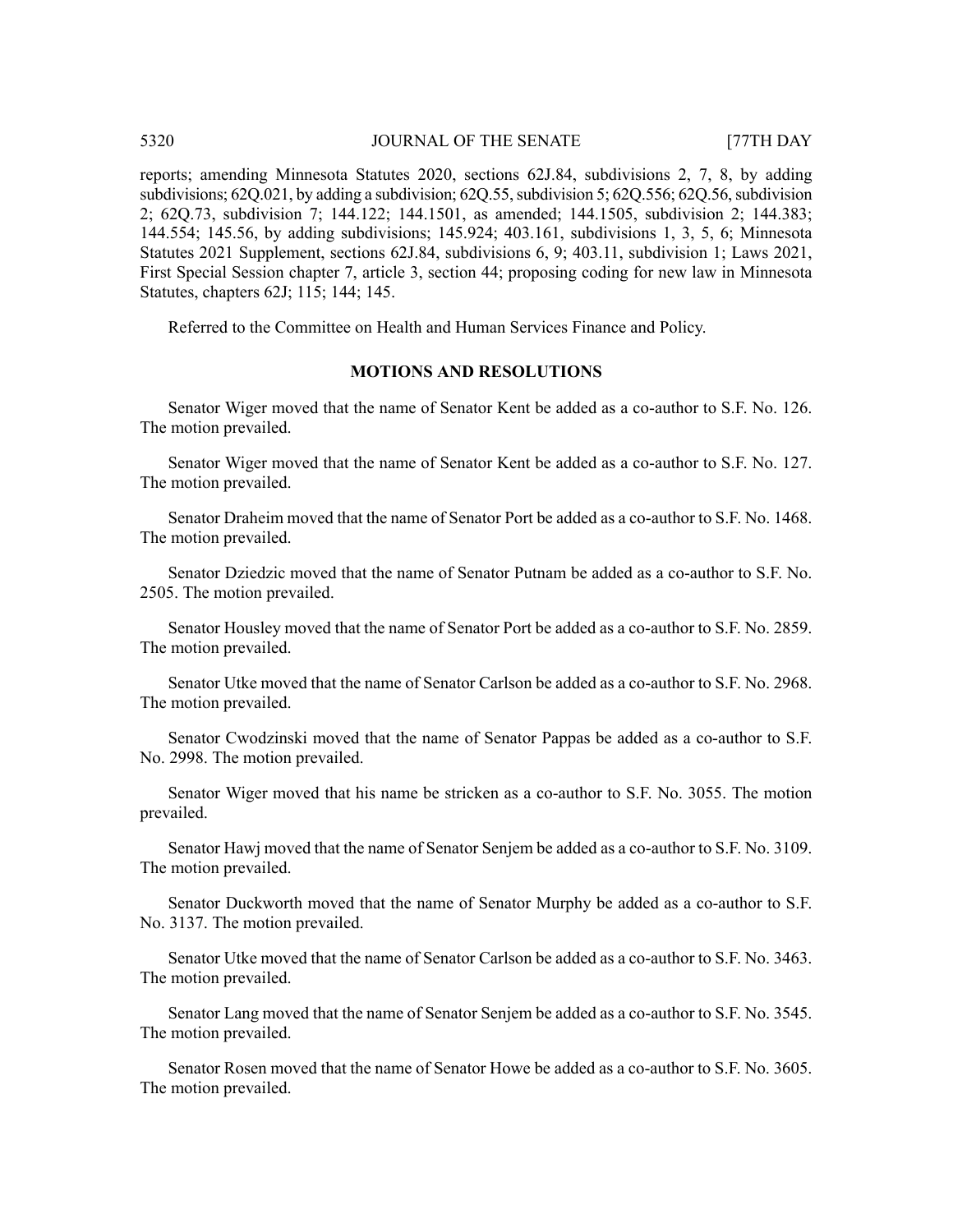reports; amending Minnesota Statutes 2020, sections 62J.84, subdivisions 2, 7, 8, by adding subdivisions; 62Q.021, by adding a subdivision; 62Q.55, subdivision 5; 62Q.556; 62Q.56, subdivision 2; 62Q.73, subdivision 7; 144.122; 144.1501, as amended; 144.1505, subdivision 2; 144.383; 144.554; 145.56, by adding subdivisions; 145.924; 403.161, subdivisions 1, 3, 5, 6; Minnesota Statutes 2021 Supplement, sections 62J.84, subdivisions 6, 9; 403.11, subdivision 1; Laws 2021, First Special Session chapter 7, article 3, section 44; proposing coding for new law in Minnesota Statutes, chapters 62J; 115; 144; 145.

Referred to the Committee on Health and Human Services Finance and Policy.

## MOTIONS AND RESOLUTIONS

Senator Wiger moved that the name of Senator Kent be added as a co-author to S.F. No. 126. The motion prevailed.

Senator Wiger moved that the name of Senator Kent be added as a co-author to S.F. No. 127. The motion prevailed.

Senator Draheim moved that the name of Senator Port be added as a co-author to S.F. No. 1468. The motion prevailed.

Senator Dziedzic moved that the name of Senator Putnam be added as a co-author to S.F. No. 2505. The motion prevailed.

Senator Housley moved that the name of Senator Port be added as a co-author to S.F. No. 2859. The motion prevailed.

Senator Utke moved that the name of Senator Carlson be added as a co-author to S.F. No. 2968. The motion prevailed.

Senator Cwodzinski moved that the name of Senator Pappas be added as a co-author to S.F. No. 2998. The motion prevailed.

Senator Wiger moved that his name be stricken as a co-author to S.F. No. 3055. The motion prevailed.

Senator Hawj moved that the name of Senator Senjem be added as a co-author to S.F. No. 3109. The motion prevailed.

Senator Duckworth moved that the name of Senator Murphy be added as a co-author to S.F. No. 3137. The motion prevailed.

Senator Utke moved that the name of Senator Carlson be added as a co-author to S.F. No. 3463. The motion prevailed.

Senator Lang moved that the name of Senator Senjem be added as a co-author to S.F. No. 3545. The motion prevailed.

Senator Rosen moved that the name of Senator Howe be added as a co-author to S.F. No. 3605. The motion prevailed.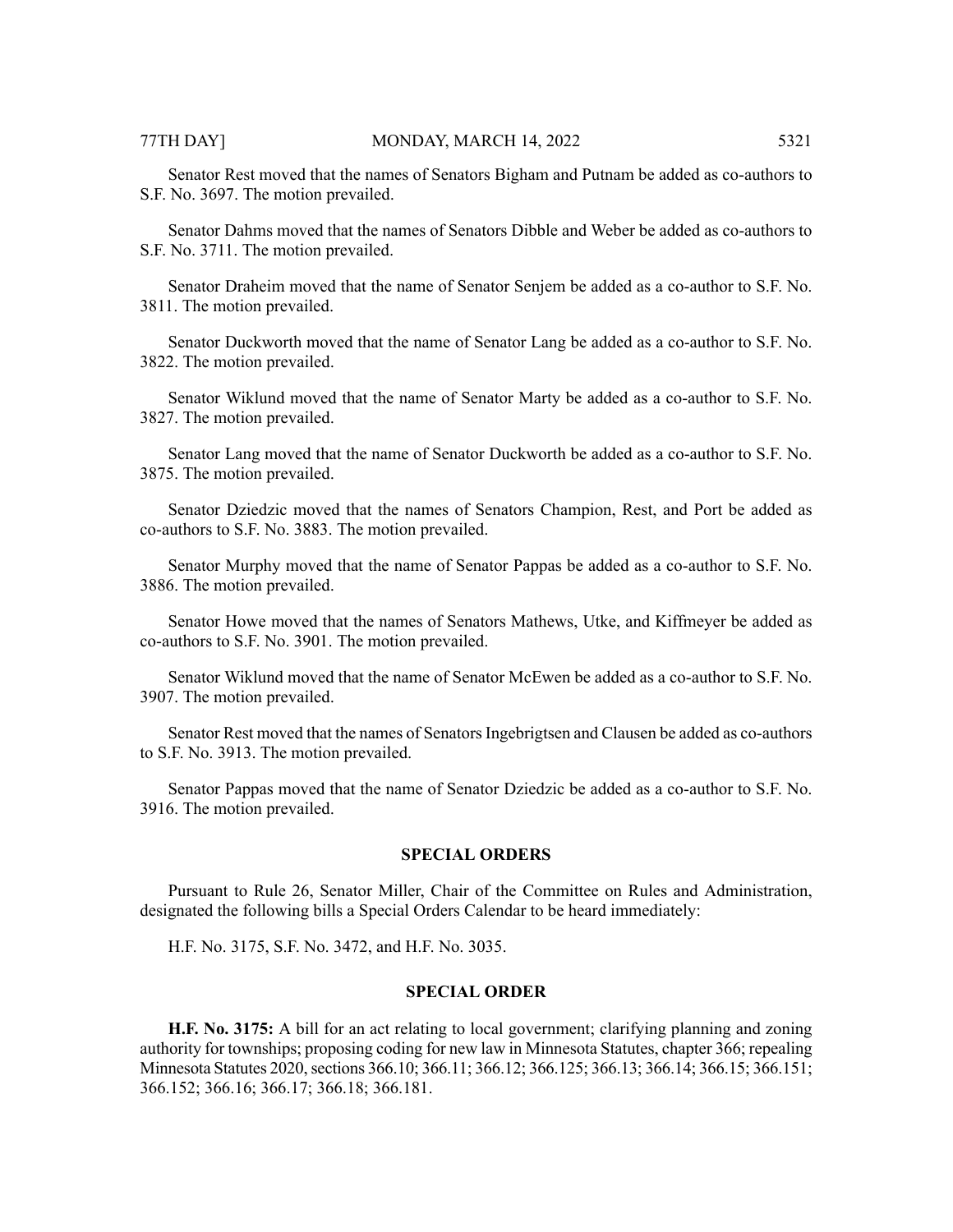Senator Rest moved that the names of Senators Bigham and Putnam be added as co-authors to S.F. No. 3697. The motion prevailed.

Senator Dahms moved that the names of Senators Dibble and Weber be added as co-authors to S.F. No. 3711. The motion prevailed.

Senator Draheim moved that the name of Senator Senjem be added as a co-author to S.F. No. 3811. The motion prevailed.

Senator Duckworth moved that the name of Senator Lang be added as a co-author to S.F. No. 3822. The motion prevailed.

Senator Wiklund moved that the name of Senator Marty be added as a co-author to S.F. No. 3827. The motion prevailed.

Senator Lang moved that the name of Senator Duckworth be added as a co-author to S.F. No. 3875. The motion prevailed.

Senator Dziedzic moved that the names of Senators Champion, Rest, and Port be added as co-authors to S.F. No. 3883. The motion prevailed.

Senator Murphy moved that the name of Senator Pappas be added as a co-author to S.F. No. 3886. The motion prevailed.

Senator Howe moved that the names of Senators Mathews, Utke, and Kiffmeyer be added as co-authors to S.F. No. 3901. The motion prevailed.

Senator Wiklund moved that the name of Senator McEwen be added as a co-author to S.F. No. 3907. The motion prevailed.

Senator Rest moved that the names of Senators Ingebrigtsen and Clausen be added as co-authors to S.F. No. 3913. The motion prevailed.

Senator Pappas moved that the name of Senator Dziedzic be added as a co-author to S.F. No. 3916. The motion prevailed.

## SPECIAL ORDERS

Pursuant to Rule 26, Senator Miller, Chair of the Committee on Rules and Administration, designated the following bills a Special Orders Calendar to be heard immediately:

H.F. No. 3175, S.F. No. 3472, and H.F. No. 3035.

## SPECIAL ORDER

**H.F. No. 3175:** A bill for an act relating to local government; clarifying planning and zoning authority for townships; proposing coding for new law in Minnesota Statutes, chapter 366; repealing Minnesota Statutes 2020, sections 366.10; 366.11; 366.12; 366.125; 366.13; 366.14; 366.15; 366.151; 366.152; 366.16; 366.17; 366.18; 366.181.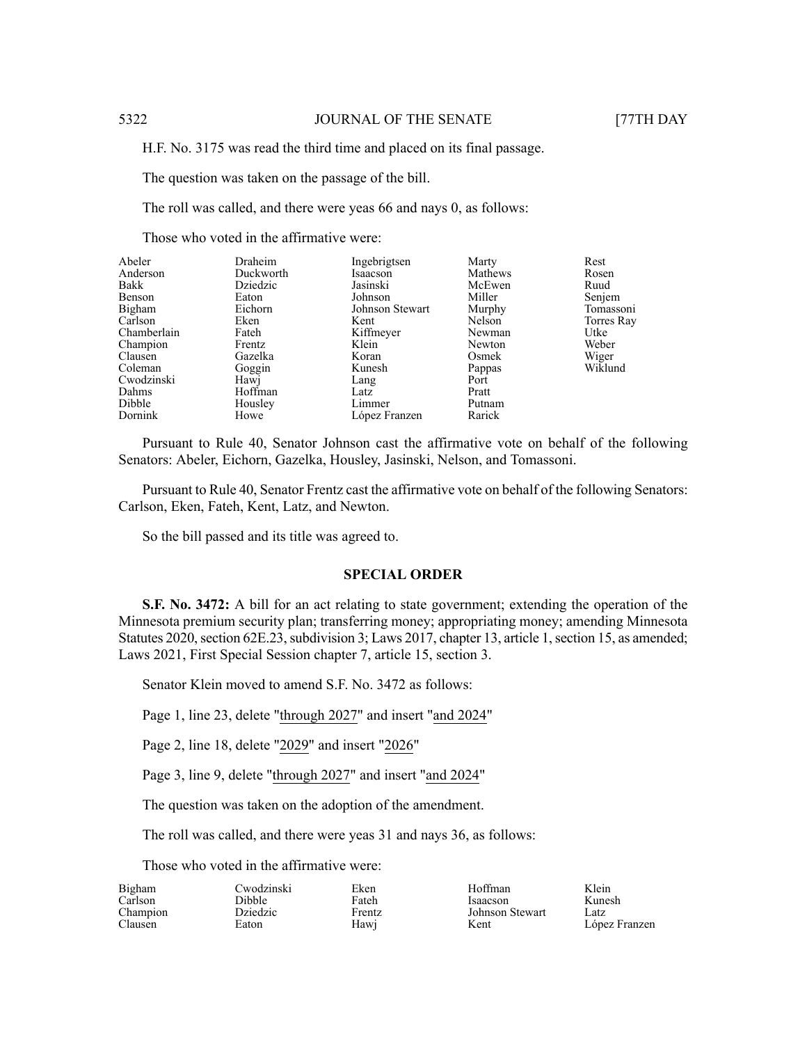H.F. No. 3175 was read the third time and placed on its final passage.

The question was taken on the passage of the bill.

The roll was called, and there were yeas 66 and nays 0, as follows:

Those who voted in the affirmative were:

| | | | | |
|---|---|---|---|---|
| Abeler | Draheim | Ingebrigtsen | Marty | Rest |
| Anderson | Duckworth | Isaacson | Mathews | Rosen |
| Bakk | Dziedzic | Jasinski | McEwen | Ruud |
| Benson | Eaton | Johnson | Miller | Senjem |
| Bigham | Eichorn | Johnson Stewart | Murphy | Tomassoni |
| Carlson | Eken | Kent | Nelson | Torres Ray |
| Chamberlain | Fateh | Kiffmeyer | Newman | Utke |
| Champion | Frentz | Klein | Newton | Weber |
| Clausen | Gazelka | Koran | Osmek | Wiger |
| Coleman | Goggin | Kunesh | Pappas | Wiklund |
| Cwodzinski | Hawj | Lang | Port | |
| Dahms | Hoffman | Latz | Pratt | |
| Dibble | Housley | Limmer | Putnam | |
| Dornink | Howe | López Franzen | Rarick | |

Pursuant to Rule 40, Senator Johnson cast the affirmative vote on behalf of the following Senators: Abeler, Eichorn, Gazelka, Housley, Jasinski, Nelson, and Tomassoni.

Pursuant to Rule 40, Senator Frentz cast the affirmative vote on behalf of the following Senators: Carlson, Eken, Fateh, Kent, Latz, and Newton.

So the bill passed and its title was agreed to.

## SPECIAL ORDER

**S.F. No. 3472:** A bill for an act relating to state government; extending the operation of the Minnesota premium security plan; transferring money; appropriating money; amending Minnesota Statutes 2020, section 62E.23, subdivision 3; Laws 2017, chapter 13, article 1, section 15, as amended; Laws 2021, First Special Session chapter 7, article 15, section 3.

Senator Klein moved to amend S.F. No. 3472 as follows:

Page 1, line 23, delete "through 2027" and insert "and 2024"

Page 2, line 18, delete "2029" and insert "2026"

Page 3, line 9, delete "through 2027" and insert "and 2024"

The question was taken on the adoption of the amendment.

The roll was called, and there were yeas 31 and nays 36, as follows:

Those who voted in the affirmative were:

| | | | | |
|---|---|---|---|---|
| Bigham | Cwodzinski | Eken | Hoffman | Klein |
| Carlson | Dibble | Fateh | Isaacson | Kunesh |
| Champion | Dziedzic | Frentz | Johnson Stewart | Latz |
| Clausen | Eaton | Hawj | Kent | López Franzen |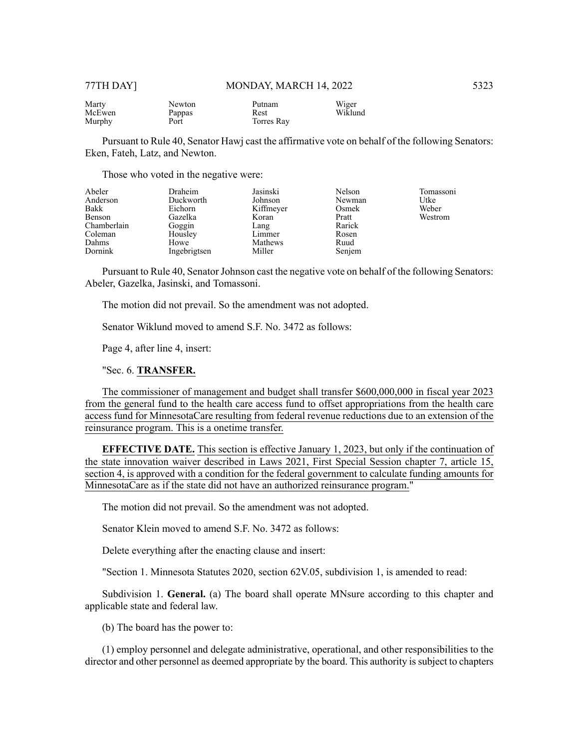| | | | |
|---|---|---|---|
| Marty | Newton | Putnam | Wiger |
| McEwen | Pappas | Rest | Wiklund |
| Murphy | Port | Torres Ray | |

Pursuant to Rule 40, Senator Hawj cast the affirmative vote on behalf of the following Senators: Eken, Fateh, Latz, and Newton.

Those who voted in the negative were:

| | | | | |
|---|---|---|---|---|
| Abeler | Draheim | Jasinski | Nelson | Tomassoni |
| Anderson | Duckworth | Johnson | Newman | Utke |
| Bakk | Eichorn | Kiffmeyer | Osmek | Weber |
| Benson | Gazelka | Koran | Pratt | Westrom |
| Chamberlain | Goggin | Lang | Rarick | |
| Coleman | Housley | Limmer | Rosen | |
| Dahms | Howe | Mathews | Ruud | |
| Dornink | Ingebrigtsen | Miller | Senjem | |

Pursuant to Rule 40, Senator Johnson cast the negative vote on behalf of the following Senators: Abeler, Gazelka, Jasinski, and Tomassoni.

The motion did not prevail. So the amendment was not adopted.

Senator Wiklund moved to amend S.F. No. 3472 as follows:

Page 4, after line 4, insert:

"Sec. 6. **TRANSFER.**

The commissioner of management and budget shall transfer $600,000,000 in fiscal year 2023 from the general fund to the health care access fund to offset appropriations from the health care access fund for MinnesotaCare resulting from federal revenue reductions due to an extension of the reinsurance program. This is a onetime transfer.

**EFFECTIVE DATE.** This section is effective January 1, 2023, but only if the continuation of the state innovation waiver described in Laws 2021, First Special Session chapter 7, article 15, section 4, is approved with a condition for the federal government to calculate funding amounts for MinnesotaCare as if the state did not have an authorized reinsurance program."

The motion did not prevail. So the amendment was not adopted.

Senator Klein moved to amend S.F. No. 3472 as follows:

Delete everything after the enacting clause and insert:

"Section 1. Minnesota Statutes 2020, section 62V.05, subdivision 1, is amended to read:

Subdivision 1. **General.** (a) The board shall operate MNsure according to this chapter and applicable state and federal law.

(b) The board has the power to:

(1) employ personnel and delegate administrative, operational, and other responsibilities to the director and other personnel as deemed appropriate by the board. This authority is subject to chapters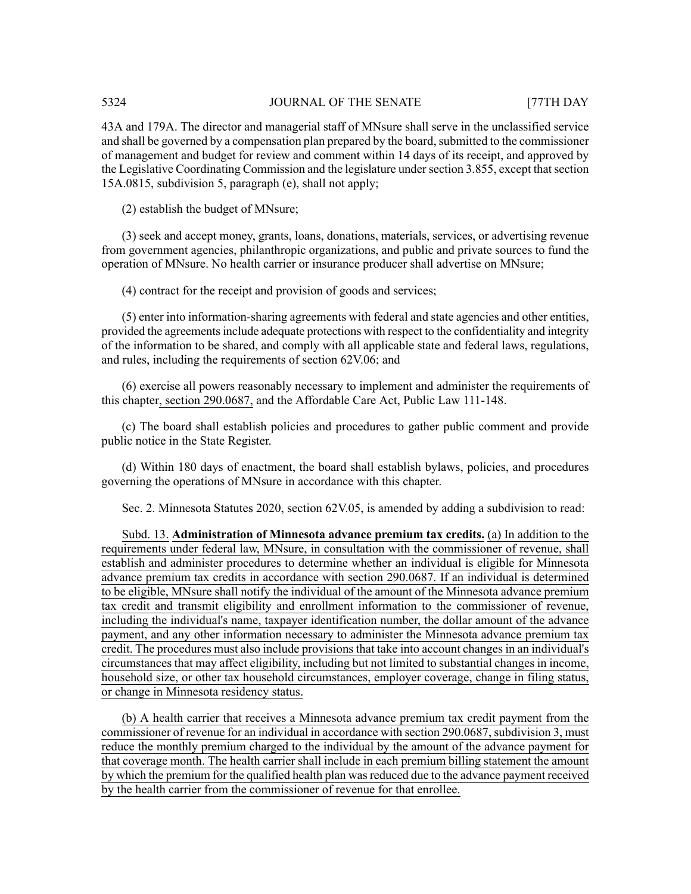43A and 179A. The director and managerial staff of MNsure shall serve in the unclassified service and shall be governed by a compensation plan prepared by the board, submitted to the commissioner of management and budget for review and comment within 14 days of its receipt, and approved by the Legislative Coordinating Commission and the legislature under section 3.855, except that section 15A.0815, subdivision 5, paragraph (e), shall not apply;

(2) establish the budget of MNsure;

(3) seek and accept money, grants, loans, donations, materials, services, or advertising revenue from government agencies, philanthropic organizations, and public and private sources to fund the operation of MNsure. No health carrier or insurance producer shall advertise on MNsure;

(4) contract for the receipt and provision of goods and services;

(5) enter into information-sharing agreements with federal and state agencies and other entities, provided the agreements include adequate protections with respect to the confidentiality and integrity of the information to be shared, and comply with all applicable state and federal laws, regulations, and rules, including the requirements of section 62V.06; and

(6) exercise all powers reasonably necessary to implement and administer the requirements of this chapter, section 290.0687, and the Affordable Care Act, Public Law 111-148.

(c) The board shall establish policies and procedures to gather public comment and provide public notice in the State Register.

(d) Within 180 days of enactment, the board shall establish bylaws, policies, and procedures governing the operations of MNsure in accordance with this chapter.

Sec. 2. Minnesota Statutes 2020, section 62V.05, is amended by adding a subdivision to read:

Subd. 13. **Administration of Minnesota advance premium tax credits.** (a) In addition to the requirements under federal law, MNsure, in consultation with the commissioner of revenue, shall establish and administer procedures to determine whether an individual is eligible for Minnesota advance premium tax credits in accordance with section 290.0687. If an individual is determined to be eligible, MNsure shall notify the individual of the amount of the Minnesota advance premium tax credit and transmit eligibility and enrollment information to the commissioner of revenue, including the individual's name, taxpayer identification number, the dollar amount of the advance payment, and any other information necessary to administer the Minnesota advance premium tax credit. The procedures must also include provisions that take into account changes in an individual's circumstances that may affect eligibility, including but not limited to substantial changes in income, household size, or other tax household circumstances, employer coverage, change in filing status, or change in Minnesota residency status.

(b) A health carrier that receives a Minnesota advance premium tax credit payment from the commissioner of revenue for an individual in accordance with section 290.0687, subdivision 3, must reduce the monthly premium charged to the individual by the amount of the advance payment for that coverage month. The health carrier shall include in each premium billing statement the amount by which the premium for the qualified health plan was reduced due to the advance payment received by the health carrier from the commissioner of revenue for that enrollee.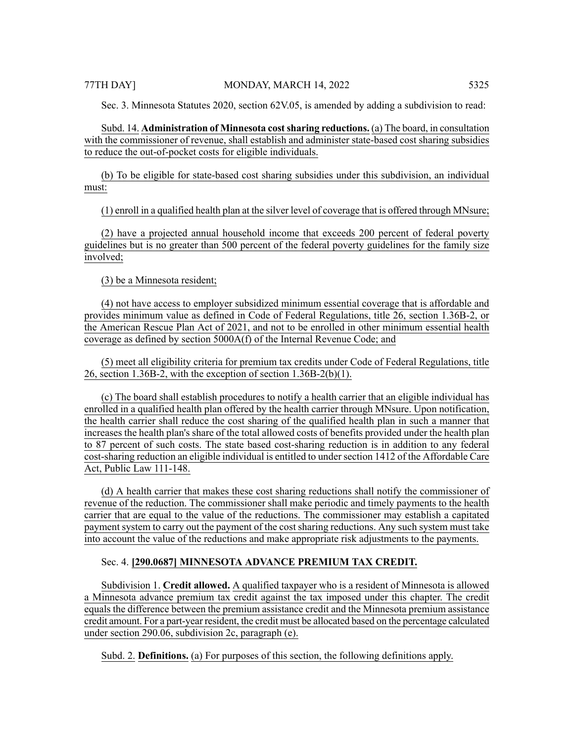Sec. 3. Minnesota Statutes 2020, section 62V.05, is amended by adding a subdivision to read:

Subd. 14. **Administration of Minnesota cost sharing reductions.** (a) The board, in consultation with the commissioner of revenue, shall establish and administer state-based cost sharing subsidies to reduce the out-of-pocket costs for eligible individuals.

(b) To be eligible for state-based cost sharing subsidies under this subdivision, an individual must:

(1) enroll in a qualified health plan at the silver level of coverage that is offered through MNsure;

(2) have a projected annual household income that exceeds 200 percent of federal poverty guidelines but is no greater than 500 percent of the federal poverty guidelines for the family size involved;

(3) be a Minnesota resident;

(4) not have access to employer subsidized minimum essential coverage that is affordable and provides minimum value as defined in Code of Federal Regulations, title 26, section 1.36B-2, or the American Rescue Plan Act of 2021, and not to be enrolled in other minimum essential health coverage as defined by section 5000A(f) of the Internal Revenue Code; and

(5) meet all eligibility criteria for premium tax credits under Code of Federal Regulations, title 26, section 1.36B-2, with the exception of section 1.36B-2(b)(1).

(c) The board shall establish procedures to notify a health carrier that an eligible individual has enrolled in a qualified health plan offered by the health carrier through MNsure. Upon notification, the health carrier shall reduce the cost sharing of the qualified health plan in such a manner that increases the health plan's share of the total allowed costs of benefits provided under the health plan to 87 percent of such costs. The state based cost-sharing reduction is in addition to any federal cost-sharing reduction an eligible individual is entitled to under section 1412 of the Affordable Care Act, Public Law 111-148.

(d) A health carrier that makes these cost sharing reductions shall notify the commissioner of revenue of the reduction. The commissioner shall make periodic and timely payments to the health carrier that are equal to the value of the reductions. The commissioner may establish a capitated payment system to carry out the payment of the cost sharing reductions. Any such system must take into account the value of the reductions and make appropriate risk adjustments to the payments.

Sec. 4. **[290.0687] MINNESOTA ADVANCE PREMIUM TAX CREDIT.**

Subdivision 1. **Credit allowed.** A qualified taxpayer who is a resident of Minnesota is allowed a Minnesota advance premium tax credit against the tax imposed under this chapter. The credit equals the difference between the premium assistance credit and the Minnesota premium assistance credit amount. For a part-year resident, the credit must be allocated based on the percentage calculated under section 290.06, subdivision 2c, paragraph (e).

Subd. 2. **Definitions.** (a) For purposes of this section, the following definitions apply.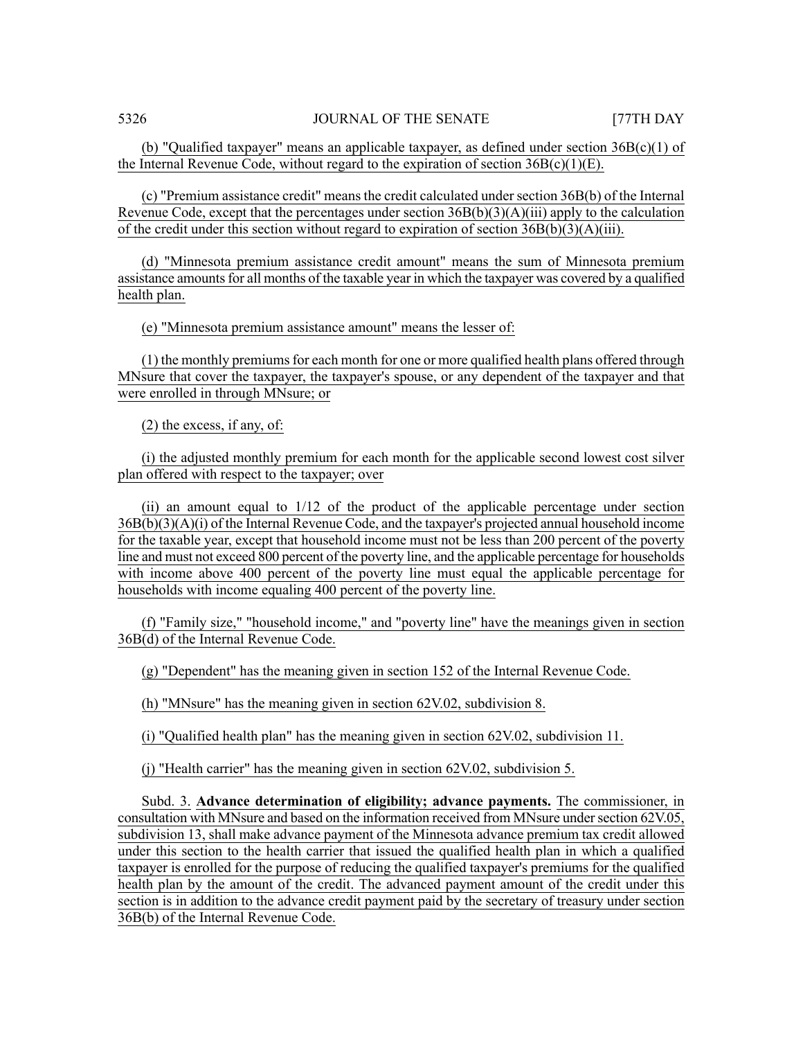(b) "Qualified taxpayer" means an applicable taxpayer, as defined under section 36B(c)(1) of the Internal Revenue Code, without regard to the expiration of section 36B(c)(1)(E).

(c) "Premium assistance credit" means the credit calculated under section 36B(b) of the Internal Revenue Code, except that the percentages under section 36B(b)(3)(A)(iii) apply to the calculation of the credit under this section without regard to expiration of section 36B(b)(3)(A)(iii).

(d) "Minnesota premium assistance credit amount" means the sum of Minnesota premium assistance amounts for all months of the taxable year in which the taxpayer was covered by a qualified health plan.

(e) "Minnesota premium assistance amount" means the lesser of:

(1) the monthly premiums for each month for one or more qualified health plans offered through MNsure that cover the taxpayer, the taxpayer's spouse, or any dependent of the taxpayer and that were enrolled in through MNsure; or

(2) the excess, if any, of:

(i) the adjusted monthly premium for each month for the applicable second lowest cost silver plan offered with respect to the taxpayer; over

(ii) an amount equal to 1/12 of the product of the applicable percentage under section 36B(b)(3)(A)(i) of the Internal Revenue Code, and the taxpayer's projected annual household income for the taxable year, except that household income must not be less than 200 percent of the poverty line and must not exceed 800 percent of the poverty line, and the applicable percentage for households with income above 400 percent of the poverty line must equal the applicable percentage for households with income equaling 400 percent of the poverty line.

(f) "Family size," "household income," and "poverty line" have the meanings given in section 36B(d) of the Internal Revenue Code.

(g) "Dependent" has the meaning given in section 152 of the Internal Revenue Code.

(h) "MNsure" has the meaning given in section 62V.02, subdivision 8.

(i) "Qualified health plan" has the meaning given in section 62V.02, subdivision 11.

(j) "Health carrier" has the meaning given in section 62V.02, subdivision 5.

Subd. 3. **Advance determination of eligibility; advance payments.** The commissioner, in consultation with MNsure and based on the information received from MNsure under section 62V.05, subdivision 13, shall make advance payment of the Minnesota advance premium tax credit allowed under this section to the health carrier that issued the qualified health plan in which a qualified taxpayer is enrolled for the purpose of reducing the qualified taxpayer's premiums for the qualified health plan by the amount of the credit. The advanced payment amount of the credit under this section is in addition to the advance credit payment paid by the secretary of treasury under section 36B(b) of the Internal Revenue Code.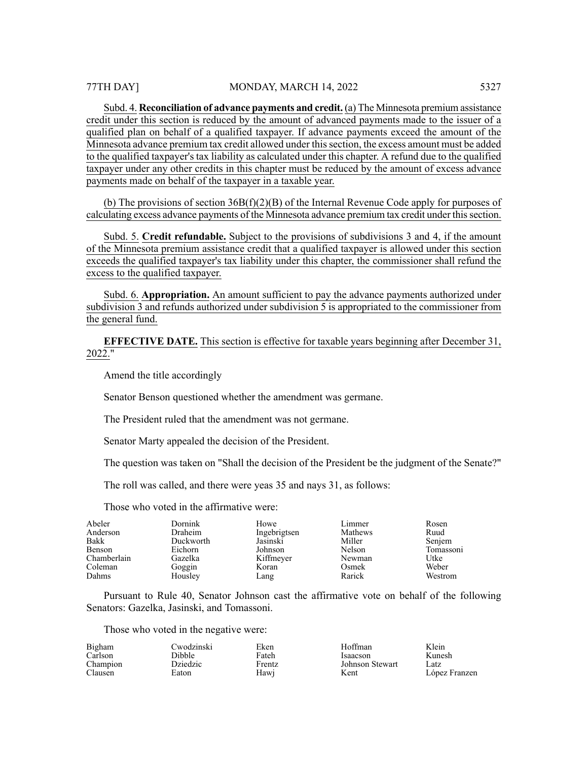Subd. 4. **Reconciliation of advance payments and credit.** (a) The Minnesota premium assistance credit under this section is reduced by the amount of advanced payments made to the issuer of a qualified plan on behalf of a qualified taxpayer. If advance payments exceed the amount of the Minnesota advance premium tax credit allowed under this section, the excess amount must be added to the qualified taxpayer's tax liability as calculated under this chapter. A refund due to the qualified taxpayer under any other credits in this chapter must be reduced by the amount of excess advance payments made on behalf of the taxpayer in a taxable year.

(b) The provisions of section 36B(f)(2)(B) of the Internal Revenue Code apply for purposes of calculating excess advance payments of the Minnesota advance premium tax credit under this section.

Subd. 5. **Credit refundable.** Subject to the provisions of subdivisions 3 and 4, if the amount of the Minnesota premium assistance credit that a qualified taxpayer is allowed under this section exceeds the qualified taxpayer's tax liability under this chapter, the commissioner shall refund the excess to the qualified taxpayer.

Subd. 6. **Appropriation.** An amount sufficient to pay the advance payments authorized under subdivision 3 and refunds authorized under subdivision 5 is appropriated to the commissioner from the general fund.

**EFFECTIVE DATE.** This section is effective for taxable years beginning after December 31, 2022."

Amend the title accordingly

Senator Benson questioned whether the amendment was germane.

The President ruled that the amendment was not germane.

Senator Marty appealed the decision of the President.

The question was taken on "Shall the decision of the President be the judgment of the Senate?"

The roll was called, and there were yeas 35 and nays 31, as follows:

Those who voted in the affirmative were:

| | | | | |
|---|---|---|---|---|
| Abeler | Dornink | Howe | Limmer | Rosen |
| Anderson | Draheim | Ingebrigtsen | Mathews | Ruud |
| Bakk | Duckworth | Jasinski | Miller | Senjem |
| Benson | Eichorn | Johnson | Nelson | Tomassoni |
| Chamberlain | Gazelka | Kiffmeyer | Newman | Utke |
| Coleman | Goggin | Koran | Osmek | Weber |
| Dahms | Housley | Lang | Rarick | Westrom |

Pursuant to Rule 40, Senator Johnson cast the affirmative vote on behalf of the following Senators: Gazelka, Jasinski, and Tomassoni.

Those who voted in the negative were:

| | | | | |
|---|---|---|---|---|
| Bigham | Cwodzinski | Eken | Hoffman | Klein |
| Carlson | Dibble | Fateh | Isaacson | Kunesh |
| Champion | Dziedzic | Frentz | Johnson Stewart | Latz |
| Clausen | Eaton | Hawj | Kent | López Franzen |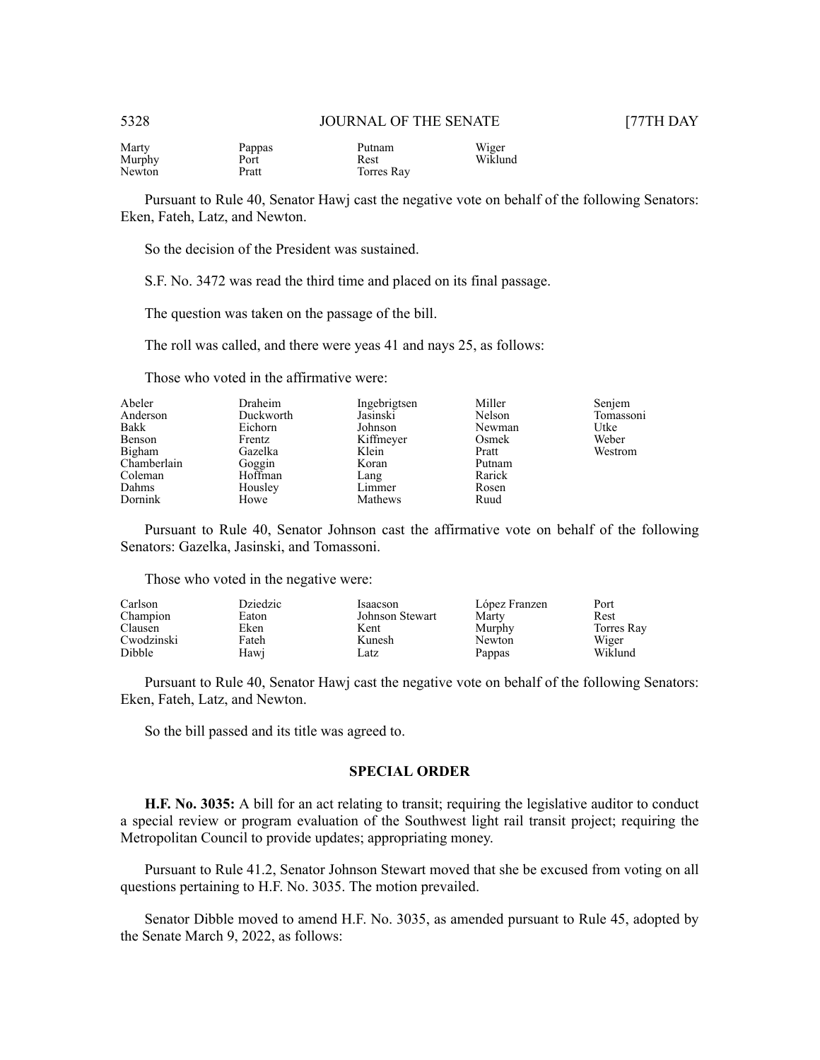| | | | |
|---|---|---|---|
| Marty | Pappas | Putnam | Wiger |
| Murphy | Port | Rest | Wiklund |
| Newton | Pratt | Torres Ray | |

Pursuant to Rule 40, Senator Hawj cast the negative vote on behalf of the following Senators: Eken, Fateh, Latz, and Newton.

So the decision of the President was sustained.

S.F. No. 3472 was read the third time and placed on its final passage.

The question was taken on the passage of the bill.

The roll was called, and there were yeas 41 and nays 25, as follows:

Those who voted in the affirmative were:

| | | | | |
|---|---|---|---|---|
| Abeler | Draheim | Ingebrigtsen | Miller | Senjem |
| Anderson | Duckworth | Jasinski | Nelson | Tomassoni |
| Bakk | Eichorn | Johnson | Newman | Utke |
| Benson | Frentz | Kiffmeyer | Osmek | Weber |
| Bigham | Gazelka | Klein | Pratt | Westrom |
| Chamberlain | Goggin | Koran | Putnam | |
| Coleman | Hoffman | Lang | Rarick | |
| Dahms | Housley | Limmer | Rosen | |
| Dornink | Howe | Mathews | Ruud | |

Pursuant to Rule 40, Senator Johnson cast the affirmative vote on behalf of the following Senators: Gazelka, Jasinski, and Tomassoni.

Those who voted in the negative were:

| | | | | |
|---|---|---|---|---|
| Carlson | Dziedzic | Isaacson | López Franzen | Port |
| Champion | Eaton | Johnson Stewart | Marty | Rest |
| Clausen | Eken | Kent | Murphy | Torres Ray |
| Cwodzinski | Fateh | Kunesh | Newton | Wiger |
| Dibble | Hawj | Latz | Pappas | Wiklund |

Pursuant to Rule 40, Senator Hawj cast the negative vote on behalf of the following Senators: Eken, Fateh, Latz, and Newton.

So the bill passed and its title was agreed to.

## SPECIAL ORDER

**H.F. No. 3035:** A bill for an act relating to transit; requiring the legislative auditor to conduct a special review or program evaluation of the Southwest light rail transit project; requiring the Metropolitan Council to provide updates; appropriating money.

Pursuant to Rule 41.2, Senator Johnson Stewart moved that she be excused from voting on all questions pertaining to H.F. No. 3035. The motion prevailed.

Senator Dibble moved to amend H.F. No. 3035, as amended pursuant to Rule 45, adopted by the Senate March 9, 2022, as follows: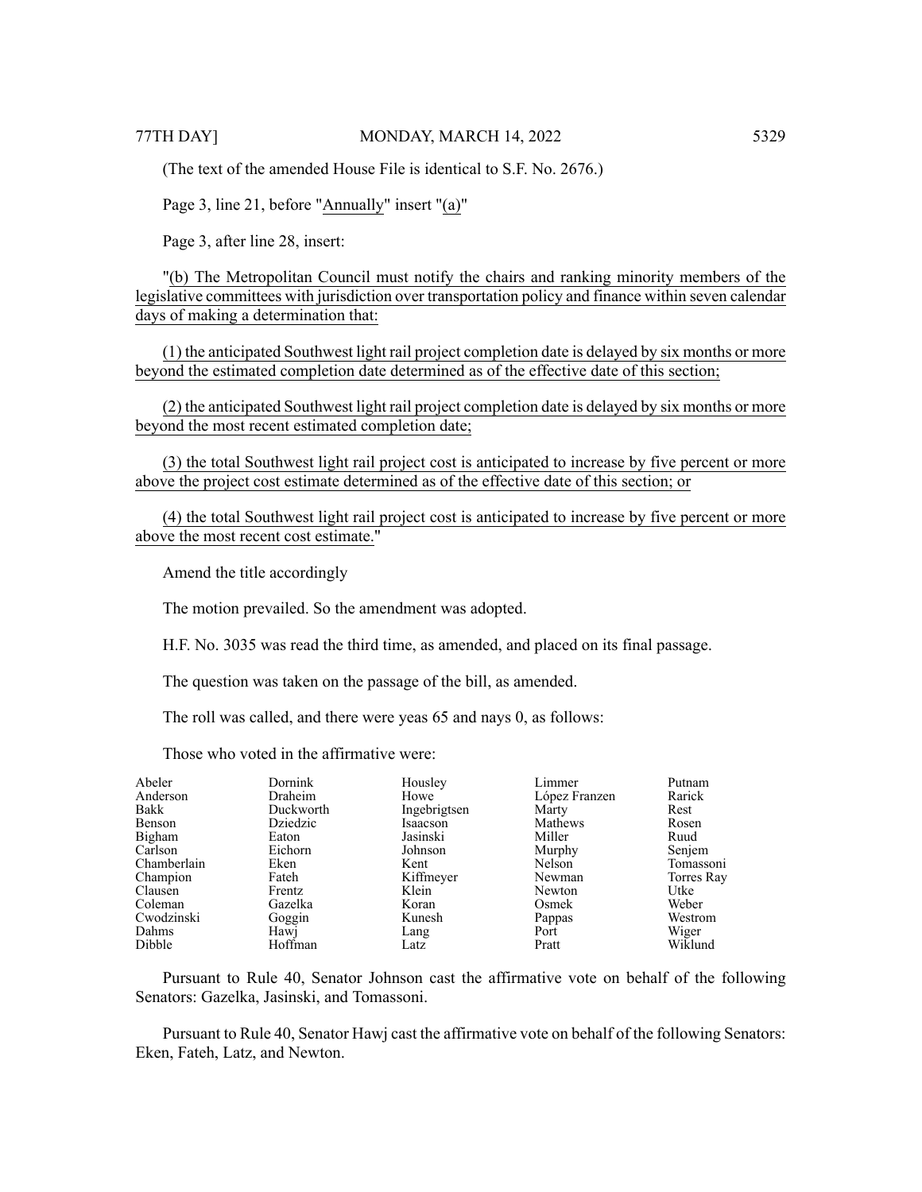(The text of the amended House File is identical to S.F. No. 2676.)

Page 3, line 21, before "Annually" insert "(a)"

Page 3, after line 28, insert:

"(b) The Metropolitan Council must notify the chairs and ranking minority members of the legislative committees with jurisdiction over transportation policy and finance within seven calendar days of making a determination that:

(1) the anticipated Southwest light rail project completion date is delayed by six months or more beyond the estimated completion date determined as of the effective date of this section;

(2) the anticipated Southwest light rail project completion date is delayed by six months or more beyond the most recent estimated completion date;

(3) the total Southwest light rail project cost is anticipated to increase by five percent or more above the project cost estimate determined as of the effective date of this section; or

(4) the total Southwest light rail project cost is anticipated to increase by five percent or more above the most recent cost estimate."

Amend the title accordingly

The motion prevailed. So the amendment was adopted.

H.F. No. 3035 was read the third time, as amended, and placed on its final passage.

The question was taken on the passage of the bill, as amended.

The roll was called, and there were yeas 65 and nays 0, as follows:

Those who voted in the affirmative were:

| | | | | |
|---|---|---|---|---|
| Abeler | Dornink | Housley | Limmer | Putnam |
| Anderson | Draheim | Howe | López Franzen | Rarick |
| Bakk | Duckworth | Ingebrigtsen | Marty | Rest |
| Benson | Dziedzic | Isaacson | Mathews | Rosen |
| Bigham | Eaton | Jasinski | Miller | Ruud |
| Carlson | Eichorn | Johnson | Murphy | Senjem |
| Chamberlain | Eken | Kent | Nelson | Tomassoni |
| Champion | Fateh | Kiffmeyer | Newman | Torres Ray |
| Clausen | Frentz | Klein | Newton | Utke |
| Coleman | Gazelka | Koran | Osmek | Weber |
| Cwodzinski | Goggin | Kunesh | Pappas | Westrom |
| Dahms | Hawj | Lang | Port | Wiger |
| Dibble | Hoffman | Latz | Pratt | Wiklund |

Pursuant to Rule 40, Senator Johnson cast the affirmative vote on behalf of the following Senators: Gazelka, Jasinski, and Tomassoni.

Pursuant to Rule 40, Senator Hawj cast the affirmative vote on behalf of the following Senators: Eken, Fateh, Latz, and Newton.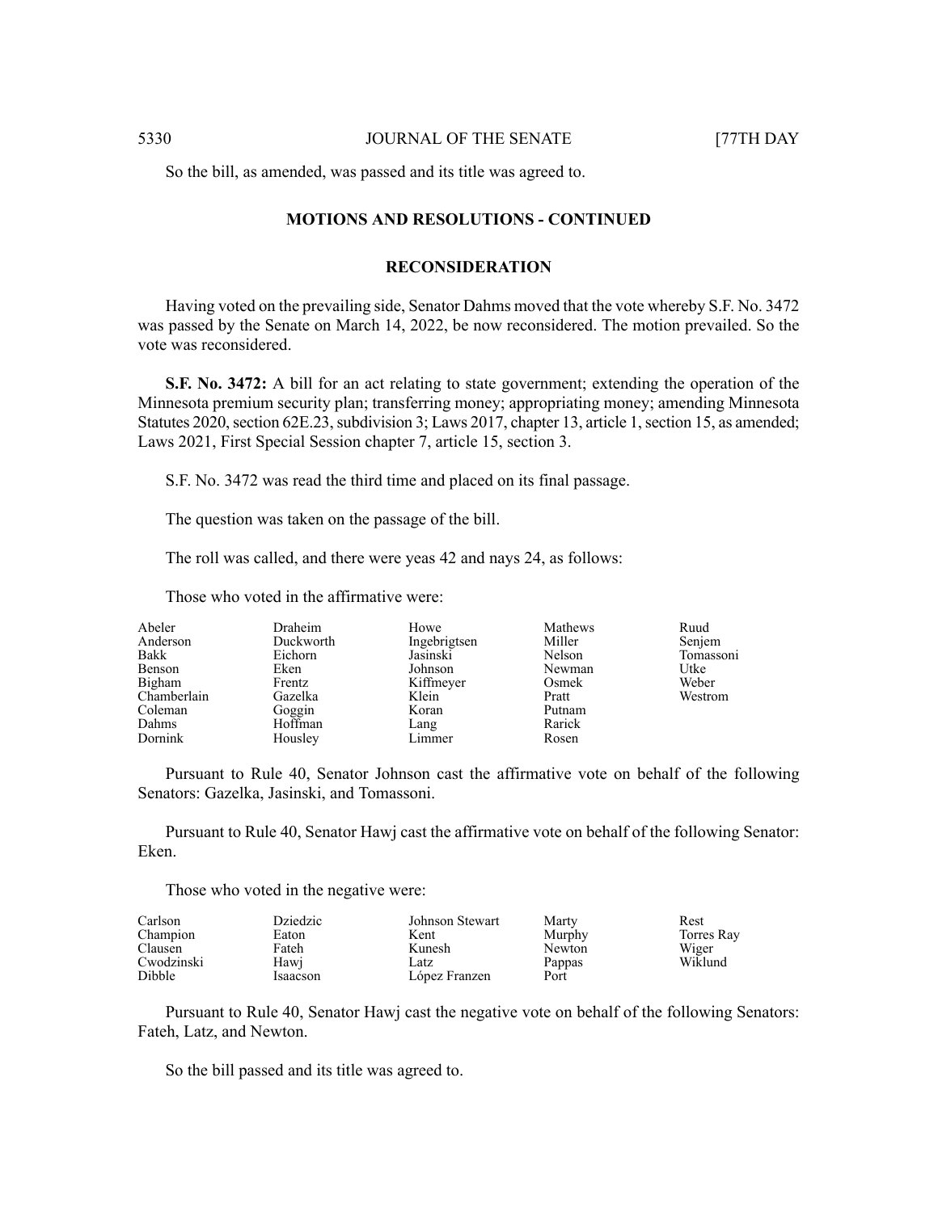So the bill, as amended, was passed and its title was agreed to.

**MOTIONS AND RESOLUTIONS - CONTINUED**

**RECONSIDERATION**

Having voted on the prevailing side, Senator Dahms moved that the vote whereby S.F. No. 3472 was passed by the Senate on March 14, 2022, be now reconsidered. The motion prevailed. So the vote was reconsidered.

**S.F. No. 3472:** A bill for an act relating to state government; extending the operation of the Minnesota premium security plan; transferring money; appropriating money; amending Minnesota Statutes 2020, section 62E.23, subdivision 3; Laws 2017, chapter 13, article 1, section 15, as amended; Laws 2021, First Special Session chapter 7, article 15, section 3.

S.F. No. 3472 was read the third time and placed on its final passage.

The question was taken on the passage of the bill.

The roll was called, and there were yeas 42 and nays 24, as follows:

Those who voted in the affirmative were:

| | | | | |
|---|---|---|---|---|
| Abeler | Draheim | Howe | Mathews | Ruud |
| Anderson | Duckworth | Ingebrigtsen | Miller | Senjem |
| Bakk | Eichorn | Jasinski | Nelson | Tomassoni |
| Benson | Eken | Johnson | Newman | Utke |
| Bigham | Frentz | Kiffmeyer | Osmek | Weber |
| Chamberlain | Gazelka | Klein | Pratt | Westrom |
| Coleman | Goggin | Koran | Putnam | |
| Dahms | Hoffman | Lang | Rarick | |
| Dornink | Housley | Limmer | Rosen | |

Pursuant to Rule 40, Senator Johnson cast the affirmative vote on behalf of the following Senators: Gazelka, Jasinski, and Tomassoni.

Pursuant to Rule 40, Senator Hawj cast the affirmative vote on behalf of the following Senator: Eken.

Those who voted in the negative were:

| | | | | |
|---|---|---|---|---|
| Carlson | Dziedzic | Johnson Stewart | Marty | Rest |
| Champion | Eaton | Kent | Murphy | Torres Ray |
| Clausen | Fateh | Kunesh | Newton | Wiger |
| Cwodzinski | Hawj | Latz | Pappas | Wiklund |
| Dibble | Isaacson | López Franzen | Port | |

Pursuant to Rule 40, Senator Hawj cast the negative vote on behalf of the following Senators: Fateh, Latz, and Newton.

So the bill passed and its title was agreed to.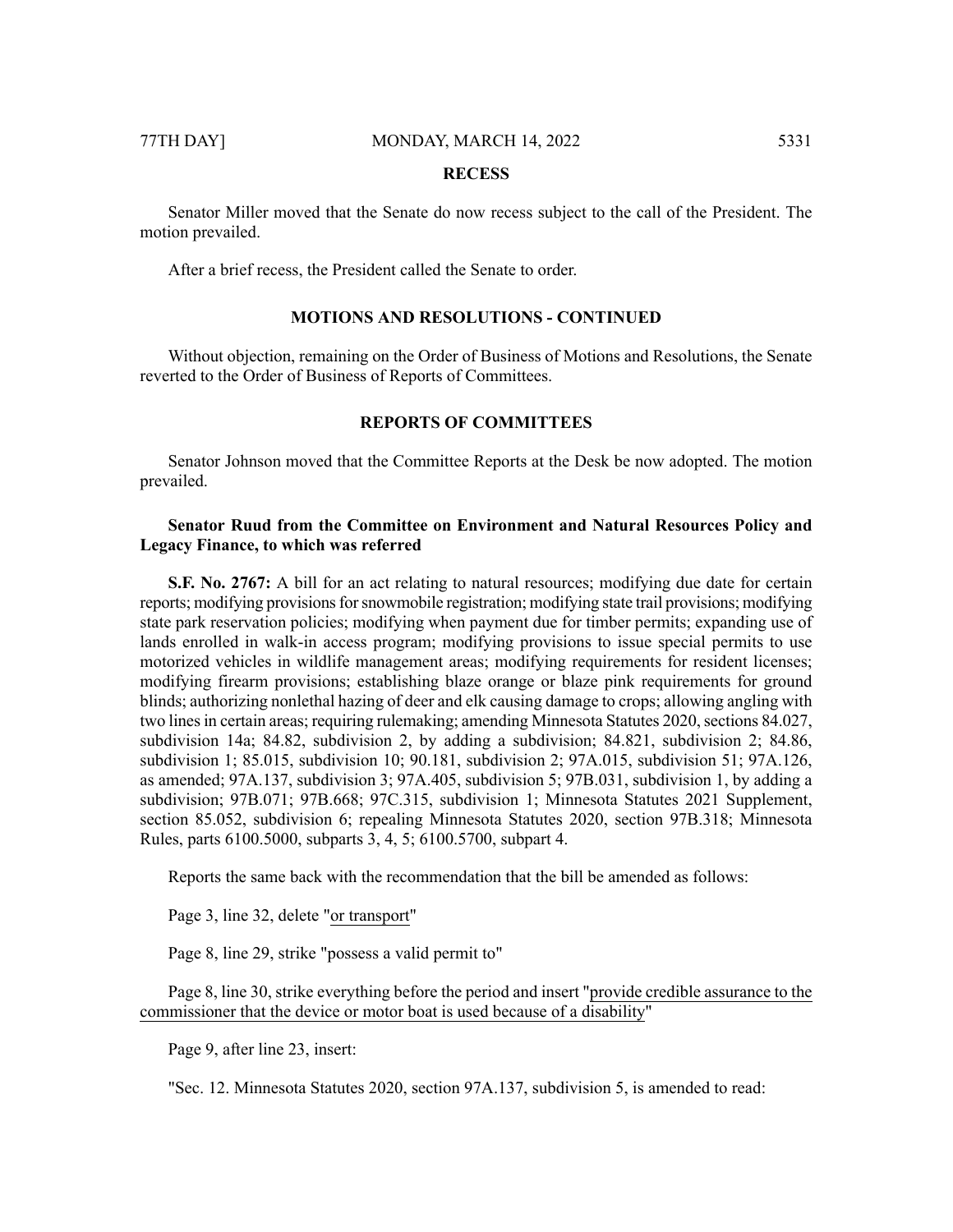## RECESS

Senator Miller moved that the Senate do now recess subject to the call of the President. The motion prevailed.

After a brief recess, the President called the Senate to order.

## MOTIONS AND RESOLUTIONS - CONTINUED

Without objection, remaining on the Order of Business of Motions and Resolutions, the Senate reverted to the Order of Business of Reports of Committees.

## REPORTS OF COMMITTEES

Senator Johnson moved that the Committee Reports at the Desk be now adopted. The motion prevailed.

**Senator Ruud from the Committee on Environment and Natural Resources Policy and Legacy Finance, to which was referred**

**S.F. No. 2767:** A bill for an act relating to natural resources; modifying due date for certain reports; modifying provisions for snowmobile registration; modifying state trail provisions; modifying state park reservation policies; modifying when payment due for timber permits; expanding use of lands enrolled in walk-in access program; modifying provisions to issue special permits to use motorized vehicles in wildlife management areas; modifying requirements for resident licenses; modifying firearm provisions; establishing blaze orange or blaze pink requirements for ground blinds; authorizing nonlethal hazing of deer and elk causing damage to crops; allowing angling with two lines in certain areas; requiring rulemaking; amending Minnesota Statutes 2020, sections 84.027, subdivision 14a; 84.82, subdivision 2, by adding a subdivision; 84.821, subdivision 2; 84.86, subdivision 1; 85.015, subdivision 10; 90.181, subdivision 2; 97A.015, subdivision 51; 97A.126, as amended; 97A.137, subdivision 3; 97A.405, subdivision 5; 97B.031, subdivision 1, by adding a subdivision; 97B.071; 97B.668; 97C.315, subdivision 1; Minnesota Statutes 2021 Supplement, section 85.052, subdivision 6; repealing Minnesota Statutes 2020, section 97B.318; Minnesota Rules, parts 6100.5000, subparts 3, 4, 5; 6100.5700, subpart 4.

Reports the same back with the recommendation that the bill be amended as follows:

Page 3, line 32, delete "<u>or transport</u>"

Page 8, line 29, strike "possess a valid permit to"

Page 8, line 30, strike everything before the period and insert "<u>provide credible assurance to the commissioner that the device or motor boat is used because of a disability</u>"

Page 9, after line 23, insert:

"Sec. 12. Minnesota Statutes 2020, section 97A.137, subdivision 5, is amended to read: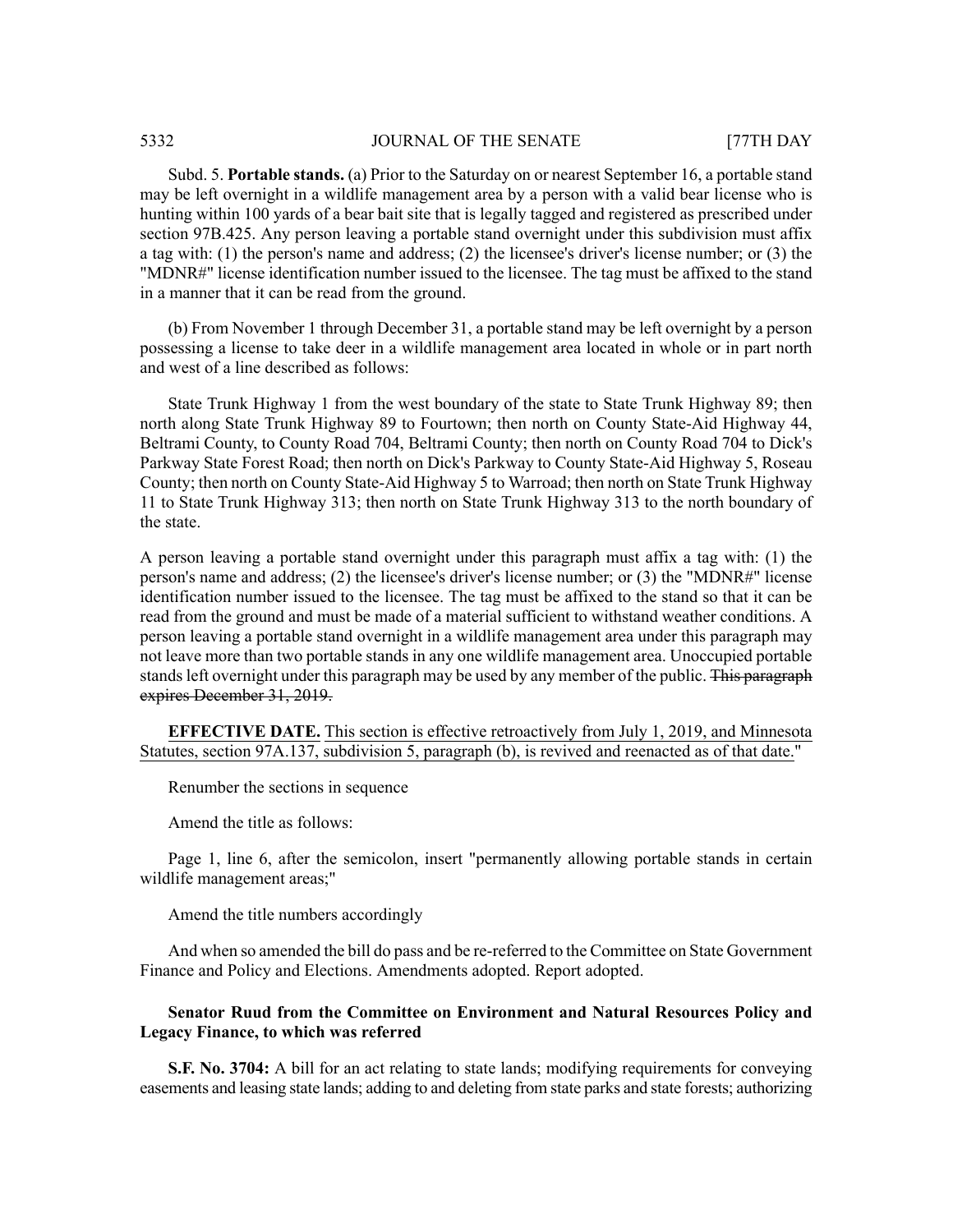Subd. 5. **Portable stands.** (a) Prior to the Saturday on or nearest September 16, a portable stand may be left overnight in a wildlife management area by a person with a valid bear license who is hunting within 100 yards of a bear bait site that is legally tagged and registered as prescribed under section 97B.425. Any person leaving a portable stand overnight under this subdivision must affix a tag with: (1) the person's name and address; (2) the licensee's driver's license number; or (3) the "MDNR#" license identification number issued to the licensee. The tag must be affixed to the stand in a manner that it can be read from the ground.

(b) From November 1 through December 31, a portable stand may be left overnight by a person possessing a license to take deer in a wildlife management area located in whole or in part north and west of a line described as follows:

State Trunk Highway 1 from the west boundary of the state to State Trunk Highway 89; then north along State Trunk Highway 89 to Fourtown; then north on County State-Aid Highway 44, Beltrami County, to County Road 704, Beltrami County; then north on County Road 704 to Dick's Parkway State Forest Road; then north on Dick's Parkway to County State-Aid Highway 5, Roseau County; then north on County State-Aid Highway 5 to Warroad; then north on State Trunk Highway 11 to State Trunk Highway 313; then north on State Trunk Highway 313 to the north boundary of the state.

A person leaving a portable stand overnight under this paragraph must affix a tag with: (1) the person's name and address; (2) the licensee's driver's license number; or (3) the "MDNR#" license identification number issued to the licensee. The tag must be affixed to the stand so that it can be read from the ground and must be made of a material sufficient to withstand weather conditions. A person leaving a portable stand overnight in a wildlife management area under this paragraph may not leave more than two portable stands in any one wildlife management area. Unoccupied portable stands left overnight under this paragraph may be used by any member of the public. ~~This paragraph expires December 31, 2019.~~

**EFFECTIVE DATE.** This section is effective retroactively from July 1, 2019, and Minnesota Statutes, section 97A.137, subdivision 5, paragraph (b), is revived and reenacted as of that date."

Renumber the sections in sequence

Amend the title as follows:

Page 1, line 6, after the semicolon, insert "permanently allowing portable stands in certain wildlife management areas;"

Amend the title numbers accordingly

And when so amended the bill do pass and be re-referred to the Committee on State Government Finance and Policy and Elections. Amendments adopted. Report adopted.

**Senator Ruud from the Committee on Environment and Natural Resources Policy and Legacy Finance, to which was referred**

**S.F. No. 3704:** A bill for an act relating to state lands; modifying requirements for conveying easements and leasing state lands; adding to and deleting from state parks and state forests; authorizing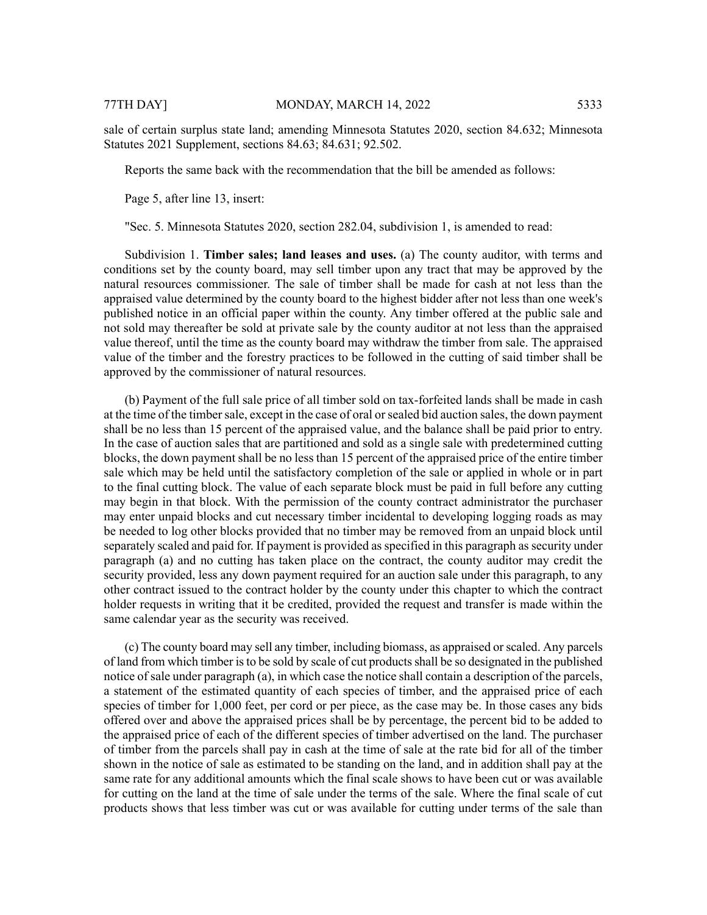sale of certain surplus state land; amending Minnesota Statutes 2020, section 84.632; Minnesota Statutes 2021 Supplement, sections 84.63; 84.631; 92.502.

Reports the same back with the recommendation that the bill be amended as follows:

Page 5, after line 13, insert:

"Sec. 5. Minnesota Statutes 2020, section 282.04, subdivision 1, is amended to read:

Subdivision 1. **Timber sales; land leases and uses.** (a) The county auditor, with terms and conditions set by the county board, may sell timber upon any tract that may be approved by the natural resources commissioner. The sale of timber shall be made for cash at not less than the appraised value determined by the county board to the highest bidder after not less than one week's published notice in an official paper within the county. Any timber offered at the public sale and not sold may thereafter be sold at private sale by the county auditor at not less than the appraised value thereof, until the time as the county board may withdraw the timber from sale. The appraised value of the timber and the forestry practices to be followed in the cutting of said timber shall be approved by the commissioner of natural resources.

(b) Payment of the full sale price of all timber sold on tax-forfeited lands shall be made in cash at the time of the timber sale, except in the case of oral or sealed bid auction sales, the down payment shall be no less than 15 percent of the appraised value, and the balance shall be paid prior to entry. In the case of auction sales that are partitioned and sold as a single sale with predetermined cutting blocks, the down payment shall be no less than 15 percent of the appraised price of the entire timber sale which may be held until the satisfactory completion of the sale or applied in whole or in part to the final cutting block. The value of each separate block must be paid in full before any cutting may begin in that block. With the permission of the county contract administrator the purchaser may enter unpaid blocks and cut necessary timber incidental to developing logging roads as may be needed to log other blocks provided that no timber may be removed from an unpaid block until separately scaled and paid for. If payment is provided as specified in this paragraph as security under paragraph (a) and no cutting has taken place on the contract, the county auditor may credit the security provided, less any down payment required for an auction sale under this paragraph, to any other contract issued to the contract holder by the county under this chapter to which the contract holder requests in writing that it be credited, provided the request and transfer is made within the same calendar year as the security was received.

(c) The county board may sell any timber, including biomass, as appraised or scaled. Any parcels of land from which timber is to be sold by scale of cut products shall be so designated in the published notice of sale under paragraph (a), in which case the notice shall contain a description of the parcels, a statement of the estimated quantity of each species of timber, and the appraised price of each species of timber for 1,000 feet, per cord or per piece, as the case may be. In those cases any bids offered over and above the appraised prices shall be by percentage, the percent bid to be added to the appraised price of each of the different species of timber advertised on the land. The purchaser of timber from the parcels shall pay in cash at the time of sale at the rate bid for all of the timber shown in the notice of sale as estimated to be standing on the land, and in addition shall pay at the same rate for any additional amounts which the final scale shows to have been cut or was available for cutting on the land at the time of sale under the terms of the sale. Where the final scale of cut products shows that less timber was cut or was available for cutting under terms of the sale than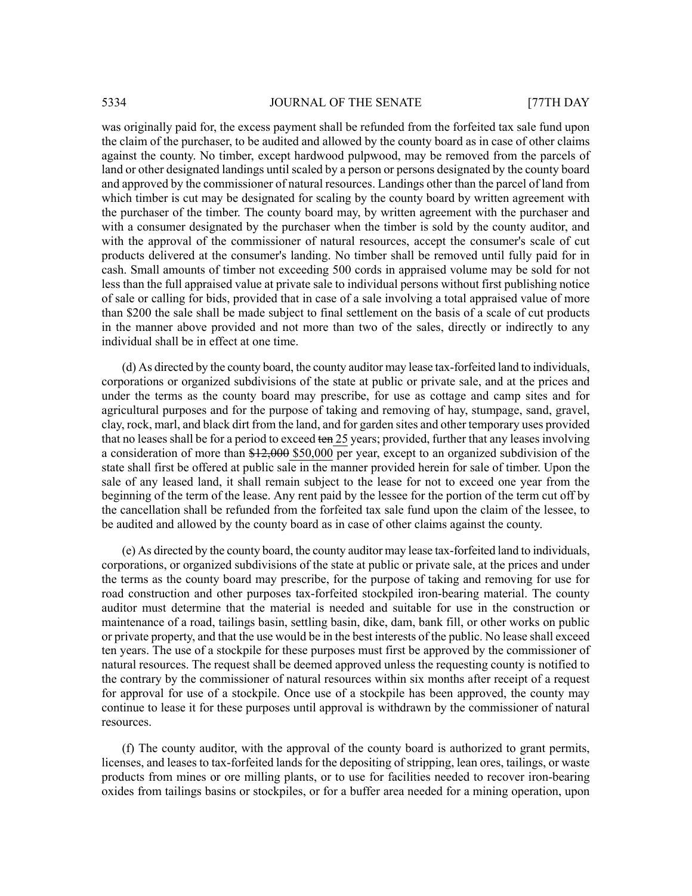was originally paid for, the excess payment shall be refunded from the forfeited tax sale fund upon the claim of the purchaser, to be audited and allowed by the county board as in case of other claims against the county. No timber, except hardwood pulpwood, may be removed from the parcels of land or other designated landings until scaled by a person or persons designated by the county board and approved by the commissioner of natural resources. Landings other than the parcel of land from which timber is cut may be designated for scaling by the county board by written agreement with the purchaser of the timber. The county board may, by written agreement with the purchaser and with a consumer designated by the purchaser when the timber is sold by the county auditor, and with the approval of the commissioner of natural resources, accept the consumer's scale of cut products delivered at the consumer's landing. No timber shall be removed until fully paid for in cash. Small amounts of timber not exceeding 500 cords in appraised volume may be sold for not less than the full appraised value at private sale to individual persons without first publishing notice of sale or calling for bids, provided that in case of a sale involving a total appraised value of more than $200 the sale shall be made subject to final settlement on the basis of a scale of cut products in the manner above provided and not more than two of the sales, directly or indirectly to any individual shall be in effect at one time.

(d) As directed by the county board, the county auditor may lease tax-forfeited land to individuals, corporations or organized subdivisions of the state at public or private sale, and at the prices and under the terms as the county board may prescribe, for use as cottage and camp sites and for agricultural purposes and for the purpose of taking and removing of hay, stumpage, sand, gravel, clay, rock, marl, and black dirt from the land, and for garden sites and other temporary uses provided that no leases shall be for a period to exceed ~~ten~~ 25 years; provided, further that any leases involving a consideration of more than ~~$12,000~~ $50,000 per year, except to an organized subdivision of the state shall first be offered at public sale in the manner provided herein for sale of timber. Upon the sale of any leased land, it shall remain subject to the lease for not to exceed one year from the beginning of the term of the lease. Any rent paid by the lessee for the portion of the term cut off by the cancellation shall be refunded from the forfeited tax sale fund upon the claim of the lessee, to be audited and allowed by the county board as in case of other claims against the county.

(e) As directed by the county board, the county auditor may lease tax-forfeited land to individuals, corporations, or organized subdivisions of the state at public or private sale, at the prices and under the terms as the county board may prescribe, for the purpose of taking and removing for use for road construction and other purposes tax-forfeited stockpiled iron-bearing material. The county auditor must determine that the material is needed and suitable for use in the construction or maintenance of a road, tailings basin, settling basin, dike, dam, bank fill, or other works on public or private property, and that the use would be in the best interests of the public. No lease shall exceed ten years. The use of a stockpile for these purposes must first be approved by the commissioner of natural resources. The request shall be deemed approved unless the requesting county is notified to the contrary by the commissioner of natural resources within six months after receipt of a request for approval for use of a stockpile. Once use of a stockpile has been approved, the county may continue to lease it for these purposes until approval is withdrawn by the commissioner of natural resources.

(f) The county auditor, with the approval of the county board is authorized to grant permits, licenses, and leases to tax-forfeited lands for the depositing of stripping, lean ores, tailings, or waste products from mines or ore milling plants, or to use for facilities needed to recover iron-bearing oxides from tailings basins or stockpiles, or for a buffer area needed for a mining operation, upon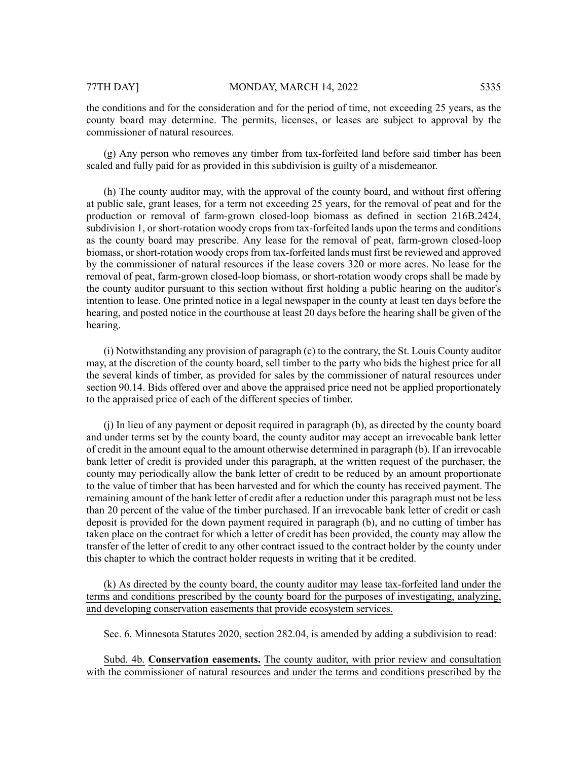the conditions and for the consideration and for the period of time, not exceeding 25 years, as the county board may determine. The permits, licenses, or leases are subject to approval by the commissioner of natural resources.

(g) Any person who removes any timber from tax-forfeited land before said timber has been scaled and fully paid for as provided in this subdivision is guilty of a misdemeanor.

(h) The county auditor may, with the approval of the county board, and without first offering at public sale, grant leases, for a term not exceeding 25 years, for the removal of peat and for the production or removal of farm-grown closed-loop biomass as defined in section 216B.2424, subdivision 1, or short-rotation woody crops from tax-forfeited lands upon the terms and conditions as the county board may prescribe. Any lease for the removal of peat, farm-grown closed-loop biomass, or short-rotation woody crops from tax-forfeited lands must first be reviewed and approved by the commissioner of natural resources if the lease covers 320 or more acres. No lease for the removal of peat, farm-grown closed-loop biomass, or short-rotation woody crops shall be made by the county auditor pursuant to this section without first holding a public hearing on the auditor's intention to lease. One printed notice in a legal newspaper in the county at least ten days before the hearing, and posted notice in the courthouse at least 20 days before the hearing shall be given of the hearing.

(i) Notwithstanding any provision of paragraph (c) to the contrary, the St. Louis County auditor may, at the discretion of the county board, sell timber to the party who bids the highest price for all the several kinds of timber, as provided for sales by the commissioner of natural resources under section 90.14. Bids offered over and above the appraised price need not be applied proportionately to the appraised price of each of the different species of timber.

(j) In lieu of any payment or deposit required in paragraph (b), as directed by the county board and under terms set by the county board, the county auditor may accept an irrevocable bank letter of credit in the amount equal to the amount otherwise determined in paragraph (b). If an irrevocable bank letter of credit is provided under this paragraph, at the written request of the purchaser, the county may periodically allow the bank letter of credit to be reduced by an amount proportionate to the value of timber that has been harvested and for which the county has received payment. The remaining amount of the bank letter of credit after a reduction under this paragraph must not be less than 20 percent of the value of the timber purchased. If an irrevocable bank letter of credit or cash deposit is provided for the down payment required in paragraph (b), and no cutting of timber has taken place on the contract for which a letter of credit has been provided, the county may allow the transfer of the letter of credit to any other contract issued to the contract holder by the county under this chapter to which the contract holder requests in writing that it be credited.

(k) As directed by the county board, the county auditor may lease tax-forfeited land under the terms and conditions prescribed by the county board for the purposes of investigating, analyzing, and developing conservation easements that provide ecosystem services.

Sec. 6. Minnesota Statutes 2020, section 282.04, is amended by adding a subdivision to read:

Subd. 4b. **Conservation easements.** The county auditor, with prior review and consultation with the commissioner of natural resources and under the terms and conditions prescribed by the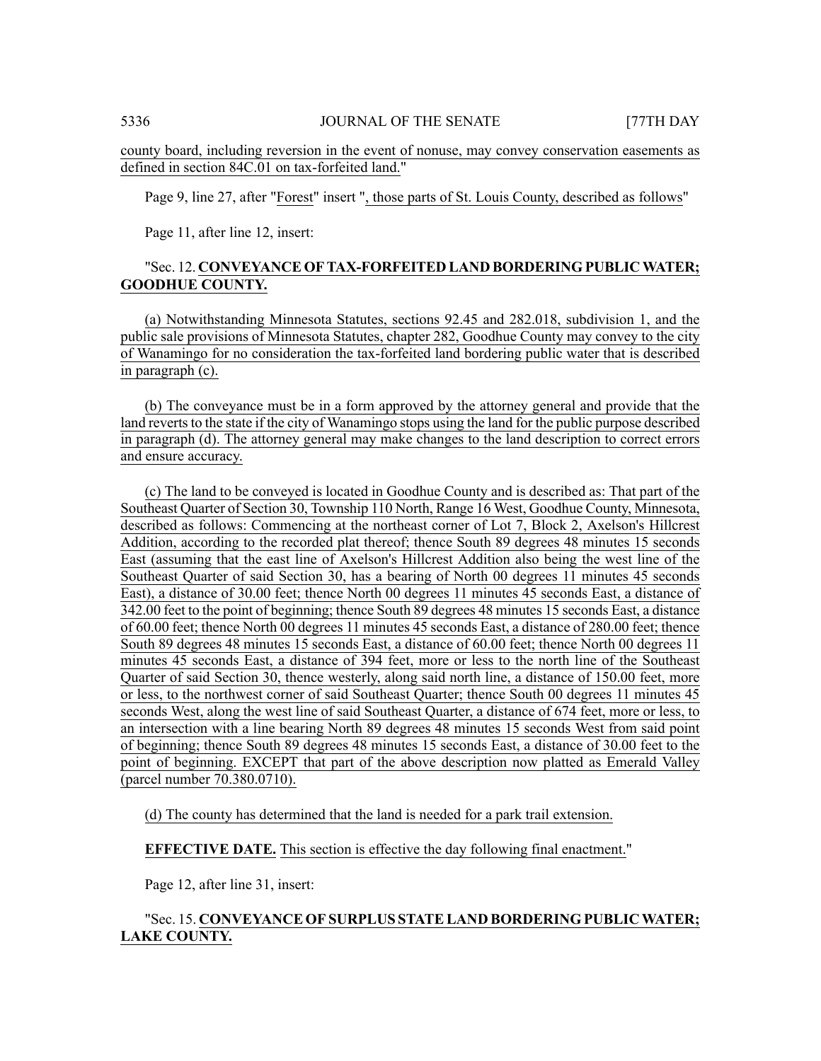county board, including reversion in the event of nonuse, may convey conservation easements as defined in section 84C.01 on tax-forfeited land."

Page 9, line 27, after "Forest" insert ", those parts of St. Louis County, described as follows"

Page 11, after line 12, insert:

"Sec. 12. **CONVEYANCE OF TAX-FORFEITED LAND BORDERING PUBLIC WATER; GOODHUE COUNTY.**

(a) Notwithstanding Minnesota Statutes, sections 92.45 and 282.018, subdivision 1, and the public sale provisions of Minnesota Statutes, chapter 282, Goodhue County may convey to the city of Wanamingo for no consideration the tax-forfeited land bordering public water that is described in paragraph (c).

(b) The conveyance must be in a form approved by the attorney general and provide that the land reverts to the state if the city of Wanamingo stops using the land for the public purpose described in paragraph (d). The attorney general may make changes to the land description to correct errors and ensure accuracy.

(c) The land to be conveyed is located in Goodhue County and is described as: That part of the Southeast Quarter of Section 30, Township 110 North, Range 16 West, Goodhue County, Minnesota, described as follows: Commencing at the northeast corner of Lot 7, Block 2, Axelson's Hillcrest Addition, according to the recorded plat thereof; thence South 89 degrees 48 minutes 15 seconds East (assuming that the east line of Axelson's Hillcrest Addition also being the west line of the Southeast Quarter of said Section 30, has a bearing of North 00 degrees 11 minutes 45 seconds East), a distance of 30.00 feet; thence North 00 degrees 11 minutes 45 seconds East, a distance of 342.00 feet to the point of beginning; thence South 89 degrees 48 minutes 15 seconds East, a distance of 60.00 feet; thence North 00 degrees 11 minutes 45 seconds East, a distance of 280.00 feet; thence South 89 degrees 48 minutes 15 seconds East, a distance of 60.00 feet; thence North 00 degrees 11 minutes 45 seconds East, a distance of 394 feet, more or less to the north line of the Southeast Quarter of said Section 30, thence westerly, along said north line, a distance of 150.00 feet, more or less, to the northwest corner of said Southeast Quarter; thence South 00 degrees 11 minutes 45 seconds West, along the west line of said Southeast Quarter, a distance of 674 feet, more or less, to an intersection with a line bearing North 89 degrees 48 minutes 15 seconds West from said point of beginning; thence South 89 degrees 48 minutes 15 seconds East, a distance of 30.00 feet to the point of beginning. EXCEPT that part of the above description now platted as Emerald Valley (parcel number 70.380.0710).

(d) The county has determined that the land is needed for a park trail extension.

**EFFECTIVE DATE.** This section is effective the day following final enactment."

Page 12, after line 31, insert:

"Sec. 15. **CONVEYANCE OF SURPLUS STATE LAND BORDERING PUBLIC WATER; LAKE COUNTY.**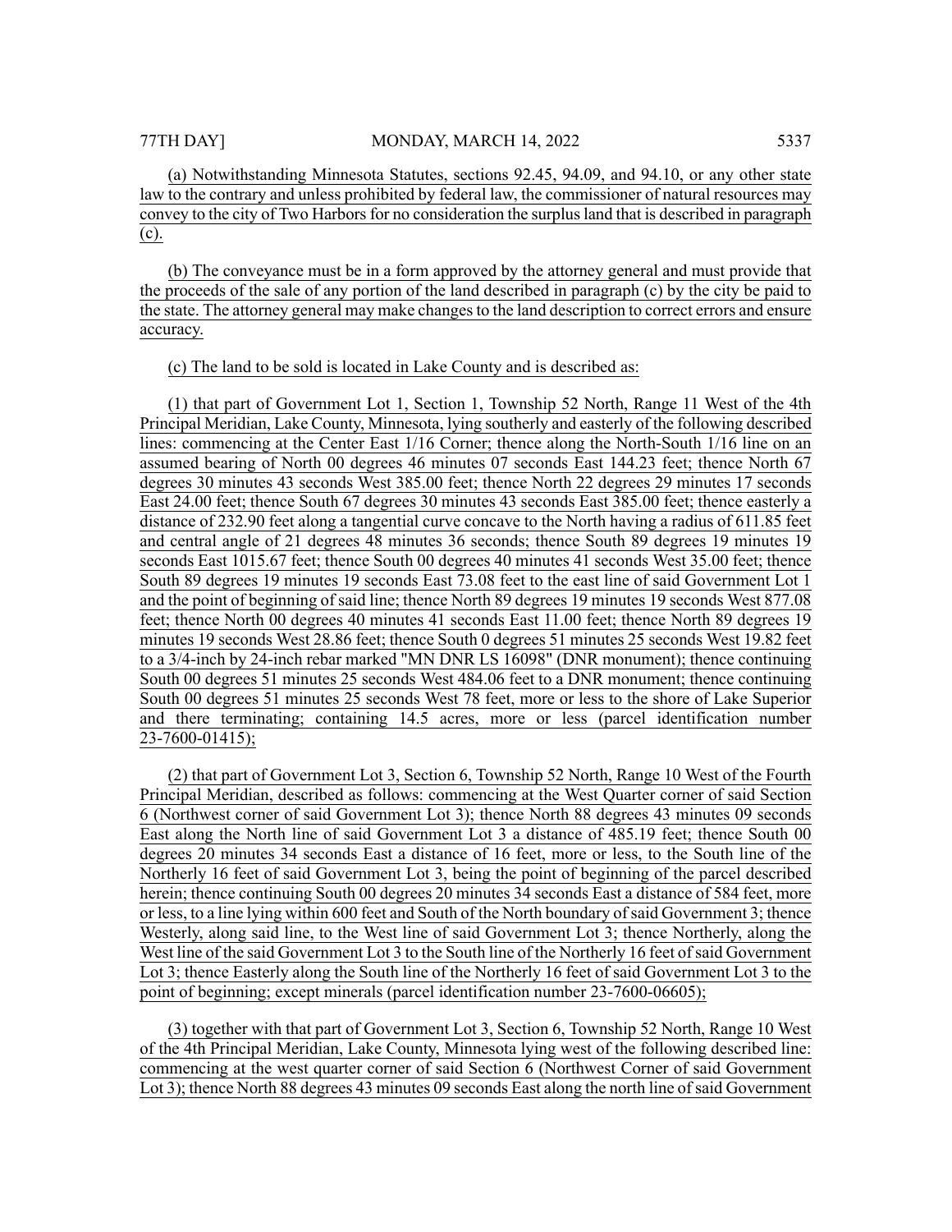(a) Notwithstanding Minnesota Statutes, sections 92.45, 94.09, and 94.10, or any other state law to the contrary and unless prohibited by federal law, the commissioner of natural resources may convey to the city of Two Harbors for no consideration the surplus land that is described in paragraph (c).

(b) The conveyance must be in a form approved by the attorney general and must provide that the proceeds of the sale of any portion of the land described in paragraph (c) by the city be paid to the state. The attorney general may make changes to the land description to correct errors and ensure accuracy.

(c) The land to be sold is located in Lake County and is described as:

(1) that part of Government Lot 1, Section 1, Township 52 North, Range 11 West of the 4th Principal Meridian, Lake County, Minnesota, lying southerly and easterly of the following described lines: commencing at the Center East 1/16 Corner; thence along the North-South 1/16 line on an assumed bearing of North 00 degrees 46 minutes 07 seconds East 144.23 feet; thence North 67 degrees 30 minutes 43 seconds West 385.00 feet; thence North 22 degrees 29 minutes 17 seconds East 24.00 feet; thence South 67 degrees 30 minutes 43 seconds East 385.00 feet; thence easterly a distance of 232.90 feet along a tangential curve concave to the North having a radius of 611.85 feet and central angle of 21 degrees 48 minutes 36 seconds; thence South 89 degrees 19 minutes 19 seconds East 1015.67 feet; thence South 00 degrees 40 minutes 41 seconds West 35.00 feet; thence South 89 degrees 19 minutes 19 seconds East 73.08 feet to the east line of said Government Lot 1 and the point of beginning of said line; thence North 89 degrees 19 minutes 19 seconds West 877.08 feet; thence North 00 degrees 40 minutes 41 seconds East 11.00 feet; thence North 89 degrees 19 minutes 19 seconds West 28.86 feet; thence South 0 degrees 51 minutes 25 seconds West 19.82 feet to a 3/4-inch by 24-inch rebar marked "MN DNR LS 16098" (DNR monument); thence continuing South 00 degrees 51 minutes 25 seconds West 484.06 feet to a DNR monument; thence continuing South 00 degrees 51 minutes 25 seconds West 78 feet, more or less to the shore of Lake Superior and there terminating; containing 14.5 acres, more or less (parcel identification number 23-7600-01415);

(2) that part of Government Lot 3, Section 6, Township 52 North, Range 10 West of the Fourth Principal Meridian, described as follows: commencing at the West Quarter corner of said Section 6 (Northwest corner of said Government Lot 3); thence North 88 degrees 43 minutes 09 seconds East along the North line of said Government Lot 3 a distance of 485.19 feet; thence South 00 degrees 20 minutes 34 seconds East a distance of 16 feet, more or less, to the South line of the Northerly 16 feet of said Government Lot 3, being the point of beginning of the parcel described herein; thence continuing South 00 degrees 20 minutes 34 seconds East a distance of 584 feet, more or less, to a line lying within 600 feet and South of the North boundary of said Government 3; thence Westerly, along said line, to the West line of said Government Lot 3; thence Northerly, along the West line of the said Government Lot 3 to the South line of the Northerly 16 feet of said Government Lot 3; thence Easterly along the South line of the Northerly 16 feet of said Government Lot 3 to the point of beginning; except minerals (parcel identification number 23-7600-06605);

(3) together with that part of Government Lot 3, Section 6, Township 52 North, Range 10 West of the 4th Principal Meridian, Lake County, Minnesota lying west of the following described line: commencing at the west quarter corner of said Section 6 (Northwest Corner of said Government Lot 3); thence North 88 degrees 43 minutes 09 seconds East along the north line of said Government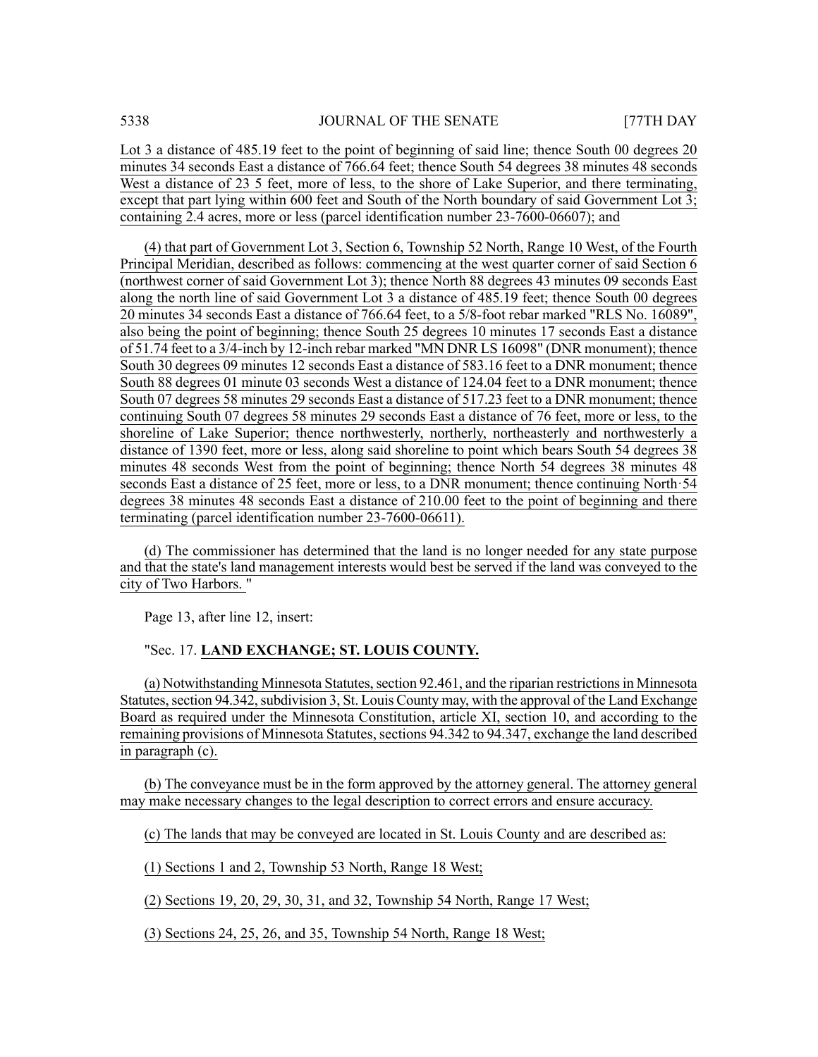Lot 3 a distance of 485.19 feet to the point of beginning of said line; thence South 00 degrees 20 minutes 34 seconds East a distance of 766.64 feet; thence South 54 degrees 38 minutes 48 seconds West a distance of 23 5 feet, more of less, to the shore of Lake Superior, and there terminating, except that part lying within 600 feet and South of the North boundary of said Government Lot 3; containing 2.4 acres, more or less (parcel identification number 23-7600-06607); and

(4) that part of Government Lot 3, Section 6, Township 52 North, Range 10 West, of the Fourth Principal Meridian, described as follows: commencing at the west quarter corner of said Section 6 (northwest corner of said Government Lot 3); thence North 88 degrees 43 minutes 09 seconds East along the north line of said Government Lot 3 a distance of 485.19 feet; thence South 00 degrees 20 minutes 34 seconds East a distance of 766.64 feet, to a 5/8-foot rebar marked "RLS No. 16089", also being the point of beginning; thence South 25 degrees 10 minutes 17 seconds East a distance of 51.74 feet to a 3/4-inch by 12-inch rebar marked "MN DNR LS 16098" (DNR monument); thence South 30 degrees 09 minutes 12 seconds East a distance of 583.16 feet to a DNR monument; thence South 88 degrees 01 minute 03 seconds West a distance of 124.04 feet to a DNR monument; thence South 07 degrees 58 minutes 29 seconds East a distance of 517.23 feet to a DNR monument; thence continuing South 07 degrees 58 minutes 29 seconds East a distance of 76 feet, more or less, to the shoreline of Lake Superior; thence northwesterly, northerly, northeasterly and northwesterly a distance of 1390 feet, more or less, along said shoreline to point which bears South 54 degrees 38 minutes 48 seconds West from the point of beginning; thence North 54 degrees 38 minutes 48 seconds East a distance of 25 feet, more or less, to a DNR monument; thence continuing North·54 degrees 38 minutes 48 seconds East a distance of 210.00 feet to the point of beginning and there terminating (parcel identification number 23-7600-06611).

(d) The commissioner has determined that the land is no longer needed for any state purpose and that the state's land management interests would best be served if the land was conveyed to the city of Two Harbors. "

Page 13, after line 12, insert:

"Sec. 17. **LAND EXCHANGE; ST. LOUIS COUNTY.**

(a) Notwithstanding Minnesota Statutes, section 92.461, and the riparian restrictions in Minnesota Statutes, section 94.342, subdivision 3, St. Louis County may, with the approval of the Land Exchange Board as required under the Minnesota Constitution, article XI, section 10, and according to the remaining provisions of Minnesota Statutes, sections 94.342 to 94.347, exchange the land described in paragraph (c).

(b) The conveyance must be in the form approved by the attorney general. The attorney general may make necessary changes to the legal description to correct errors and ensure accuracy.

(c) The lands that may be conveyed are located in St. Louis County and are described as:

(1) Sections 1 and 2, Township 53 North, Range 18 West;

(2) Sections 19, 20, 29, 30, 31, and 32, Township 54 North, Range 17 West;

(3) Sections 24, 25, 26, and 35, Township 54 North, Range 18 West;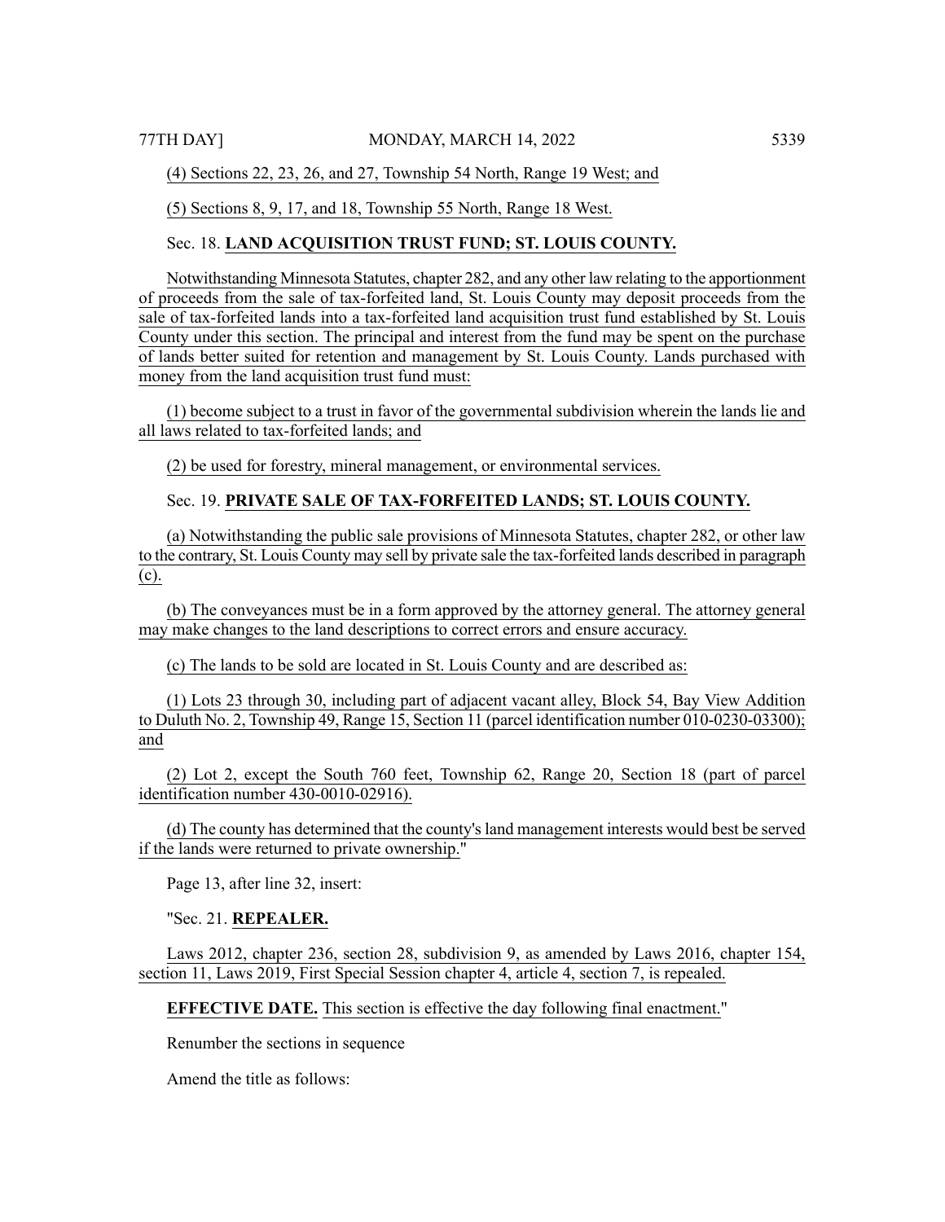(4) Sections 22, 23, 26, and 27, Township 54 North, Range 19 West; and

(5) Sections 8, 9, 17, and 18, Township 55 North, Range 18 West.

Sec. 18. **LAND ACQUISITION TRUST FUND; ST. LOUIS COUNTY.**

Notwithstanding Minnesota Statutes, chapter 282, and any other law relating to the apportionment of proceeds from the sale of tax-forfeited land, St. Louis County may deposit proceeds from the sale of tax-forfeited lands into a tax-forfeited land acquisition trust fund established by St. Louis County under this section. The principal and interest from the fund may be spent on the purchase of lands better suited for retention and management by St. Louis County. Lands purchased with money from the land acquisition trust fund must:

(1) become subject to a trust in favor of the governmental subdivision wherein the lands lie and all laws related to tax-forfeited lands; and

(2) be used for forestry, mineral management, or environmental services.

Sec. 19. **PRIVATE SALE OF TAX-FORFEITED LANDS; ST. LOUIS COUNTY.**

(a) Notwithstanding the public sale provisions of Minnesota Statutes, chapter 282, or other law to the contrary, St. Louis County may sell by private sale the tax-forfeited lands described in paragraph (c).

(b) The conveyances must be in a form approved by the attorney general. The attorney general may make changes to the land descriptions to correct errors and ensure accuracy.

(c) The lands to be sold are located in St. Louis County and are described as:

(1) Lots 23 through 30, including part of adjacent vacant alley, Block 54, Bay View Addition to Duluth No. 2, Township 49, Range 15, Section 11 (parcel identification number 010-0230-03300); and

(2) Lot 2, except the South 760 feet, Township 62, Range 20, Section 18 (part of parcel identification number 430-0010-02916).

(d) The county has determined that the county's land management interests would best be served if the lands were returned to private ownership."

Page 13, after line 32, insert:

"Sec. 21. **REPEALER.**

Laws 2012, chapter 236, section 28, subdivision 9, as amended by Laws 2016, chapter 154, section 11, Laws 2019, First Special Session chapter 4, article 4, section 7, is repealed.

**EFFECTIVE DATE.** This section is effective the day following final enactment."

Renumber the sections in sequence

Amend the title as follows: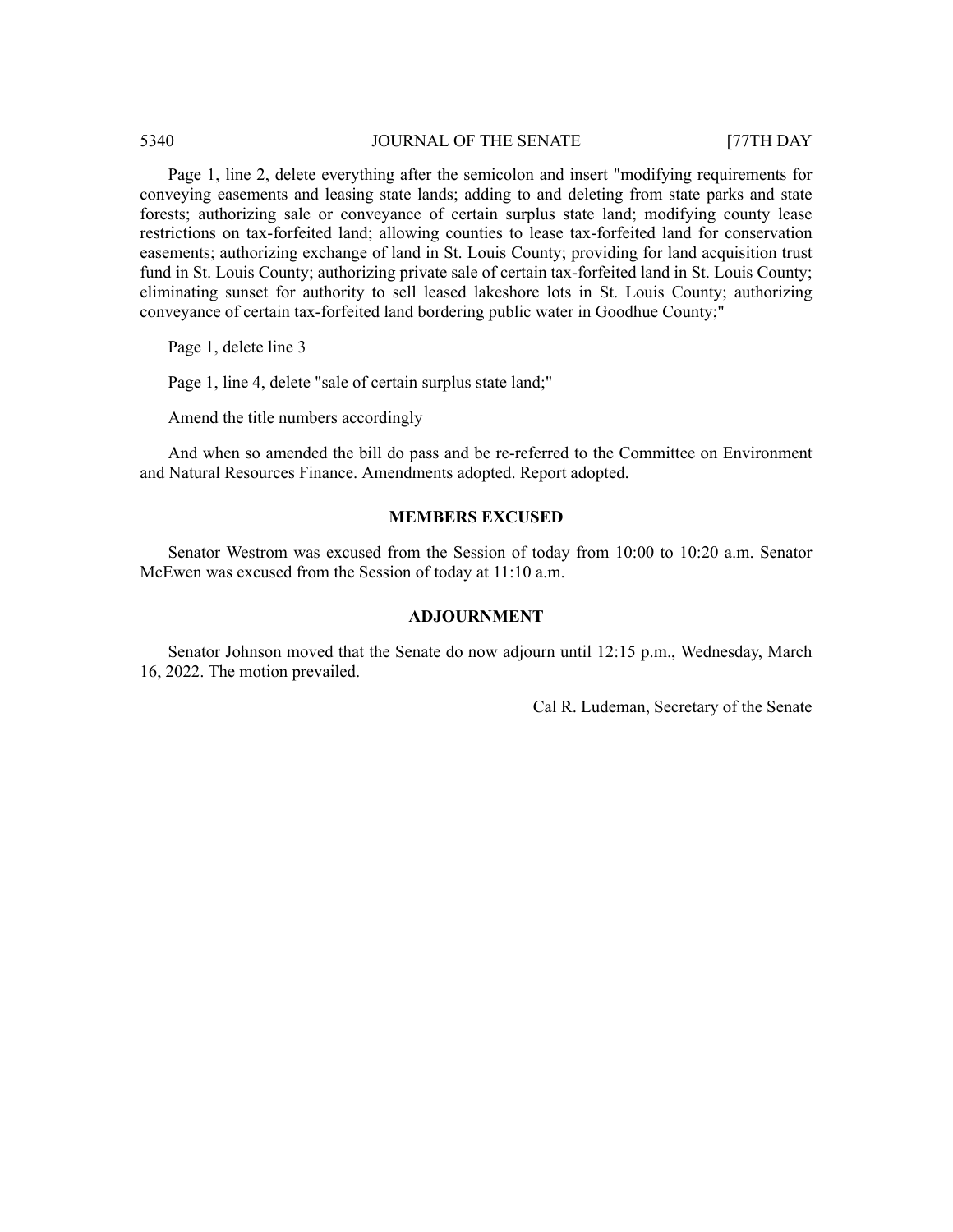Page 1, line 2, delete everything after the semicolon and insert "modifying requirements for conveying easements and leasing state lands; adding to and deleting from state parks and state forests; authorizing sale or conveyance of certain surplus state land; modifying county lease restrictions on tax-forfeited land; allowing counties to lease tax-forfeited land for conservation easements; authorizing exchange of land in St. Louis County; providing for land acquisition trust fund in St. Louis County; authorizing private sale of certain tax-forfeited land in St. Louis County; eliminating sunset for authority to sell leased lakeshore lots in St. Louis County; authorizing conveyance of certain tax-forfeited land bordering public water in Goodhue County;"

Page 1, delete line 3

Page 1, line 4, delete "sale of certain surplus state land;"

Amend the title numbers accordingly

And when so amended the bill do pass and be re-referred to the Committee on Environment and Natural Resources Finance. Amendments adopted. Report adopted.

## MEMBERS EXCUSED

Senator Westrom was excused from the Session of today from 10:00 to 10:20 a.m. Senator McEwen was excused from the Session of today at 11:10 a.m.

## ADJOURNMENT

Senator Johnson moved that the Senate do now adjourn until 12:15 p.m., Wednesday, March 16, 2022. The motion prevailed.

Cal R. Ludeman, Secretary of the Senate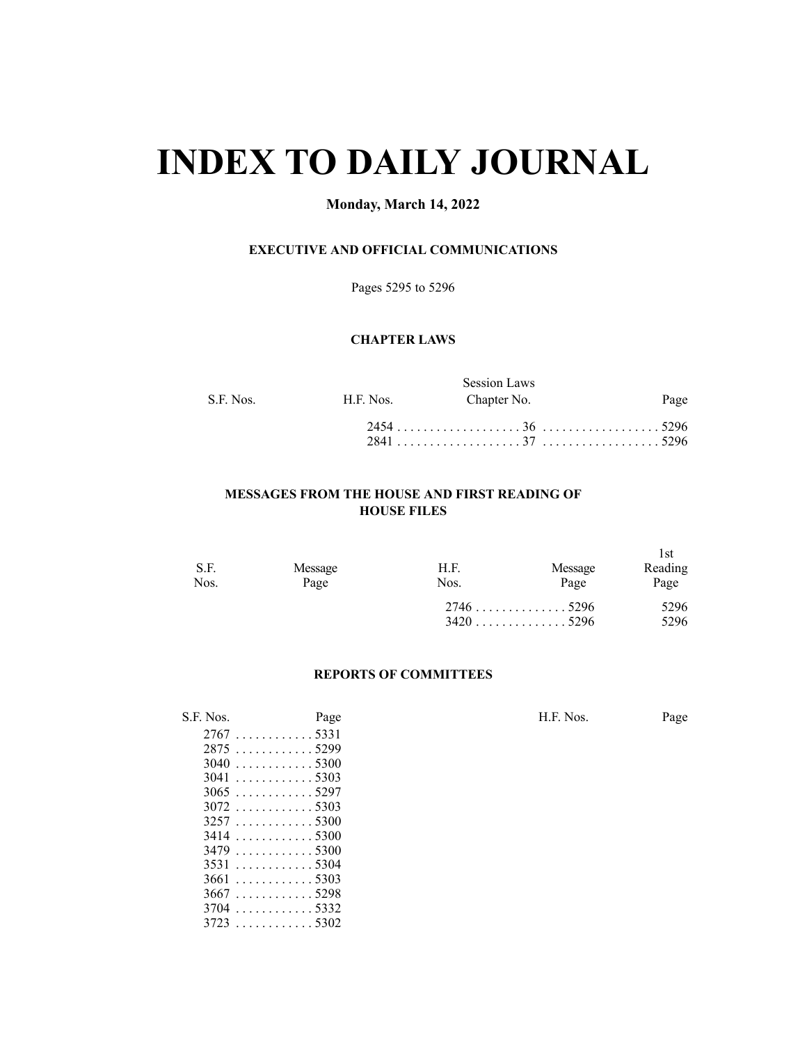# INDEX TO DAILY JOURNAL

**Monday, March 14, 2022**

### EXECUTIVE AND OFFICIAL COMMUNICATIONS

Pages 5295 to 5296

### CHAPTER LAWS

| S.F. Nos. | H.F. Nos. | Session Laws Chapter No. | Page |
|---|---|---|---|
| | 2454 | 36 | 5296 |
| | 2841 | 37 | 5296 |

### MESSAGES FROM THE HOUSE AND FIRST READING OF HOUSE FILES

| S.F. Nos. | Message Page | H.F. Nos. | Message Page | 1st Reading Page |
|---|---|---|---|---|
| | | 2746 | 5296 | 5296 |
| | | 3420 | 5296 | 5296 |

### REPORTS OF COMMITTEES

| S.F. Nos. | Page | H.F. Nos. | Page |
|---|---|---|---|
| 2767 | 5331 | | |
| 2875 | 5299 | | |
| 3040 | 5300 | | |
| 3041 | 5303 | | |
| 3065 | 5297 | | |
| 3072 | 5303 | | |
| 3257 | 5300 | | |
| 3414 | 5300 | | |
| 3479 | 5300 | | |
| 3531 | 5304 | | |
| 3661 | 5303 | | |
| 3667 | 5298 | | |
| 3704 | 5332 | | |
| 3723 | 5302 | | |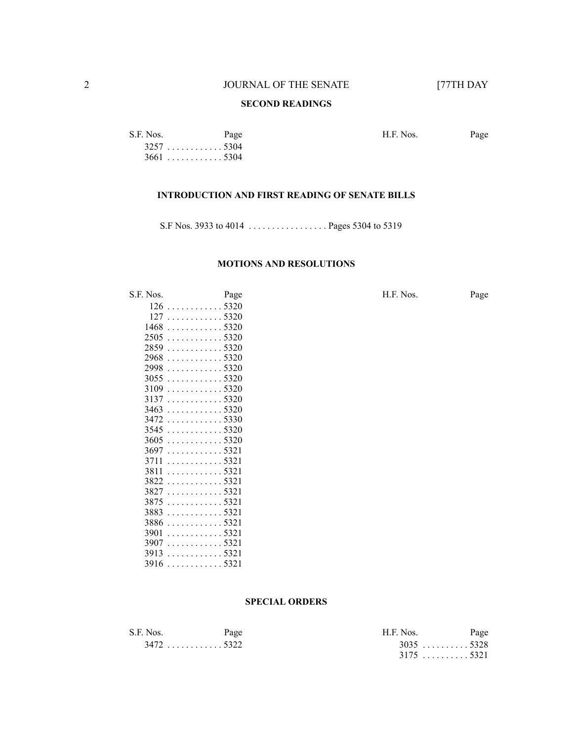## SECOND READINGS

| S.F. Nos. | Page | H.F. Nos. | Page |
|---|---|---|---|
| 3257 | 5304 | | |
| 3661 | 5304 | | |

## INTRODUCTION AND FIRST READING OF SENATE BILLS

S.F Nos. 3933 to 4014 . . . . . . . . . . . . . . . . . Pages 5304 to 5319

## MOTIONS AND RESOLUTIONS

| S.F. Nos. | Page | H.F. Nos. | Page |
|---|---|---|---|
| 126 | 5320 | | |
| 127 | 5320 | | |
| 1468 | 5320 | | |
| 2505 | 5320 | | |
| 2859 | 5320 | | |
| 2968 | 5320 | | |
| 2998 | 5320 | | |
| 3055 | 5320 | | |
| 3109 | 5320 | | |
| 3137 | 5320 | | |
| 3463 | 5320 | | |
| 3472 | 5330 | | |
| 3545 | 5320 | | |
| 3605 | 5320 | | |
| 3697 | 5321 | | |
| 3711 | 5321 | | |
| 3811 | 5321 | | |
| 3822 | 5321 | | |
| 3827 | 5321 | | |
| 3875 | 5321 | | |
| 3883 | 5321 | | |
| 3886 | 5321 | | |
| 3901 | 5321 | | |
| 3907 | 5321 | | |
| 3913 | 5321 | | |
| 3916 | 5321 | | |

## SPECIAL ORDERS

| S.F. Nos. | Page | H.F. Nos. | Page |
|---|---|---|---|
| 3472 | 5322 | 3035 | 5328 |
| | | 3175 | 5321 |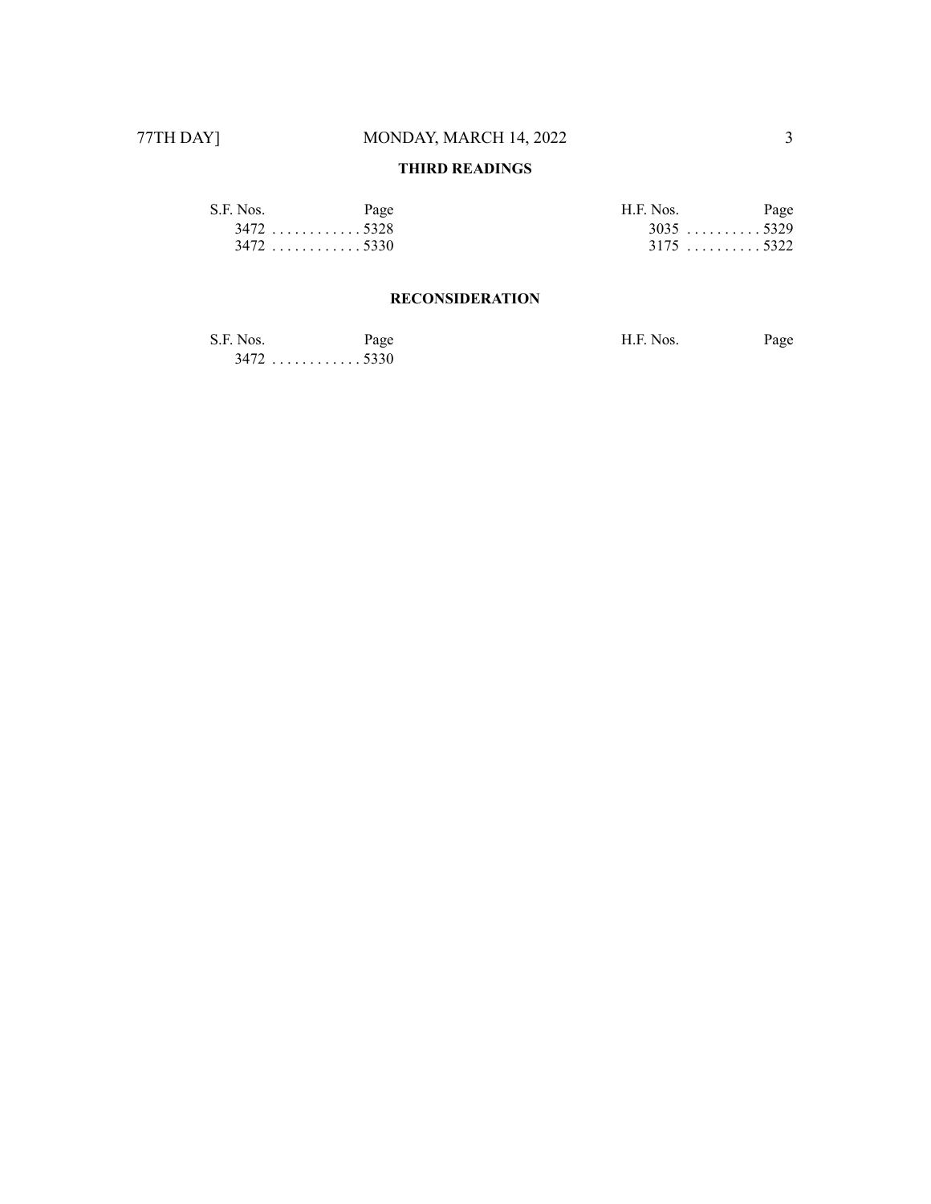## THIRD READINGS

| S.F. Nos. | Page | H.F. Nos. | Page |
| --- | --- | --- | --- |
| 3472 | 5328 | 3035 | 5329 |
| 3472 | 5330 | 3175 | 5322 |

## RECONSIDERATION

| S.F. Nos. | Page | H.F. Nos. | Page |
| --- | --- | --- | --- |
| 3472 | 5330 | | |